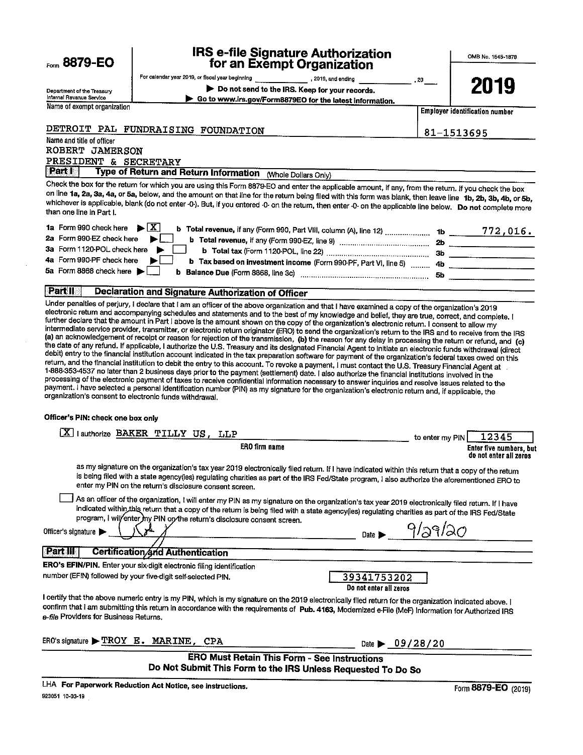Form **8879-EO**

# IRS e-file Signature Authorization for an Exempt Organization

For calendar year 2019, or fiscal year beginning \_\_\_\_\_\_\_\_\_\_, 2019, and ending \_\_\_\_\_\_\_\_\_\_, 20\_\_

▶ **Do not send to the IRS. Keep for your records.**

▶ **Go to www.irs.gov/Form8879EO for the latest information.**

OMB No. 1545-1878

**2019**

Department of the Treasury
Internal Revenue Service

| Name of exempt organization | Employer identification number |
|---|---|
| DETROIT PAL FUNDRAISING FOUNDATION | 81-1513695 |

Name and title of officer
ROBERT JAMERSON
PRESIDENT & SECRETARY

## Part I — Type of Return and Return Information (Whole Dollars Only)

Check the box for the return for which you are using this Form 8879-EO and enter the applicable amount, if any, from the return. If you check the box on line **1a, 2a, 3a, 4a,** or **5a,** below, and the amount on that line for the return being filed with this form was blank, then leave line **1b, 2b, 3b, 4b,** or **5b,** whichever is applicable, blank (do not enter -0-). But, if you entered -0- on the return, then enter -0- on the applicable line below. **Do not** complete more than one line in Part I.

| | | | |
|---|---|---|---|
| **1a** Form 990 check here ▶ [X] | **b Total revenue,** if any (Form 990, Part VIII, column (A), line 12) | **1b** | 772,016. |
| **2a** Form 990-EZ check here ▶ [ ] | **b Total revenue,** if any (Form 990-EZ, line 9) | **2b** | |
| **3a** Form 1120-POL check here ▶ [ ] | **b Total tax** (Form 1120-POL, line 22) | **3b** | |
| **4a** Form 990-PF check here ▶ [ ] | **b Tax based on investment income** (Form 990-PF, Part VI, line 5) | **4b** | |
| **5a** Form 8868 check here ▶ [ ] | **b Balance Due** (Form 8868, line 3c) | **5b** | |

## Part II — Declaration and Signature Authorization of Officer

Under penalties of perjury, I declare that I am an officer of the above organization and that I have examined a copy of the organization's 2019 electronic return and accompanying schedules and statements and to the best of my knowledge and belief, they are true, correct, and complete. I further declare that the amount in Part I above is the amount shown on the copy of the organization's electronic return. I consent to allow my intermediate service provider, transmitter, or electronic return originator (ERO) to send the organization's return to the IRS and to receive from the IRS **(a)** an acknowledgement of receipt or reason for rejection of the transmission, **(b)** the reason for any delay in processing the return or refund, and **(c)** the date of any refund. If applicable, I authorize the U.S. Treasury and its designated Financial Agent to initiate an electronic funds withdrawal (direct debit) entry to the financial institution account indicated in the tax preparation software for payment of the organization's federal taxes owed on this return, and the financial institution to debit the entry to this account. To revoke a payment, I must contact the U.S. Treasury Financial Agent at 1-888-353-4537 no later than 2 business days prior to the payment (settlement) date. I also authorize the financial institutions involved in the processing of the electronic payment of taxes to receive confidential information necessary to answer inquiries and resolve issues related to the payment. I have selected a personal identification number (PIN) as my signature for the organization's electronic return and, if applicable, the organization's consent to electronic funds withdrawal.

**Officer's PIN: check one box only**

[X] I authorize BAKER TILLY US, LLP (ERO firm name) to enter my PIN 12345 (Enter five numbers, but do not enter all zeros)

as my signature on the organization's tax year 2019 electronically filed return. If I have indicated within this return that a copy of the return is being filed with a state agency(ies) regulating charities as part of the IRS Fed/State program, I also authorize the aforementioned ERO to enter my PIN on the return's disclosure consent screen.

[ ] As an officer of the organization, I will enter my PIN as my signature on the organization's tax year 2019 electronically filed return. If I have indicated within this return that a copy of the return is being filed with a state agency(ies) regulating charities as part of the IRS Fed/State program, I will enter my PIN on the return's disclosure consent screen.

Officer's signature ▶ [signature] Date ▶ 9/29/20

## Part III — Certification and Authentication

**ERO's EFIN/PIN.** Enter your six-digit electronic filing identification number (EFIN) followed by your five-digit self-selected PIN.

39341753202
Do not enter all zeros

I certify that the above numeric entry is my PIN, which is my signature on the 2019 electronically filed return for the organization indicated above. I confirm that I am submitting this return in accordance with the requirements of **Pub. 4163,** Modernized e-File (MeF) Information for Authorized IRS *e-file* Providers for Business Returns.

ERO's signature ▶ TROY E. MARINE, CPA Date ▶ 09/28/20

**ERO Must Retain This Form - See Instructions**
**Do Not Submit This Form to the IRS Unless Requested To Do So**

LHA **For Paperwork Reduction Act Notice, see instructions.**

923051 10-03-19

Form **8879-EO** (2019)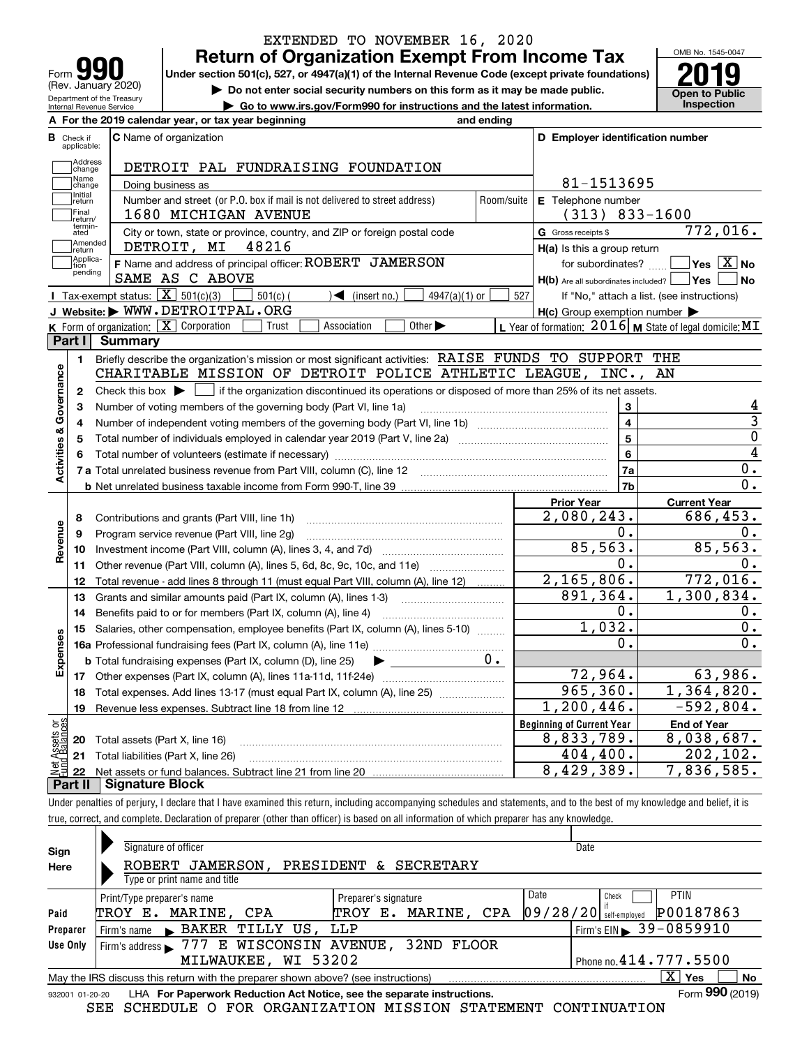EXTENDED TO NOVEMBER 16, 2020

# Form 990 Return of Organization Exempt From Income Tax 2019

Form **990** (Rev. January 2020)

Department of the Treasury Internal Revenue Service

**Under section 501(c), 527, or 4947(a)(1) of the Internal Revenue Code (except private foundations)**

▶ Do not enter social security numbers on this form as it may be made public.

▶ Go to www.irs.gov/Form990 for instructions and the latest information.

OMB No. 1545-0047

**2019**

**Open to Public Inspection**

**A** For the 2019 calendar year, or tax year beginning and ending

**B** Check if applicable: Address change, Name change, Initial return, Final return/terminated, Amended return, Application pending

**C** Name of organization: DETROIT PAL FUNDRAISING FOUNDATION

Doing business as

Number and street (or P.O. box if mail is not delivered to street address): 1680 MICHIGAN AVENUE — Room/suite

City or town, state or province, country, and ZIP or foreign postal code: DETROIT, MI 48216

**F** Name and address of principal officer: ROBERT JAMERSON, SAME AS C ABOVE

**D** Employer identification number: 81-1513695

**E** Telephone number: (313) 833-1600

**G** Gross receipts $ 772,016.

**H(a)** Is this a group return for subordinates? ☐ Yes ☒ No

**H(b)** Are all subordinates included? ☐ Yes ☐ No — If "No," attach a list. (see instructions)

**H(c)** Group exemption number ▶

**I** Tax-exempt status: ☒ 501(c)(3) ☐ 501(c) ( ) ◀ (insert no.) ☐ 4947(a)(1) or ☐ 527

**J** Website: ▶ WWW.DETROITPAL.ORG

**K** Form of organization: ☒ Corporation ☐ Trust ☐ Association ☐ Other ▶

**L** Year of formation: 2016 **M** State of legal domicile: MI

## Part I Summary

**Activities & Governance**

1. Briefly describe the organization's mission or most significant activities: RAISE FUNDS TO SUPPORT THE CHARITABLE MISSION OF DETROIT POLICE ATHLETIC LEAGUE, INC., AN
2. Check this box ▶ ☐ if the organization discontinued its operations or disposed of more than 25% of its net assets.

| Line | Description | No. | Value |
|---|---|---|---|
| 3 | Number of voting members of the governing body (Part VI, line 1a) | 3 | 4 |
| 4 | Number of independent voting members of the governing body (Part VI, line 1b) | 4 | 3 |
| 5 | Total number of individuals employed in calendar year 2019 (Part V, line 2a) | 5 | 0 |
| 6 | Total number of volunteers (estimate if necessary) | 6 | 4 |
| 7a | Total unrelated business revenue from Part VIII, column (C), line 12 | 7a | 0. |
| 7b | Net unrelated business taxable income from Form 990-T, line 39 | 7b | 0. |

| Line | Description | Prior Year | Current Year |
|---|---|---|---|
| **Revenue** | | | |
| 8 | Contributions and grants (Part VIII, line 1h) | 2,080,243. | 686,453. |
| 9 | Program service revenue (Part VIII, line 2g) | 0. | 0. |
| 10 | Investment income (Part VIII, column (A), lines 3, 4, and 7d) | 85,563. | 85,563. |
| 11 | Other revenue (Part VIII, column (A), lines 5, 6d, 8c, 9c, 10c, and 11e) | 0. | 0. |
| 12 | Total revenue - add lines 8 through 11 (must equal Part VIII, column (A), line 12) | 2,165,806. | 772,016. |
| **Expenses** | | | |
| 13 | Grants and similar amounts paid (Part IX, column (A), lines 1-3) | 891,364. | 1,300,834. |
| 14 | Benefits paid to or for members (Part IX, column (A), line 4) | 0. | 0. |
| 15 | Salaries, other compensation, employee benefits (Part IX, column (A), lines 5-10) | 1,032. | 0. |
| 16a | Professional fundraising fees (Part IX, column (A), line 11e) | 0. | 0. |
| b | Total fundraising expenses (Part IX, column (D), line 25) ▶ 0. | | |
| 17 | Other expenses (Part IX, column (A), lines 11a-11d, 11f-24e) | 72,964. | 63,986. |
| 18 | Total expenses. Add lines 13-17 (must equal Part IX, column (A), line 25) | 965,360. | 1,364,820. |
| 19 | Revenue less expenses. Subtract line 18 from line 12 | 1,200,446. | -592,804. |
| **Net Assets or Fund Balances** | | **Beginning of Current Year** | **End of Year** |
| 20 | Total assets (Part X, line 16) | 8,833,789. | 8,038,687. |
| 21 | Total liabilities (Part X, line 26) | 404,400. | 202,102. |
| 22 | Net assets or fund balances. Subtract line 21 from line 20 | 8,429,389. | 7,836,585. |

## Part II Signature Block

Under penalties of perjury, I declare that I have examined this return, including accompanying schedules and statements, and to the best of my knowledge and belief, it is true, correct, and complete. Declaration of preparer (other than officer) is based on all information of which preparer has any knowledge.

**Sign Here**

Signature of officer — Date

ROBERT JAMERSON, PRESIDENT & SECRETARY

Type or print name and title

**Paid Preparer Use Only**

| Print/Type preparer's name | Preparer's signature | Date | Check if self-employed | PTIN |
|---|---|---|---|---|
| TROY E. MARINE, CPA | TROY E. MARINE, CPA | 09/28/20 | ☐ | P00187863 |

Firm's name ▶ BAKER TILLY US, LLP — Firm's EIN ▶ 39-0859910

Firm's address ▶ 777 E WISCONSIN AVENUE, 32ND FLOOR, MILWAUKEE, WI 53202 — Phone no. 414.777.5500

May the IRS discuss this return with the preparer shown above? (see instructions) ☒ Yes ☐ No

932001 01-20-20 LHA **For Paperwork Reduction Act Notice, see the separate instructions.** Form **990** (2019)

SEE SCHEDULE O FOR ORGANIZATION MISSION STATEMENT CONTINUATION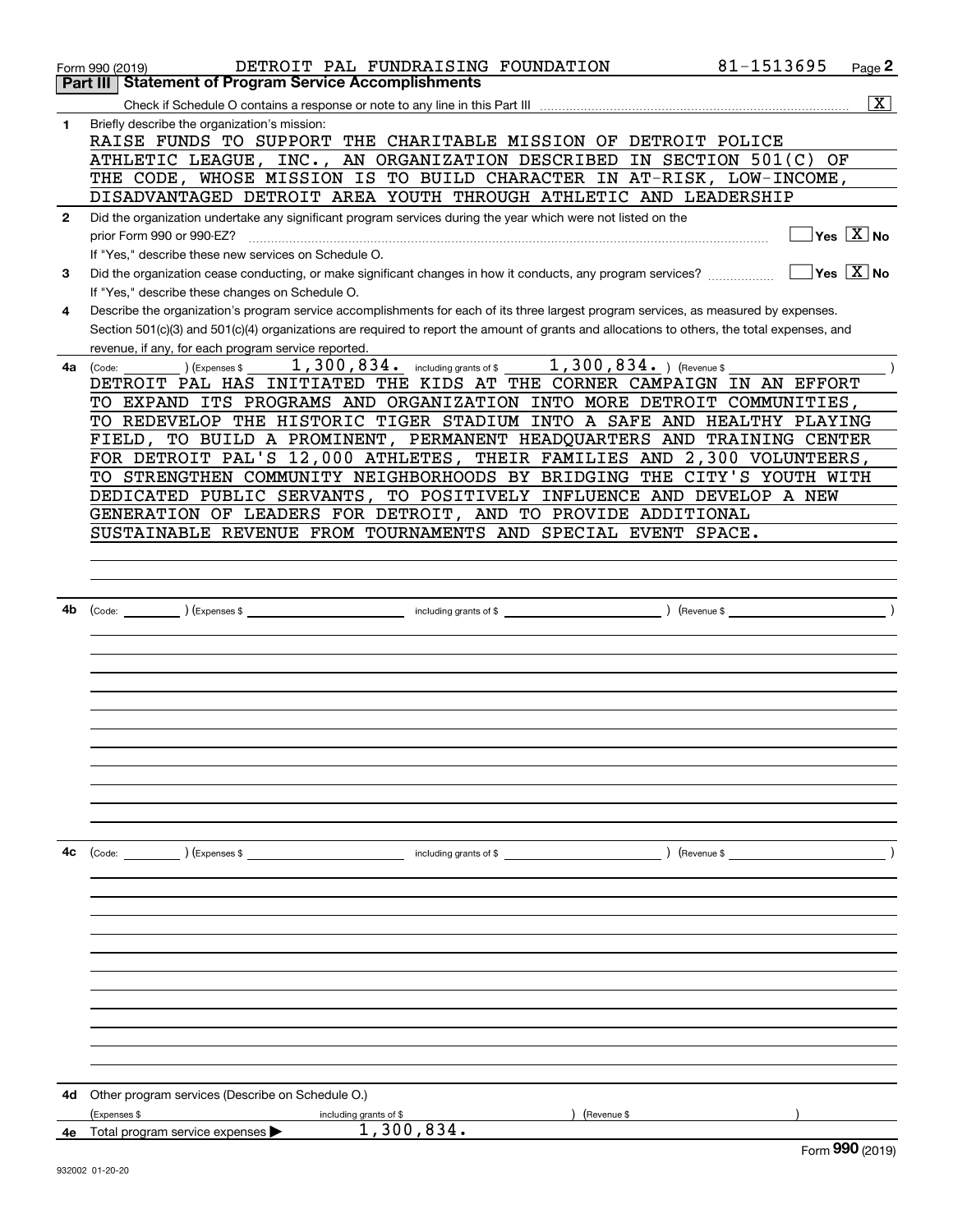Form 990 (2019) DETROIT PAL FUNDRAISING FOUNDATION 81-1513695 Page 2

## Part III Statement of Program Service Accomplishments

Check if Schedule O contains a response or note to any line in this Part III .......... [X]

**1** Briefly describe the organization's mission:

RAISE FUNDS TO SUPPORT THE CHARITABLE MISSION OF DETROIT POLICE ATHLETIC LEAGUE, INC., AN ORGANIZATION DESCRIBED IN SECTION 501(C) OF THE CODE, WHOSE MISSION IS TO BUILD CHARACTER IN AT-RISK, LOW-INCOME, DISADVANTAGED DETROIT AREA YOUTH THROUGH ATHLETIC AND LEADERSHIP

**2** Did the organization undertake any significant program services during the year which were not listed on the prior Form 990 or 990-EZ? .......... [ ] Yes [X] No

If "Yes," describe these new services on Schedule O.

**3** Did the organization cease conducting, or make significant changes in how it conducts, any program services? .......... [ ] Yes [X] No

If "Yes," describe these changes on Schedule O.

**4** Describe the organization's program service accomplishments for each of its three largest program services, as measured by expenses. Section 501(c)(3) and 501(c)(4) organizations are required to report the amount of grants and allocations to others, the total expenses, and revenue, if any, for each program service reported.

**4a** (Code: ) (Expenses $ 1,300,834. including grants of $ 1,300,834. ) (Revenue $ )

DETROIT PAL HAS INITIATED THE KIDS AT THE CORNER CAMPAIGN IN AN EFFORT TO EXPAND ITS PROGRAMS AND ORGANIZATION INTO MORE DETROIT COMMUNITIES, TO REDEVELOP THE HISTORIC TIGER STADIUM INTO A SAFE AND HEALTHY PLAYING FIELD, TO BUILD A PROMINENT, PERMANENT HEADQUARTERS AND TRAINING CENTER FOR DETROIT PAL'S 12,000 ATHLETES, THEIR FAMILIES AND 2,300 VOLUNTEERS, TO STRENGTHEN COMMUNITY NEIGHBORHOODS BY BRIDGING THE CITY'S YOUTH WITH DEDICATED PUBLIC SERVANTS, TO POSITIVELY INFLUENCE AND DEVELOP A NEW GENERATION OF LEADERS FOR DETROIT, AND TO PROVIDE ADDITIONAL SUSTAINABLE REVENUE FROM TOURNAMENTS AND SPECIAL EVENT SPACE.

**4b** (Code: ) (Expenses $ including grants of $ ) (Revenue $ )

**4c** (Code: ) (Expenses $ including grants of $ ) (Revenue $ )

**4d** Other program services (Describe on Schedule O.)

(Expenses $ including grants of $ ) (Revenue $ )

**4e** Total program service expenses ▶ 1,300,834.

Form 990 (2019)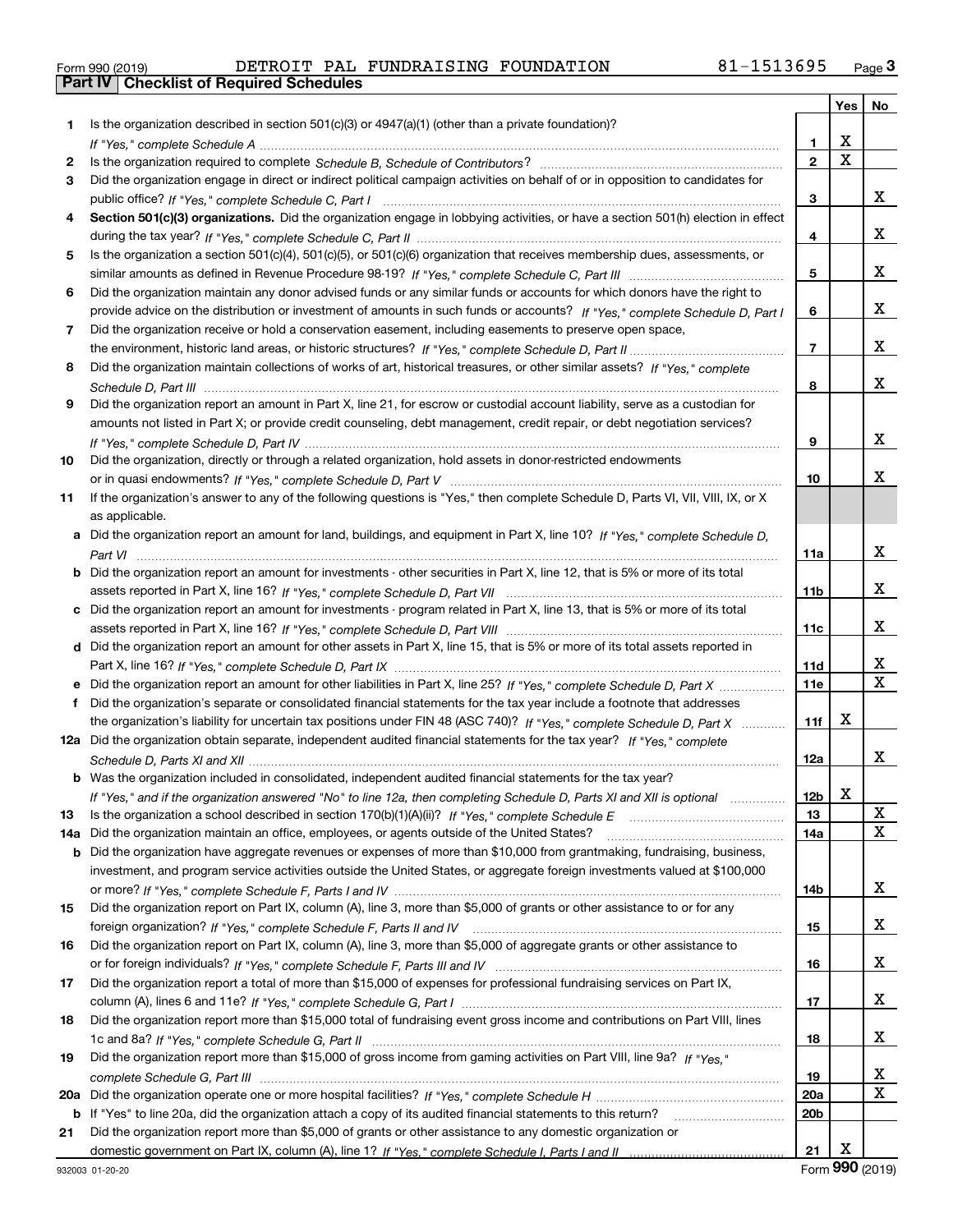Form 990 (2019) DETROIT PAL FUNDRAISING FOUNDATION 81-1513695

## Part IV Checklist of Required Schedules

| | | | Yes | No |
|---|---|---|---|---|
| 1 | Is the organization described in section 501(c)(3) or 4947(a)(1) (other than a private foundation)? *If "Yes," complete Schedule A* | 1 | X | |
| 2 | Is the organization required to complete *Schedule B, Schedule of Contributors*? | 2 | X | |
| 3 | Did the organization engage in direct or indirect political campaign activities on behalf of or in opposition to candidates for public office? *If "Yes," complete Schedule C, Part I* | 3 | | X |
| 4 | **Section 501(c)(3) organizations.** Did the organization engage in lobbying activities, or have a section 501(h) election in effect during the tax year? *If "Yes," complete Schedule C, Part II* | 4 | | X |
| 5 | Is the organization a section 501(c)(4), 501(c)(5), or 501(c)(6) organization that receives membership dues, assessments, or similar amounts as defined in Revenue Procedure 98-19? *If "Yes," complete Schedule C, Part III* | 5 | | X |
| 6 | Did the organization maintain any donor advised funds or any similar funds or accounts for which donors have the right to provide advice on the distribution or investment of amounts in such funds or accounts? *If "Yes," complete Schedule D, Part I* | 6 | | X |
| 7 | Did the organization receive or hold a conservation easement, including easements to preserve open space, the environment, historic land areas, or historic structures? *If "Yes," complete Schedule D, Part II* | 7 | | X |
| 8 | Did the organization maintain collections of works of art, historical treasures, or other similar assets? *If "Yes," complete Schedule D, Part III* | 8 | | X |
| 9 | Did the organization report an amount in Part X, line 21, for escrow or custodial account liability, serve as a custodian for amounts not listed in Part X; or provide credit counseling, debt management, credit repair, or debt negotiation services? *If "Yes," complete Schedule D, Part IV* | 9 | | X |
| 10 | Did the organization, directly or through a related organization, hold assets in donor-restricted endowments or in quasi endowments? *If "Yes," complete Schedule D, Part V* | 10 | | X |
| 11 | If the organization's answer to any of the following questions is "Yes," then complete Schedule D, Parts VI, VII, VIII, IX, or X as applicable. | | | |
| a | Did the organization report an amount for land, buildings, and equipment in Part X, line 10? *If "Yes," complete Schedule D, Part VI* | 11a | | X |
| b | Did the organization report an amount for investments - other securities in Part X, line 12, that is 5% or more of its total assets reported in Part X, line 16? *If "Yes," complete Schedule D, Part VII* | 11b | | X |
| c | Did the organization report an amount for investments - program related in Part X, line 13, that is 5% or more of its total assets reported in Part X, line 16? *If "Yes," complete Schedule D, Part VIII* | 11c | | X |
| d | Did the organization report an amount for other assets in Part X, line 15, that is 5% or more of its total assets reported in Part X, line 16? *If "Yes," complete Schedule D, Part IX* | 11d | | X |
| e | Did the organization report an amount for other liabilities in Part X, line 25? *If "Yes," complete Schedule D, Part X* | 11e | | X |
| f | Did the organization's separate or consolidated financial statements for the tax year include a footnote that addresses the organization's liability for uncertain tax positions under FIN 48 (ASC 740)? *If "Yes," complete Schedule D, Part X* | 11f | X | |
| 12a | Did the organization obtain separate, independent audited financial statements for the tax year? *If "Yes," complete Schedule D, Parts XI and XII* | 12a | | X |
| b | Was the organization included in consolidated, independent audited financial statements for the tax year? *If "Yes," and if the organization answered "No" to line 12a, then completing Schedule D, Parts XI and XII is optional* | 12b | X | |
| 13 | Is the organization a school described in section 170(b)(1)(A)(ii)? *If "Yes," complete Schedule E* | 13 | | X |
| 14a | Did the organization maintain an office, employees, or agents outside of the United States? | 14a | | X |
| b | Did the organization have aggregate revenues or expenses of more than $10,000 from grantmaking, fundraising, business, investment, and program service activities outside the United States, or aggregate foreign investments valued at $100,000 or more? *If "Yes," complete Schedule F, Parts I and IV* | 14b | | X |
| 15 | Did the organization report on Part IX, column (A), line 3, more than $5,000 of grants or other assistance to or for any foreign organization? *If "Yes," complete Schedule F, Parts II and IV* | 15 | | X |
| 16 | Did the organization report on Part IX, column (A), line 3, more than $5,000 of aggregate grants or other assistance to or for foreign individuals? *If "Yes," complete Schedule F, Parts III and IV* | 16 | | X |
| 17 | Did the organization report a total of more than $15,000 of expenses for professional fundraising services on Part IX, column (A), lines 6 and 11e? *If "Yes," complete Schedule G, Part I* | 17 | | X |
| 18 | Did the organization report more than $15,000 total of fundraising event gross income and contributions on Part VIII, lines 1c and 8a? *If "Yes," complete Schedule G, Part II* | 18 | | X |
| 19 | Did the organization report more than $15,000 of gross income from gaming activities on Part VIII, line 9a? *If "Yes," complete Schedule G, Part III* | 19 | | X |
| 20a | Did the organization operate one or more hospital facilities? *If "Yes," complete Schedule H* | 20a | | X |
| b | If "Yes" to line 20a, did the organization attach a copy of its audited financial statements to this return? | 20b | | |
| 21 | Did the organization report more than $5,000 of grants or other assistance to any domestic organization or domestic government on Part IX, column (A), line 1? *If "Yes," complete Schedule I, Parts I and II* | 21 | X | |

932003 01-20-20 Form **990** (2019)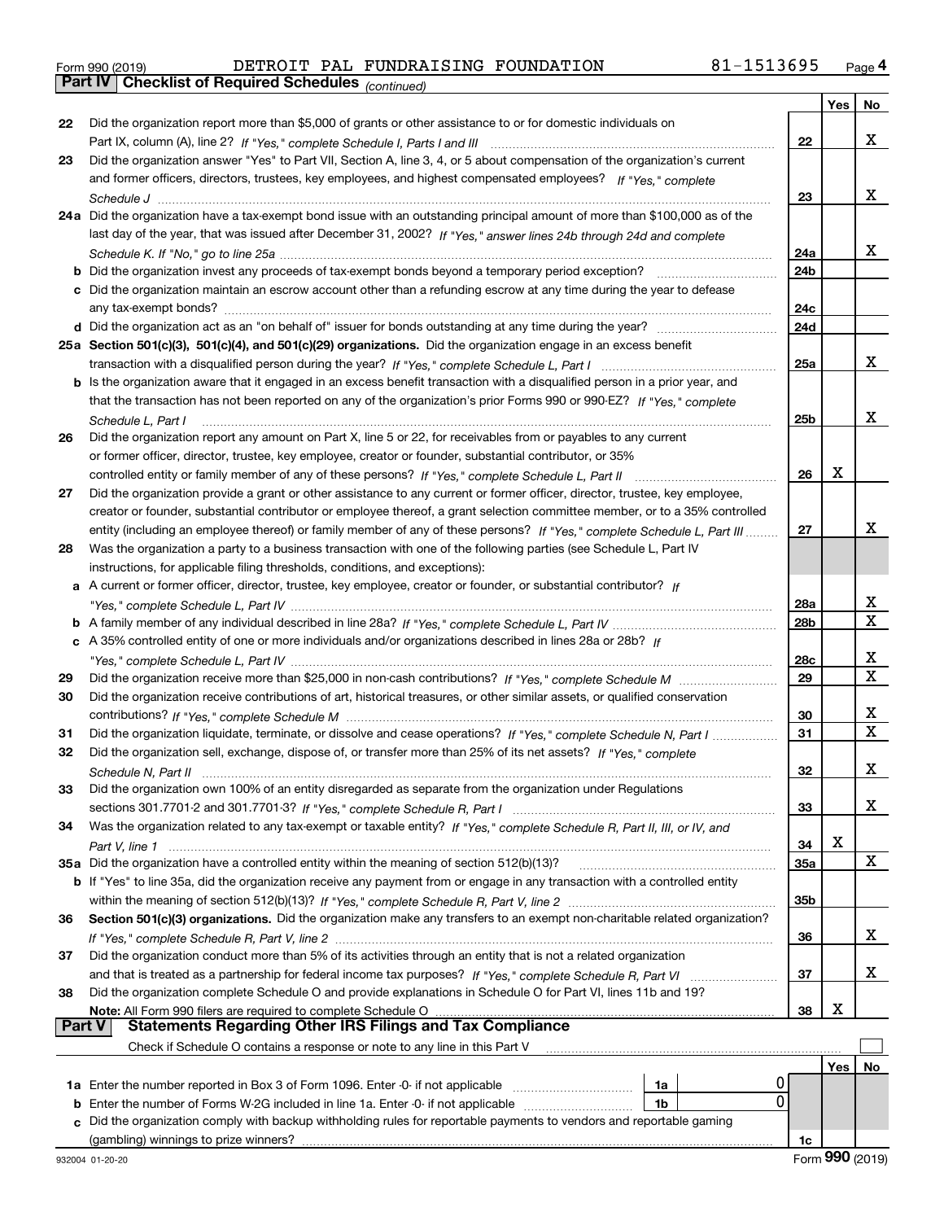Form 990 (2019) DETROIT PAL FUNDRAISING FOUNDATION 81-1513695 Page 4

## Part IV Checklist of Required Schedules *(continued)*

| | | | Yes | No |
|---|---|---|---|---|
| 22 | Did the organization report more than $5,000 of grants or other assistance to or for domestic individuals on Part IX, column (A), line 2? *If "Yes," complete Schedule I, Parts I and III* | 22 | | X |
| 23 | Did the organization answer "Yes" to Part VII, Section A, line 3, 4, or 5 about compensation of the organization's current and former officers, directors, trustees, key employees, and highest compensated employees? *If "Yes," complete Schedule J* | 23 | | X |
| 24a | Did the organization have a tax-exempt bond issue with an outstanding principal amount of more than $100,000 as of the last day of the year, that was issued after December 31, 2002? *If "Yes," answer lines 24b through 24d and complete Schedule K. If "No," go to line 25a* | 24a | | X |
| b | Did the organization invest any proceeds of tax-exempt bonds beyond a temporary period exception? | 24b | | |
| c | Did the organization maintain an escrow account other than a refunding escrow at any time during the year to defease any tax-exempt bonds? | 24c | | |
| d | Did the organization act as an "on behalf of" issuer for bonds outstanding at any time during the year? | 24d | | |
| 25a | **Section 501(c)(3), 501(c)(4), and 501(c)(29) organizations.** Did the organization engage in an excess benefit transaction with a disqualified person during the year? *If "Yes," complete Schedule L, Part I* | 25a | | X |
| b | Is the organization aware that it engaged in an excess benefit transaction with a disqualified person in a prior year, and that the transaction has not been reported on any of the organization's prior Forms 990 or 990-EZ? *If "Yes," complete Schedule L, Part I* | 25b | | X |
| 26 | Did the organization report any amount on Part X, line 5 or 22, for receivables from or payables to any current or former officer, director, trustee, key employee, creator or founder, substantial contributor, or 35% controlled entity or family member of any of these persons? *If "Yes," complete Schedule L, Part II* | 26 | X | |
| 27 | Did the organization provide a grant or other assistance to any current or former officer, director, trustee, key employee, creator or founder, substantial contributor or employee thereof, a grant selection committee member, or to a 35% controlled entity (including an employee thereof) or family member of any of these persons? *If "Yes," complete Schedule L, Part III* | 27 | | X |
| 28 | Was the organization a party to a business transaction with one of the following parties (see Schedule L, Part IV instructions, for applicable filing thresholds, conditions, and exceptions): | | | |
| a | A current or former officer, director, trustee, key employee, creator or founder, or substantial contributor? *If "Yes," complete Schedule L, Part IV* | 28a | | X |
| b | A family member of any individual described in line 28a? *If "Yes," complete Schedule L, Part IV* | 28b | | X |
| c | A 35% controlled entity of one or more individuals and/or organizations described in lines 28a or 28b? *If "Yes," complete Schedule L, Part IV* | 28c | | X |
| 29 | Did the organization receive more than $25,000 in non-cash contributions? *If "Yes," complete Schedule M* | 29 | | X |
| 30 | Did the organization receive contributions of art, historical treasures, or other similar assets, or qualified conservation contributions? *If "Yes," complete Schedule M* | 30 | | X |
| 31 | Did the organization liquidate, terminate, or dissolve and cease operations? *If "Yes," complete Schedule N, Part I* | 31 | | X |
| 32 | Did the organization sell, exchange, dispose of, or transfer more than 25% of its net assets? *If "Yes," complete Schedule N, Part II* | 32 | | X |
| 33 | Did the organization own 100% of an entity disregarded as separate from the organization under Regulations sections 301.7701-2 and 301.7701-3? *If "Yes," complete Schedule R, Part I* | 33 | | X |
| 34 | Was the organization related to any tax-exempt or taxable entity? *If "Yes," complete Schedule R, Part II, III, or IV, and Part V, line 1* | 34 | X | |
| 35a | Did the organization have a controlled entity within the meaning of section 512(b)(13)? | 35a | | X |
| b | If "Yes" to line 35a, did the organization receive any payment from or engage in any transaction with a controlled entity within the meaning of section 512(b)(13)? *If "Yes," complete Schedule R, Part V, line 2* | 35b | | |
| 36 | **Section 501(c)(3) organizations.** Did the organization make any transfers to an exempt non-charitable related organization? *If "Yes," complete Schedule R, Part V, line 2* | 36 | | X |
| 37 | Did the organization conduct more than 5% of its activities through an entity that is not a related organization and that is treated as a partnership for federal income tax purposes? *If "Yes," complete Schedule R, Part VI* | 37 | | X |
| 38 | Did the organization complete Schedule O and provide explanations in Schedule O for Part VI, lines 11b and 19? **Note:** All Form 990 filers are required to complete Schedule O | 38 | X | |

## Part V Statements Regarding Other IRS Filings and Tax Compliance

Check if Schedule O contains a response or note to any line in this Part V ☐

| | | | | | Yes | No |
|---|---|---|---|---|---|---|
| 1a | Enter the number reported in Box 3 of Form 1096. Enter -0- if not applicable | 1a | 0 | | | |
| b | Enter the number of Forms W-2G included in line 1a. Enter -0- if not applicable | 1b | 0 | | | |
| c | Did the organization comply with backup withholding rules for reportable payments to vendors and reportable gaming (gambling) winnings to prize winners? | | | 1c | | |

932004 01-20-20 Form 990 (2019)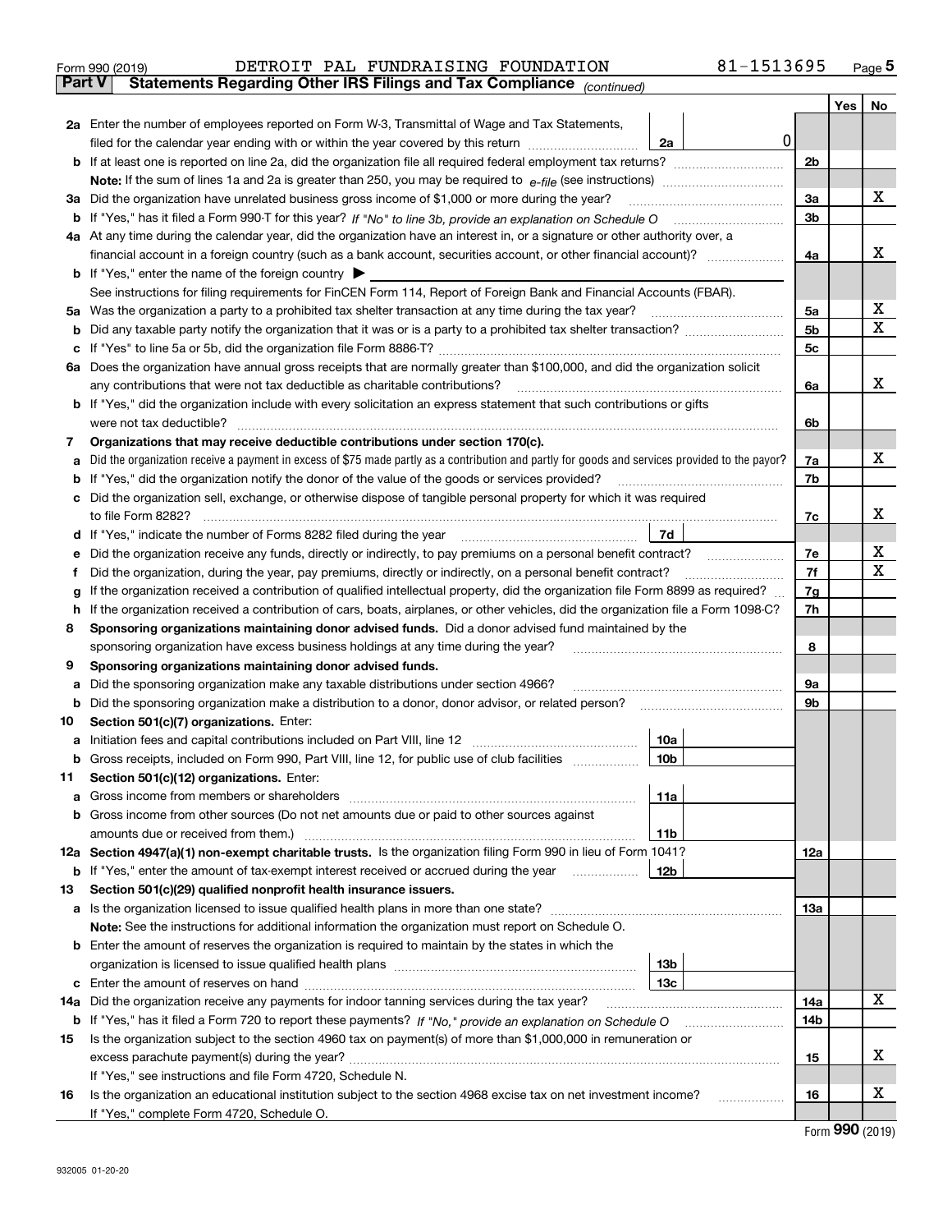Form 990 (2019) DETROIT PAL FUNDRAISING FOUNDATION 81-1513695 Page 5

**Part V Statements Regarding Other IRS Filings and Tax Compliance** *(continued)*

| | | | | | Yes | No |
|---|---|---|---|---|---|---|
| **2a** | Enter the number of employees reported on Form W-3, Transmittal of Wage and Tax Statements, filed for the calendar year ending with or within the year covered by this return | 2a | 0 | | | |
| **b** | If at least one is reported on line 2a, did the organization file all required federal employment tax returns? | | | 2b | | |
| | **Note:** If the sum of lines 1a and 2a is greater than 250, you may be required to *e-file* (see instructions) | | | | | |
| **3a** | Did the organization have unrelated business gross income of $1,000 or more during the year? | | | 3a | | X |
| **b** | If "Yes," has it filed a Form 990-T for this year? *If "No" to line 3b, provide an explanation on Schedule O* | | | 3b | | |
| **4a** | At any time during the calendar year, did the organization have an interest in, or a signature or other authority over, a financial account in a foreign country (such as a bank account, securities account, or other financial account)? | | | 4a | | X |
| **b** | If "Yes," enter the name of the foreign country ▶ | | | | | |
| | See instructions for filing requirements for FinCEN Form 114, Report of Foreign Bank and Financial Accounts (FBAR). | | | | | |
| **5a** | Was the organization a party to a prohibited tax shelter transaction at any time during the tax year? | | | 5a | | X |
| **b** | Did any taxable party notify the organization that it was or is a party to a prohibited tax shelter transaction? | | | 5b | | X |
| **c** | If "Yes" to line 5a or 5b, did the organization file Form 8886-T? | | | 5c | | |
| **6a** | Does the organization have annual gross receipts that are normally greater than $100,000, and did the organization solicit any contributions that were not tax deductible as charitable contributions? | | | 6a | | X |
| **b** | If "Yes," did the organization include with every solicitation an express statement that such contributions or gifts were not tax deductible? | | | 6b | | |
| **7** | **Organizations that may receive deductible contributions under section 170(c).** | | | | | |
| **a** | Did the organization receive a payment in excess of $75 made partly as a contribution and partly for goods and services provided to the payor? | | | 7a | | X |
| **b** | If "Yes," did the organization notify the donor of the value of the goods or services provided? | | | 7b | | |
| **c** | Did the organization sell, exchange, or otherwise dispose of tangible personal property for which it was required to file Form 8282? | | | 7c | | X |
| **d** | If "Yes," indicate the number of Forms 8282 filed during the year | 7d | | | | |
| **e** | Did the organization receive any funds, directly or indirectly, to pay premiums on a personal benefit contract? | | | 7e | | X |
| **f** | Did the organization, during the year, pay premiums, directly or indirectly, on a personal benefit contract? | | | 7f | | X |
| **g** | If the organization received a contribution of qualified intellectual property, did the organization file Form 8899 as required? | | | 7g | | |
| **h** | If the organization received a contribution of cars, boats, airplanes, or other vehicles, did the organization file a Form 1098-C? | | | 7h | | |
| **8** | **Sponsoring organizations maintaining donor advised funds.** Did a donor advised fund maintained by the sponsoring organization have excess business holdings at any time during the year? | | | 8 | | |
| **9** | **Sponsoring organizations maintaining donor advised funds.** | | | | | |
| **a** | Did the sponsoring organization make any taxable distributions under section 4966? | | | 9a | | |
| **b** | Did the sponsoring organization make a distribution to a donor, donor advisor, or related person? | | | 9b | | |
| **10** | **Section 501(c)(7) organizations.** Enter: | | | | | |
| **a** | Initiation fees and capital contributions included on Part VIII, line 12 | 10a | | | | |
| **b** | Gross receipts, included on Form 990, Part VIII, line 12, for public use of club facilities | 10b | | | | |
| **11** | **Section 501(c)(12) organizations.** Enter: | | | | | |
| **a** | Gross income from members or shareholders | 11a | | | | |
| **b** | Gross income from other sources (Do not net amounts due or paid to other sources against amounts due or received from them.) | 11b | | | | |
| **12a** | **Section 4947(a)(1) non-exempt charitable trusts.** Is the organization filing Form 990 in lieu of Form 1041? | | | 12a | | |
| **b** | If "Yes," enter the amount of tax-exempt interest received or accrued during the year | 12b | | | | |
| **13** | **Section 501(c)(29) qualified nonprofit health insurance issuers.** | | | | | |
| **a** | Is the organization licensed to issue qualified health plans in more than one state? | | | 13a | | |
| | **Note:** See the instructions for additional information the organization must report on Schedule O. | | | | | |
| **b** | Enter the amount of reserves the organization is required to maintain by the states in which the organization is licensed to issue qualified health plans | 13b | | | | |
| **c** | Enter the amount of reserves on hand | 13c | | | | |
| **14a** | Did the organization receive any payments for indoor tanning services during the tax year? | | | 14a | | X |
| **b** | If "Yes," has it filed a Form 720 to report these payments? *If "No," provide an explanation on Schedule O* | | | 14b | | |
| **15** | Is the organization subject to the section 4960 tax on payment(s) of more than $1,000,000 in remuneration or excess parachute payment(s) during the year? | | | 15 | | X |
| | If "Yes," see instructions and file Form 4720, Schedule N. | | | | | |
| **16** | Is the organization an educational institution subject to the section 4968 excise tax on net investment income? | | | 16 | | X |
| | If "Yes," complete Form 4720, Schedule O. | | | | | |

Form **990** (2019)

932005 01-20-20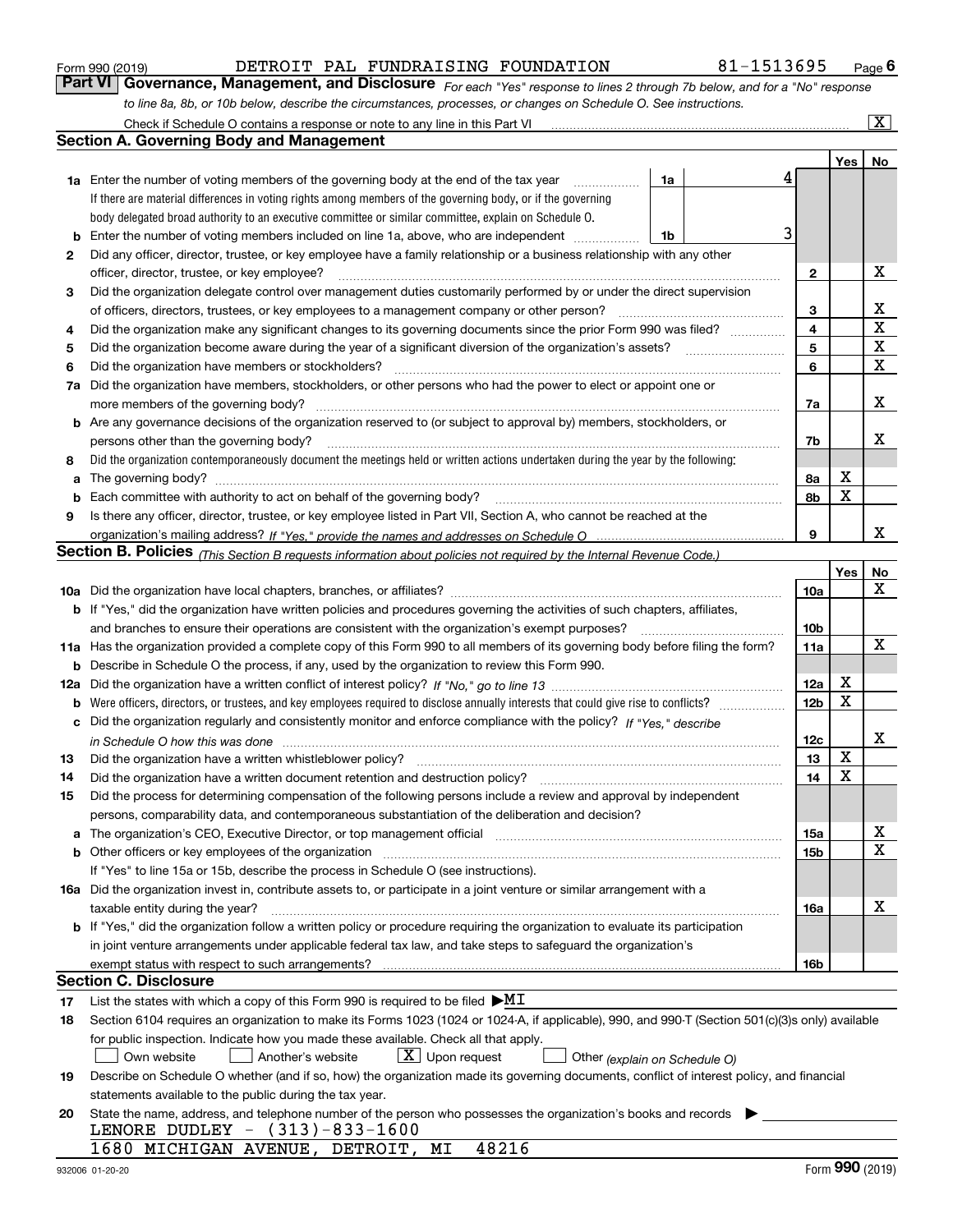Form 990 (2019) DETROIT PAL FUNDRAISING FOUNDATION 81-1513695 Page 6

**Part VI Governance, Management, and Disclosure** *For each "Yes" response to lines 2 through 7b below, and for a "No" response to line 8a, 8b, or 10b below, describe the circumstances, processes, or changes on Schedule O. See instructions.*

Check if Schedule O contains a response or note to any line in this Part VI ..... [X]

## Section A. Governing Body and Management

| | | | | Yes | No |
|---|---|---|---|---|---|
| **1a** | Enter the number of voting members of the governing body at the end of the tax year ..... **1a** 4<br>If there are material differences in voting rights among members of the governing body, or if the governing body delegated broad authority to an executive committee or similar committee, explain on Schedule O. | | | | |
| **b** | Enter the number of voting members included on line 1a, above, who are independent ..... **1b** 3 | | | | |
| **2** | Did any officer, director, trustee, or key employee have a family relationship or a business relationship with any other officer, director, trustee, or key employee? | | **2** | | X |
| **3** | Did the organization delegate control over management duties customarily performed by or under the direct supervision of officers, directors, trustees, or key employees to a management company or other person? | | **3** | | X |
| **4** | Did the organization make any significant changes to its governing documents since the prior Form 990 was filed? | | **4** | | X |
| **5** | Did the organization become aware during the year of a significant diversion of the organization's assets? | | **5** | | X |
| **6** | Did the organization have members or stockholders? | | **6** | | X |
| **7a** | Did the organization have members, stockholders, or other persons who had the power to elect or appoint one or more members of the governing body? | | **7a** | | X |
| **b** | Are any governance decisions of the organization reserved to (or subject to approval by) members, stockholders, or persons other than the governing body? | | **7b** | | X |
| **8** | Did the organization contemporaneously document the meetings held or written actions undertaken during the year by the following: | | | | |
| **a** | The governing body? | | **8a** | X | |
| **b** | Each committee with authority to act on behalf of the governing body? | | **8b** | X | |
| **9** | Is there any officer, director, trustee, or key employee listed in Part VII, Section A, who cannot be reached at the organization's mailing address? *If "Yes," provide the names and addresses on Schedule O* | | **9** | | X |

## Section B. Policies *(This Section B requests information about policies not required by the Internal Revenue Code.)*

| | | | Yes | No |
|---|---|---|---|---|
| **10a** | Did the organization have local chapters, branches, or affiliates? | **10a** | | X |
| **b** | If "Yes," did the organization have written policies and procedures governing the activities of such chapters, affiliates, and branches to ensure their operations are consistent with the organization's exempt purposes? | **10b** | | |
| **11a** | Has the organization provided a complete copy of this Form 990 to all members of its governing body before filing the form? | **11a** | | X |
| **b** | Describe in Schedule O the process, if any, used by the organization to review this Form 990. | | | |
| **12a** | Did the organization have a written conflict of interest policy? *If "No," go to line 13* | **12a** | X | |
| **b** | Were officers, directors, or trustees, and key employees required to disclose annually interests that could give rise to conflicts? | **12b** | X | |
| **c** | Did the organization regularly and consistently monitor and enforce compliance with the policy? *If "Yes," describe in Schedule O how this was done* | **12c** | | X |
| **13** | Did the organization have a written whistleblower policy? | **13** | X | |
| **14** | Did the organization have a written document retention and destruction policy? | **14** | X | |
| **15** | Did the process for determining compensation of the following persons include a review and approval by independent persons, comparability data, and contemporaneous substantiation of the deliberation and decision? | | | |
| **a** | The organization's CEO, Executive Director, or top management official | **15a** | | X |
| **b** | Other officers or key employees of the organization<br>If "Yes" to line 15a or 15b, describe the process in Schedule O (see instructions). | **15b** | | X |
| **16a** | Did the organization invest in, contribute assets to, or participate in a joint venture or similar arrangement with a taxable entity during the year? | **16a** | | X |
| **b** | If "Yes," did the organization follow a written policy or procedure requiring the organization to evaluate its participation in joint venture arrangements under applicable federal tax law, and take steps to safeguard the organization's exempt status with respect to such arrangements? | **16b** | | |

## Section C. Disclosure

**17** List the states with which a copy of this Form 990 is required to be filed ▶MI

**18** Section 6104 requires an organization to make its Forms 1023 (1024 or 1024-A, if applicable), 990, and 990-T (Section 501(c)(3)s only) available for public inspection. Indicate how you made these available. Check all that apply.

[ ] Own website [ ] Another's website [X] Upon request [ ] Other *(explain on Schedule O)*

**19** Describe on Schedule O whether (and if so, how) the organization made its governing documents, conflict of interest policy, and financial statements available to the public during the tax year.

**20** State the name, address, and telephone number of the person who possesses the organization's books and records ▶

LENORE DUDLEY - (313)-833-1600
1680 MICHIGAN AVENUE, DETROIT, MI 48216

932006 01-20-20 Form **990** (2019)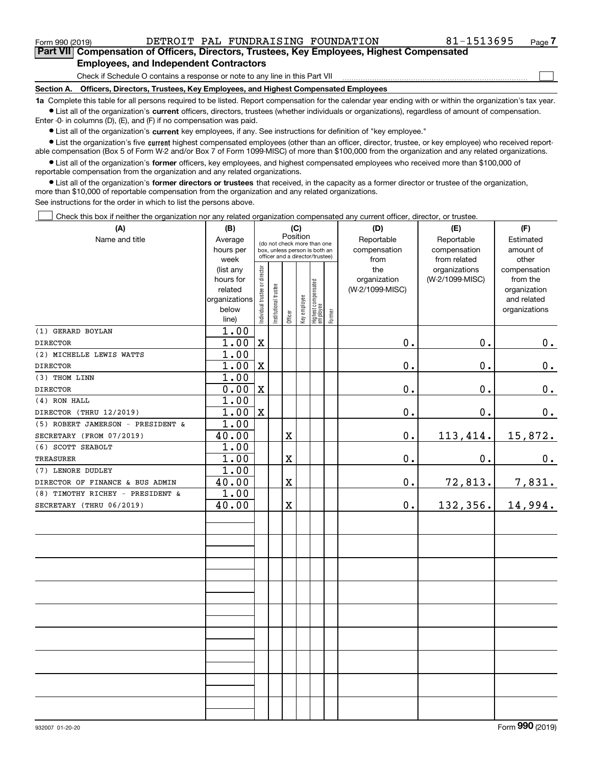Form 990 (2019) DETROIT PAL FUNDRAISING FOUNDATION 81-1513695 Page 7

**Part VII Compensation of Officers, Directors, Trustees, Key Employees, Highest Compensated Employees, and Independent Contractors**

Check if Schedule O contains a response or note to any line in this Part VII

**Section A. Officers, Directors, Trustees, Key Employees, and Highest Compensated Employees**

**1a** Complete this table for all persons required to be listed. Report compensation for the calendar year ending with or within the organization's tax year.

- List all of the organization's **current** officers, directors, trustees (whether individuals or organizations), regardless of amount of compensation. Enter -0- in columns (D), (E), and (F) if no compensation was paid.
- List all of the organization's **current** key employees, if any. See instructions for definition of "key employee."
- List the organization's five **current** highest compensated employees (other than an officer, director, trustee, or key employee) who received reportable compensation (Box 5 of Form W-2 and/or Box 7 of Form 1099-MISC) of more than $100,000 from the organization and any related organizations.
- List all of the organization's **former** officers, key employees, and highest compensated employees who received more than $100,000 of reportable compensation from the organization and any related organizations.
- List all of the organization's **former directors or trustees** that received, in the capacity as a former director or trustee of the organization, more than $10,000 of reportable compensation from the organization and any related organizations.

See instructions for the order in which to list the persons above.

Check this box if neither the organization nor any related organization compensated any current officer, director, or trustee.

| (A) Name and title | (B) Average hours per week (list any hours for related organizations below line) | (C) Position: Individual trustee or director | Institutional trustee | Officer | Key employee | Highest compensated employee | Former | (D) Reportable compensation from the organization (W-2/1099-MISC) | (E) Reportable compensation from related organizations (W-2/1099-MISC) | (F) Estimated amount of other compensation from the organization and related organizations |
|---|---|---|---|---|---|---|---|---|---|---|
| (1) GERARD BOYLAN<br>DIRECTOR | 1.00<br>1.00 | X | | | | | | 0. | 0. | 0. |
| (2) MICHELLE LEWIS WATTS<br>DIRECTOR | 1.00<br>1.00 | X | | | | | | 0. | 0. | 0. |
| (3) THOM LINN<br>DIRECTOR | 1.00<br>0.00 | X | | | | | | 0. | 0. | 0. |
| (4) RON HALL<br>DIRECTOR (THRU 12/2019) | 1.00<br>1.00 | X | | | | | | 0. | 0. | 0. |
| (5) ROBERT JAMERSON - PRESIDENT &<br>SECRETARY (FROM 07/2019) | 1.00<br>40.00 | | | X | | | | 0. | 113,414. | 15,872. |
| (6) SCOTT SEABOLT<br>TREASURER | 1.00<br>1.00 | | | X | | | | 0. | 0. | 0. |
| (7) LENORE DUDLEY<br>DIRECTOR OF FINANCE & BUS ADMIN | 1.00<br>40.00 | | | X | | | | 0. | 72,813. | 7,831. |
| (8) TIMOTHY RICHEY - PRESIDENT &<br>SECRETARY (THRU 06/2019) | 1.00<br>40.00 | | | X | | | | 0. | 132,356. | 14,994. |

932007 01-20-20 Form 990 (2019)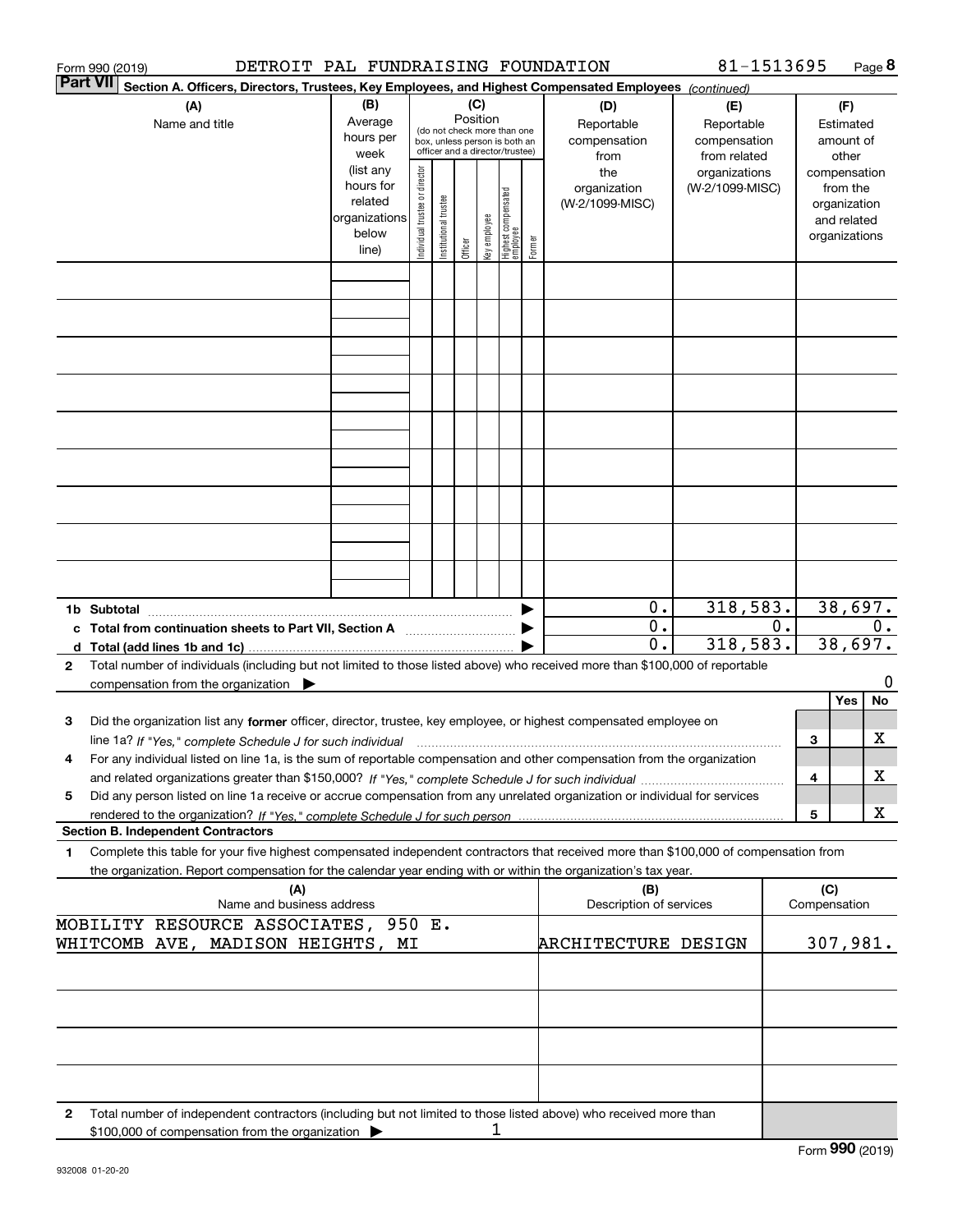Form 990 (2019) DETROIT PAL FUNDRAISING FOUNDATION 81-1513695 Page 8

**Part VII Section A. Officers, Directors, Trustees, Key Employees, and Highest Compensated Employees** *(continued)*

| (A) Name and title | (B) Average hours per week (list any hours for related organizations below line) | (C) Position (do not check more than one box, unless person is both an officer and a director/trustee): Individual trustee or director | Institutional trustee | Officer | Key employee | Highest compensated employee | Former | (D) Reportable compensation from the organization (W-2/1099-MISC) | (E) Reportable compensation from related organizations (W-2/1099-MISC) | (F) Estimated amount of other compensation from the organization and related organizations |
|---|---|---|---|---|---|---|---|---|---|---|
| | | | | | | | | | | |
| | | | | | | | | | | |
| | | | | | | | | | | |
| | | | | | | | | | | |
| | | | | | | | | | | |
| | | | | | | | | | | |
| | | | | | | | | | | |
| | | | | | | | | | | |
| | | | | | | | | | | |
| **1b Subtotal** | | | | | | | | 0. | 318,583. | 38,697. |
| **c Total from continuation sheets to Part VII, Section A** | | | | | | | | 0. | 0. | 0. |
| **d Total (add lines 1b and 1c)** | | | | | | | | 0. | 318,583. | 38,697. |

**2** Total number of individuals (including but not limited to those listed above) who received more than $100,000 of reportable compensation from the organization ▶ 0

| | | | Yes | No |
|---|---|---|---|---|
| **3** | Did the organization list any **former** officer, director, trustee, key employee, or highest compensated employee on line 1a? *If "Yes," complete Schedule J for such individual* | 3 | | X |
| **4** | For any individual listed on line 1a, is the sum of reportable compensation and other compensation from the organization and related organizations greater than $150,000? *If "Yes," complete Schedule J for such individual* | 4 | | X |
| **5** | Did any person listed on line 1a receive or accrue compensation from any unrelated organization or individual for services rendered to the organization? *If "Yes," complete Schedule J for such person* | 5 | | X |

**Section B. Independent Contractors**

**1** Complete this table for your five highest compensated independent contractors that received more than $100,000 of compensation from the organization. Report compensation for the calendar year ending with or within the organization's tax year.

| (A) Name and business address | (B) Description of services | (C) Compensation |
|---|---|---|
| MOBILITY RESOURCE ASSOCIATES, 950 E. WHITCOMB AVE, MADISON HEIGHTS, MI | ARCHITECTURE DESIGN | 307,981. |
| | | |
| | | |
| | | |
| | | |

**2** Total number of independent contractors (including but not limited to those listed above) who received more than $100,000 of compensation from the organization ▶ 1

Form **990** (2019)

932008 01-20-20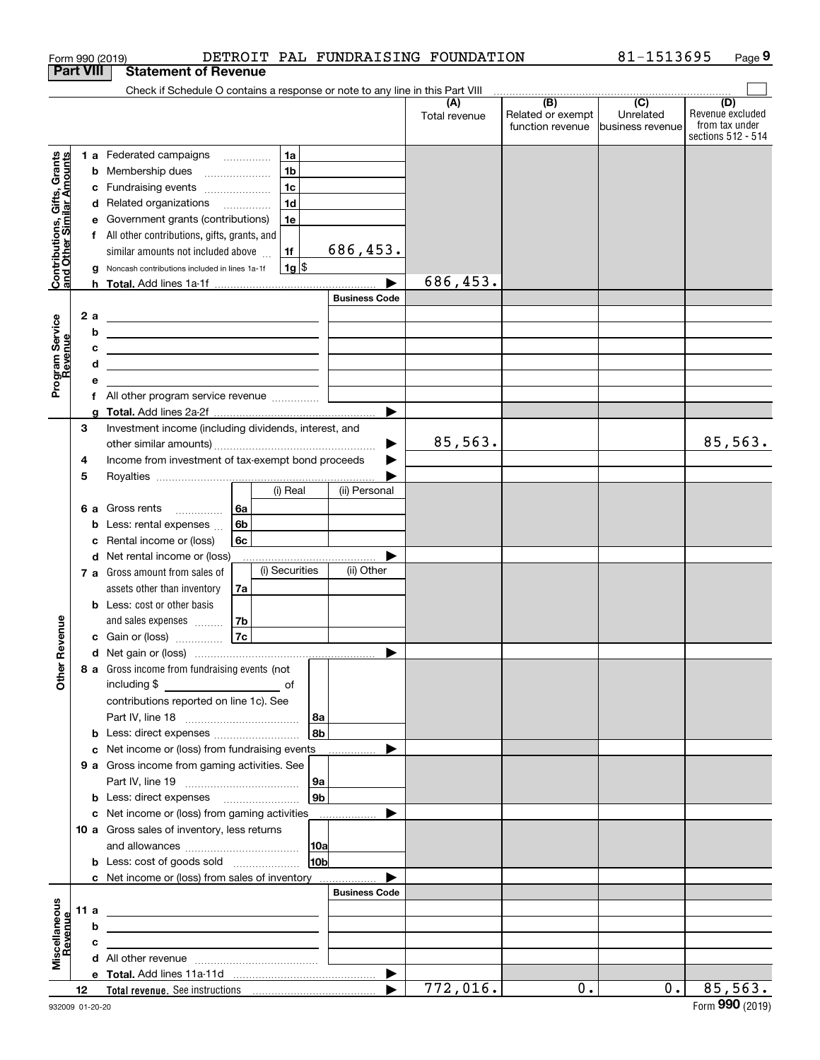Form 990 (2019) DETROIT PAL FUNDRAISING FOUNDATION 81-1513695 Page 9

## Part VIII Statement of Revenue

Check if Schedule O contains a response or note to any line in this Part VIII

| | | | | (A) Total revenue | (B) Related or exempt function revenue | (C) Unrelated business revenue | (D) Revenue excluded from tax under sections 512 - 514 |
|---|---|---|---|---|---|---|---|
| **Contributions, Gifts, Grants and Other Similar Amounts** | 1 a | Federated campaigns | 1a | | | | |
| | b | Membership dues | 1b | | | | |
| | c | Fundraising events | 1c | | | | |
| | d | Related organizations | 1d | | | | |
| | e | Government grants (contributions) | 1e | | | | |
| | f | All other contributions, gifts, grants, and similar amounts not included above | 1f 686,453. | | | | |
| | g | Noncash contributions included in lines 1a-1f | 1g $ | | | | |
| | h | **Total.** Add lines 1a-1f | | 686,453. | | | |
| **Program Service Revenue** | | | Business Code | | | | |
| | 2 a | | | | | | |
| | b | | | | | | |
| | c | | | | | | |
| | d | | | | | | |
| | e | | | | | | |
| | f | All other program service revenue | | | | | |
| | g | **Total.** Add lines 2a-2f | | | | | |
| **Other Revenue** | 3 | Investment income (including dividends, interest, and other similar amounts) | | 85,563. | | | 85,563. |
| | 4 | Income from investment of tax-exempt bond proceeds | | | | | |
| | 5 | Royalties | | | | | |
| | | | (i) Real / (ii) Personal | | | | |
| | 6 a | Gross rents | 6a | | | | |
| | b | Less: rental expenses | 6b | | | | |
| | c | Rental income or (loss) | 6c | | | | |
| | d | Net rental income or (loss) | | | | | |
| | | | (i) Securities / (ii) Other | | | | |
| | 7 a | Gross amount from sales of assets other than inventory | 7a | | | | |
| | b | Less: cost or other basis and sales expenses | 7b | | | | |
| | c | Gain or (loss) | 7c | | | | |
| | d | Net gain or (loss) | | | | | |
| | 8 a | Gross income from fundraising events (not including $ of contributions reported on line 1c). See Part IV, line 18 | 8a | | | | |
| | b | Less: direct expenses | 8b | | | | |
| | c | Net income or (loss) from fundraising events | | | | | |
| | 9 a | Gross income from gaming activities. See Part IV, line 19 | 9a | | | | |
| | b | Less: direct expenses | 9b | | | | |
| | c | Net income or (loss) from gaming activities | | | | | |
| | 10 a | Gross sales of inventory, less returns and allowances | 10a | | | | |
| | b | Less: cost of goods sold | 10b | | | | |
| | c | Net income or (loss) from sales of inventory | | | | | |
| **Miscellaneous Revenue** | | | Business Code | | | | |
| | 11 a | | | | | | |
| | b | | | | | | |
| | c | | | | | | |
| | d | All other revenue | | | | | |
| | e | **Total.** Add lines 11a-11d | | | | | |
| | 12 | **Total revenue.** See instructions | | 772,016. | 0. | 0. | 85,563. |

932009 01-20-20 Form **990** (2019)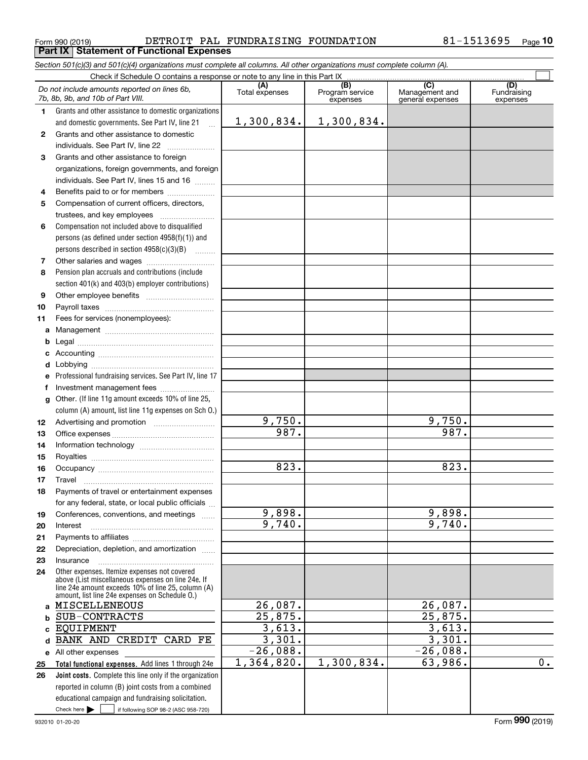Form 990 (2019) DETROIT PAL FUNDRAISING FOUNDATION 81-1513695 Page **10**

**Part IX Statement of Functional Expenses**

*Section 501(c)(3) and 501(c)(4) organizations must complete all columns. All other organizations must complete column (A).*

Check if Schedule O contains a response or note to any line in this Part IX ☐

| | *Do not include amounts reported on lines 6b, 7b, 8b, 9b, and 10b of Part VIII.* | (A) Total expenses | (B) Program service expenses | (C) Management and general expenses | (D) Fundraising expenses |
|---|---|---|---|---|---|
| 1 | Grants and other assistance to domestic organizations and domestic governments. See Part IV, line 21 | 1,300,834. | 1,300,834. | | |
| 2 | Grants and other assistance to domestic individuals. See Part IV, line 22 | | | | |
| 3 | Grants and other assistance to foreign organizations, foreign governments, and foreign individuals. See Part IV, lines 15 and 16 | | | | |
| 4 | Benefits paid to or for members | | | | |
| 5 | Compensation of current officers, directors, trustees, and key employees | | | | |
| 6 | Compensation not included above to disqualified persons (as defined under section 4958(f)(1)) and persons described in section 4958(c)(3)(B) | | | | |
| 7 | Other salaries and wages | | | | |
| 8 | Pension plan accruals and contributions (include section 401(k) and 403(b) employer contributions) | | | | |
| 9 | Other employee benefits | | | | |
| 10 | Payroll taxes | | | | |
| 11 | Fees for services (nonemployees): | | | | |
| a | Management | | | | |
| b | Legal | | | | |
| c | Accounting | | | | |
| d | Lobbying | | | | |
| e | Professional fundraising services. See Part IV, line 17 | | | | |
| f | Investment management fees | | | | |
| g | Other. (If line 11g amount exceeds 10% of line 25, column (A) amount, list line 11g expenses on Sch O.) | | | | |
| 12 | Advertising and promotion | 9,750. | | 9,750. | |
| 13 | Office expenses | 987. | | 987. | |
| 14 | Information technology | | | | |
| 15 | Royalties | | | | |
| 16 | Occupancy | 823. | | 823. | |
| 17 | Travel | | | | |
| 18 | Payments of travel or entertainment expenses for any federal, state, or local public officials | | | | |
| 19 | Conferences, conventions, and meetings | 9,898. | | 9,898. | |
| 20 | Interest | 9,740. | | 9,740. | |
| 21 | Payments to affiliates | | | | |
| 22 | Depreciation, depletion, and amortization | | | | |
| 23 | Insurance | | | | |
| 24 | Other expenses. Itemize expenses not covered above (List miscellaneous expenses on line 24e. If line 24e amount exceeds 10% of line 25, column (A) amount, list line 24e expenses on Schedule O.) | | | | |
| a | MISCELLENEOUS | 26,087. | | 26,087. | |
| b | SUB-CONTRACTS | 25,875. | | 25,875. | |
| c | EQUIPMENT | 3,613. | | 3,613. | |
| d | BANK AND CREDIT CARD FE | 3,301. | | 3,301. | |
| e | All other expenses | -26,088. | | -26,088. | |
| 25 | **Total functional expenses.** Add lines 1 through 24e | 1,364,820. | 1,300,834. | 63,986. | 0. |
| 26 | **Joint costs.** Complete this line only if the organization reported in column (B) joint costs from a combined educational campaign and fundraising solicitation. Check here ☐ if following SOP 98-2 (ASC 958-720) | | | | |

932010 01-20-20 Form **990** (2019)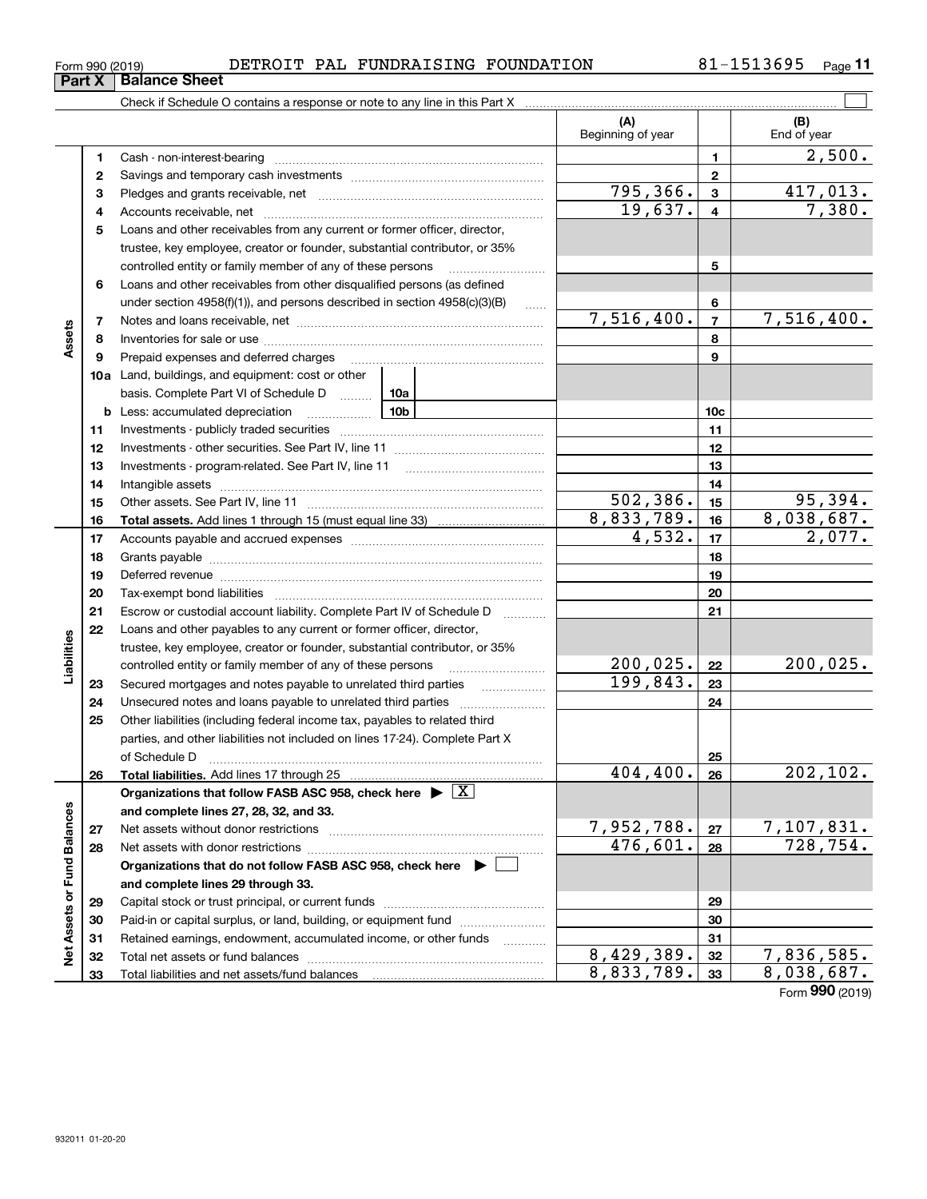Form 990 (2019) DETROIT PAL FUNDRAISING FOUNDATION 81-1513695

## Part X Balance Sheet

Check if Schedule O contains a response or note to any line in this Part X

| | | | (A) Beginning of year | | (B) End of year |
|---|---|---|---|---|---|
| Assets | 1 | Cash - non-interest-bearing | | 1 | 2,500. |
| | 2 | Savings and temporary cash investments | | 2 | |
| | 3 | Pledges and grants receivable, net | 795,366. | 3 | 417,013. |
| | 4 | Accounts receivable, net | 19,637. | 4 | 7,380. |
| | 5 | Loans and other receivables from any current or former officer, director, trustee, key employee, creator or founder, substantial contributor, or 35% controlled entity or family member of any of these persons | | 5 | |
| | 6 | Loans and other receivables from other disqualified persons (as defined under section 4958(f)(1)), and persons described in section 4958(c)(3)(B) | | 6 | |
| | 7 | Notes and loans receivable, net | 7,516,400. | 7 | 7,516,400. |
| | 8 | Inventories for sale or use | | 8 | |
| | 9 | Prepaid expenses and deferred charges | | 9 | |
| | 10a | Land, buildings, and equipment: cost or other basis. Complete Part VI of Schedule D 10a | | | |
| | b | Less: accumulated depreciation 10b | | 10c | |
| | 11 | Investments - publicly traded securities | | 11 | |
| | 12 | Investments - other securities. See Part IV, line 11 | | 12 | |
| | 13 | Investments - program-related. See Part IV, line 11 | | 13 | |
| | 14 | Intangible assets | | 14 | |
| | 15 | Other assets. See Part IV, line 11 | 502,386. | 15 | 95,394. |
| | 16 | **Total assets.** Add lines 1 through 15 (must equal line 33) | 8,833,789. | 16 | 8,038,687. |
| Liabilities | 17 | Accounts payable and accrued expenses | 4,532. | 17 | 2,077. |
| | 18 | Grants payable | | 18 | |
| | 19 | Deferred revenue | | 19 | |
| | 20 | Tax-exempt bond liabilities | | 20 | |
| | 21 | Escrow or custodial account liability. Complete Part IV of Schedule D | | 21 | |
| | 22 | Loans and other payables to any current or former officer, director, trustee, key employee, creator or founder, substantial contributor, or 35% controlled entity or family member of any of these persons | 200,025. | 22 | 200,025. |
| | 23 | Secured mortgages and notes payable to unrelated third parties | 199,843. | 23 | |
| | 24 | Unsecured notes and loans payable to unrelated third parties | | 24 | |
| | 25 | Other liabilities (including federal income tax, payables to related third parties, and other liabilities not included on lines 17-24). Complete Part X of Schedule D | | 25 | |
| | 26 | **Total liabilities.** Add lines 17 through 25 | 404,400. | 26 | 202,102. |
| Net Assets or Fund Balances | | **Organizations that follow FASB ASC 958, check here ▶ [X] and complete lines 27, 28, 32, and 33.** | | | |
| | 27 | Net assets without donor restrictions | 7,952,788. | 27 | 7,107,831. |
| | 28 | Net assets with donor restrictions | 476,601. | 28 | 728,754. |
| | | **Organizations that do not follow FASB ASC 958, check here ▶ [ ] and complete lines 29 through 33.** | | | |
| | 29 | Capital stock or trust principal, or current funds | | 29 | |
| | 30 | Paid-in or capital surplus, or land, building, or equipment fund | | 30 | |
| | 31 | Retained earnings, endowment, accumulated income, or other funds | | 31 | |
| | 32 | Total net assets or fund balances | 8,429,389. | 32 | 7,836,585. |
| | 33 | Total liabilities and net assets/fund balances | 8,833,789. | 33 | 8,038,687. |

Form 990 (2019)

932011 01-20-20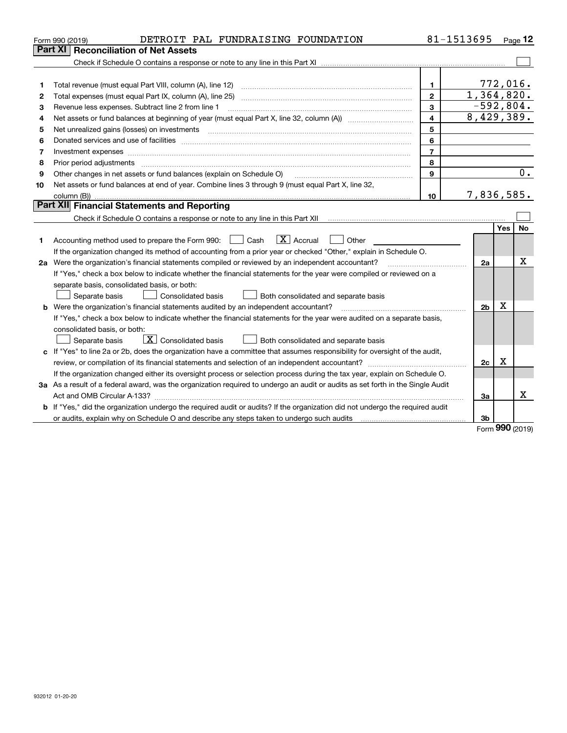Form 990 (2019) DETROIT PAL FUNDRAISING FOUNDATION 81-1513695 Page 12

## Part XI Reconciliation of Net Assets

Check if Schedule O contains a response or note to any line in this Part XI ☐

| | | | |
|---|---|---|---|
| 1 | Total revenue (must equal Part VIII, column (A), line 12) | 1 | 772,016. |
| 2 | Total expenses (must equal Part IX, column (A), line 25) | 2 | 1,364,820. |
| 3 | Revenue less expenses. Subtract line 2 from line 1 | 3 | -592,804. |
| 4 | Net assets or fund balances at beginning of year (must equal Part X, line 32, column (A)) | 4 | 8,429,389. |
| 5 | Net unrealized gains (losses) on investments | 5 | |
| 6 | Donated services and use of facilities | 6 | |
| 7 | Investment expenses | 7 | |
| 8 | Prior period adjustments | 8 | |
| 9 | Other changes in net assets or fund balances (explain on Schedule O) | 9 | 0. |
| 10 | Net assets or fund balances at end of year. Combine lines 3 through 9 (must equal Part X, line 32, column (B)) | 10 | 7,836,585. |

## Part XII Financial Statements and Reporting

Check if Schedule O contains a response or note to any line in this Part XII ☐

| | | | Yes | No |
|---|---|---|---|---|
| 1 | Accounting method used to prepare the Form 990: ☐ Cash ☒ Accrual ☐ Other<br>If the organization changed its method of accounting from a prior year or checked "Other," explain in Schedule O. | | | |
| 2a | Were the organization's financial statements compiled or reviewed by an independent accountant?<br>If "Yes," check a box below to indicate whether the financial statements for the year were compiled or reviewed on a separate basis, consolidated basis, or both:<br>☐ Separate basis ☐ Consolidated basis ☐ Both consolidated and separate basis | 2a | | X |
| b | Were the organization's financial statements audited by an independent accountant?<br>If "Yes," check a box below to indicate whether the financial statements for the year were audited on a separate basis, consolidated basis, or both:<br>☐ Separate basis ☒ Consolidated basis ☐ Both consolidated and separate basis | 2b | X | |
| c | If "Yes" to line 2a or 2b, does the organization have a committee that assumes responsibility for oversight of the audit, review, or compilation of its financial statements and selection of an independent accountant?<br>If the organization changed either its oversight process or selection process during the tax year, explain on Schedule O. | 2c | X | |
| 3a | As a result of a federal award, was the organization required to undergo an audit or audits as set forth in the Single Audit Act and OMB Circular A-133? | 3a | | X |
| b | If "Yes," did the organization undergo the required audit or audits? If the organization did not undergo the required audit or audits, explain why on Schedule O and describe any steps taken to undergo such audits | 3b | | |

Form 990 (2019)

932012 01-20-20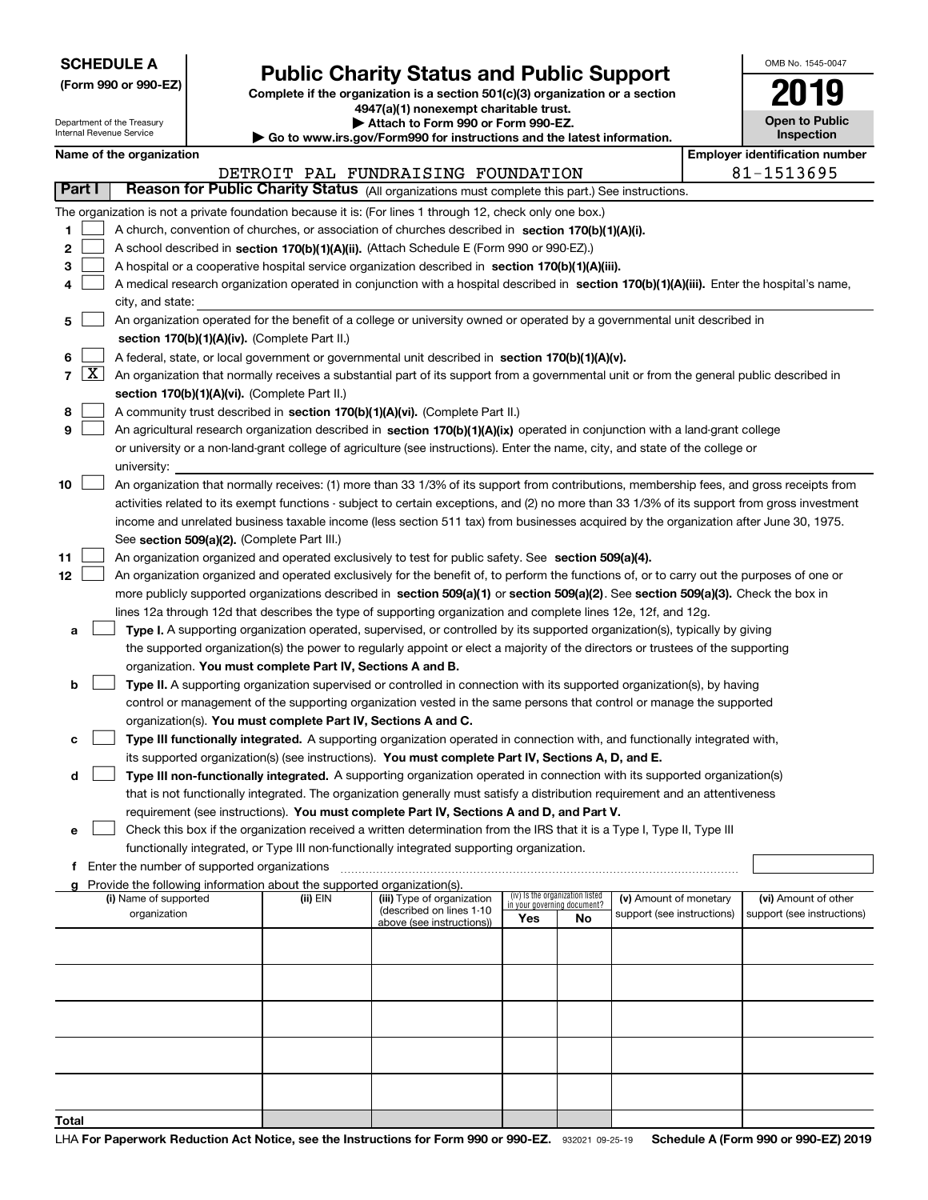**SCHEDULE A**
**(Form 990 or 990-EZ)**

Department of the Treasury
Internal Revenue Service

# Public Charity Status and Public Support

**Complete if the organization is a section 501(c)(3) organization or a section 4947(a)(1) nonexempt charitable trust.**
**▶ Attach to Form 990 or Form 990-EZ.**
**▶ Go to www.irs.gov/Form990 for instructions and the latest information.**

OMB No. 1545-0047

**2019**

**Open to Public Inspection**

**Name of the organization**: DETROIT PAL FUNDRAISING FOUNDATION
**Employer identification number**: 81-1513695

**Part I — Reason for Public Charity Status** (All organizations must complete this part.) See instructions.

The organization is not a private foundation because it is: (For lines 1 through 12, check only one box.)

1 ☐ A church, convention of churches, or association of churches described in **section 170(b)(1)(A)(i).**

2 ☐ A school described in **section 170(b)(1)(A)(ii).** (Attach Schedule E (Form 990 or 990-EZ).)

3 ☐ A hospital or a cooperative hospital service organization described in **section 170(b)(1)(A)(iii).**

4 ☐ A medical research organization operated in conjunction with a hospital described in **section 170(b)(1)(A)(iii).** Enter the hospital's name, city, and state:

5 ☐ An organization operated for the benefit of a college or university owned or operated by a governmental unit described in **section 170(b)(1)(A)(iv).** (Complete Part II.)

6 ☐ A federal, state, or local government or governmental unit described in **section 170(b)(1)(A)(v).**

7 ☒ An organization that normally receives a substantial part of its support from a governmental unit or from the general public described in **section 170(b)(1)(A)(vi).** (Complete Part II.)

8 ☐ A community trust described in **section 170(b)(1)(A)(vi).** (Complete Part II.)

9 ☐ An agricultural research organization described in **section 170(b)(1)(A)(ix)** operated in conjunction with a land-grant college or university or a non-land-grant college of agriculture (see instructions). Enter the name, city, and state of the college or university:

10 ☐ An organization that normally receives: (1) more than 33 1/3% of its support from contributions, membership fees, and gross receipts from activities related to its exempt functions - subject to certain exceptions, and (2) no more than 33 1/3% of its support from gross investment income and unrelated business taxable income (less section 511 tax) from businesses acquired by the organization after June 30, 1975. See **section 509(a)(2).** (Complete Part III.)

11 ☐ An organization organized and operated exclusively to test for public safety. See **section 509(a)(4).**

12 ☐ An organization organized and operated exclusively for the benefit of, to perform the functions of, or to carry out the purposes of one or more publicly supported organizations described in **section 509(a)(1)** or **section 509(a)(2)**. See **section 509(a)(3).** Check the box in lines 12a through 12d that describes the type of supporting organization and complete lines 12e, 12f, and 12g.

a ☐ **Type I.** A supporting organization operated, supervised, or controlled by its supported organization(s), typically by giving the supported organization(s) the power to regularly appoint or elect a majority of the directors or trustees of the supporting organization. **You must complete Part IV, Sections A and B.**

b ☐ **Type II.** A supporting organization supervised or controlled in connection with its supported organization(s), by having control or management of the supporting organization vested in the same persons that control or manage the supported organization(s). **You must complete Part IV, Sections A and C.**

c ☐ **Type III functionally integrated.** A supporting organization operated in connection with, and functionally integrated with, its supported organization(s) (see instructions). **You must complete Part IV, Sections A, D, and E.**

d ☐ **Type III non-functionally integrated.** A supporting organization operated in connection with its supported organization(s) that is not functionally integrated. The organization generally must satisfy a distribution requirement and an attentiveness requirement (see instructions). **You must complete Part IV, Sections A and D, and Part V.**

e ☐ Check this box if the organization received a written determination from the IRS that it is a Type I, Type II, Type III functionally integrated, or Type III non-functionally integrated supporting organization.

f Enter the number of supported organizations

g Provide the following information about the supported organization(s).

| (i) Name of supported organization | (ii) EIN | (iii) Type of organization (described on lines 1-10 above (see instructions)) | (iv) Is the organization listed in your governing document? Yes | No | (v) Amount of monetary support (see instructions) | (vi) Amount of other support (see instructions) |
|---|---|---|---|---|---|---|
| | | | | | | |
| | | | | | | |
| | | | | | | |
| | | | | | | |
| | | | | | | |
| **Total** | | | | | | |

LHA **For Paperwork Reduction Act Notice, see the Instructions for Form 990 or 990-EZ.** 932021 09-25-19 **Schedule A (Form 990 or 990-EZ) 2019**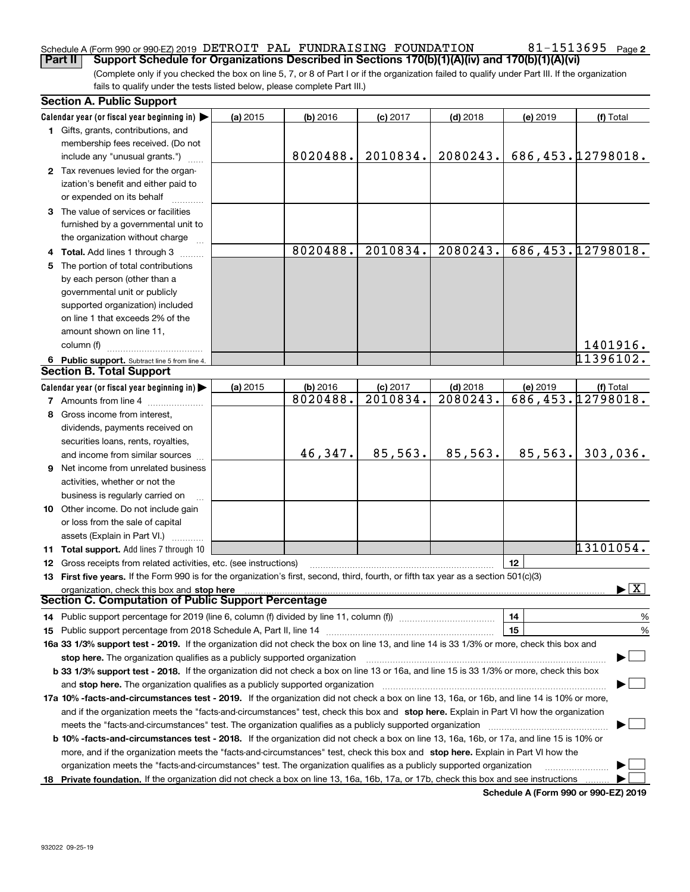Schedule A (Form 990 or 990-EZ) 2019 DETROIT PAL FUNDRAISING FOUNDATION 81-1513695 Page 2

**Part II Support Schedule for Organizations Described in Sections 170(b)(1)(A)(iv) and 170(b)(1)(A)(vi)**

(Complete only if you checked the box on line 5, 7, or 8 of Part I or if the organization failed to qualify under Part III. If the organization fails to qualify under the tests listed below, please complete Part III.)

## Section A. Public Support

| Calendar year (or fiscal year beginning in) ▶ | (a) 2015 | (b) 2016 | (c) 2017 | (d) 2018 | (e) 2019 | (f) Total |
|---|---|---|---|---|---|---|
| **1** Gifts, grants, contributions, and membership fees received. (Do not include any "unusual grants.") | | 8020488. | 2010834. | 2080243. | 686,453. | 12798018. |
| **2** Tax revenues levied for the organization's benefit and either paid to or expended on its behalf | | | | | | |
| **3** The value of services or facilities furnished by a governmental unit to the organization without charge | | | | | | |
| **4 Total.** Add lines 1 through 3 | | 8020488. | 2010834. | 2080243. | 686,453. | 12798018. |
| **5** The portion of total contributions by each person (other than a governmental unit or publicly supported organization) included on line 1 that exceeds 2% of the amount shown on line 11, column (f) | | | | | | 1401916. |
| **6 Public support.** Subtract line 5 from line 4. | | | | | | 11396102. |

## Section B. Total Support

| Calendar year (or fiscal year beginning in) ▶ | (a) 2015 | (b) 2016 | (c) 2017 | (d) 2018 | (e) 2019 | (f) Total |
|---|---|---|---|---|---|---|
| **7** Amounts from line 4 | | 8020488. | 2010834. | 2080243. | 686,453. | 12798018. |
| **8** Gross income from interest, dividends, payments received on securities loans, rents, royalties, and income from similar sources | | 46,347. | 85,563. | 85,563. | 85,563. | 303,036. |
| **9** Net income from unrelated business activities, whether or not the business is regularly carried on | | | | | | |
| **10** Other income. Do not include gain or loss from the sale of capital assets (Explain in Part VI.) | | | | | | |
| **11 Total support.** Add lines 7 through 10 | | | | | | 13101054. |

**12** Gross receipts from related activities, etc. (see instructions) | **12** |

**13 First five years.** If the Form 990 is for the organization's first, second, third, fourth, or fifth tax year as a section 501(c)(3) organization, check this box and **stop here** ▶ [X]

## Section C. Computation of Public Support Percentage

**14** Public support percentage for 2019 (line 6, column (f) divided by line 11, column (f)) | **14** | %

**15** Public support percentage from 2018 Schedule A, Part II, line 14 | **15** | %

**16a 33 1/3% support test - 2019.** If the organization did not check the box on line 13, and line 14 is 33 1/3% or more, check this box and **stop here.** The organization qualifies as a publicly supported organization ▶ [ ]

**b 33 1/3% support test - 2018.** If the organization did not check a box on line 13 or 16a, and line 15 is 33 1/3% or more, check this box and **stop here.** The organization qualifies as a publicly supported organization ▶ [ ]

**17a 10% -facts-and-circumstances test - 2019.** If the organization did not check a box on line 13, 16a, or 16b, and line 14 is 10% or more, and if the organization meets the "facts-and-circumstances" test, check this box and **stop here.** Explain in Part VI how the organization meets the "facts-and-circumstances" test. The organization qualifies as a publicly supported organization ▶ [ ]

**b 10% -facts-and-circumstances test - 2018.** If the organization did not check a box on line 13, 16a, 16b, or 17a, and line 15 is 10% or more, and if the organization meets the "facts-and-circumstances" test, check this box and **stop here.** Explain in Part VI how the organization meets the "facts-and-circumstances" test. The organization qualifies as a publicly supported organization ▶ [ ]

**18 Private foundation.** If the organization did not check a box on line 13, 16a, 16b, 17a, or 17b, check this box and see instructions ▶ [ ]

**Schedule A (Form 990 or 990-EZ) 2019**

932022 09-25-19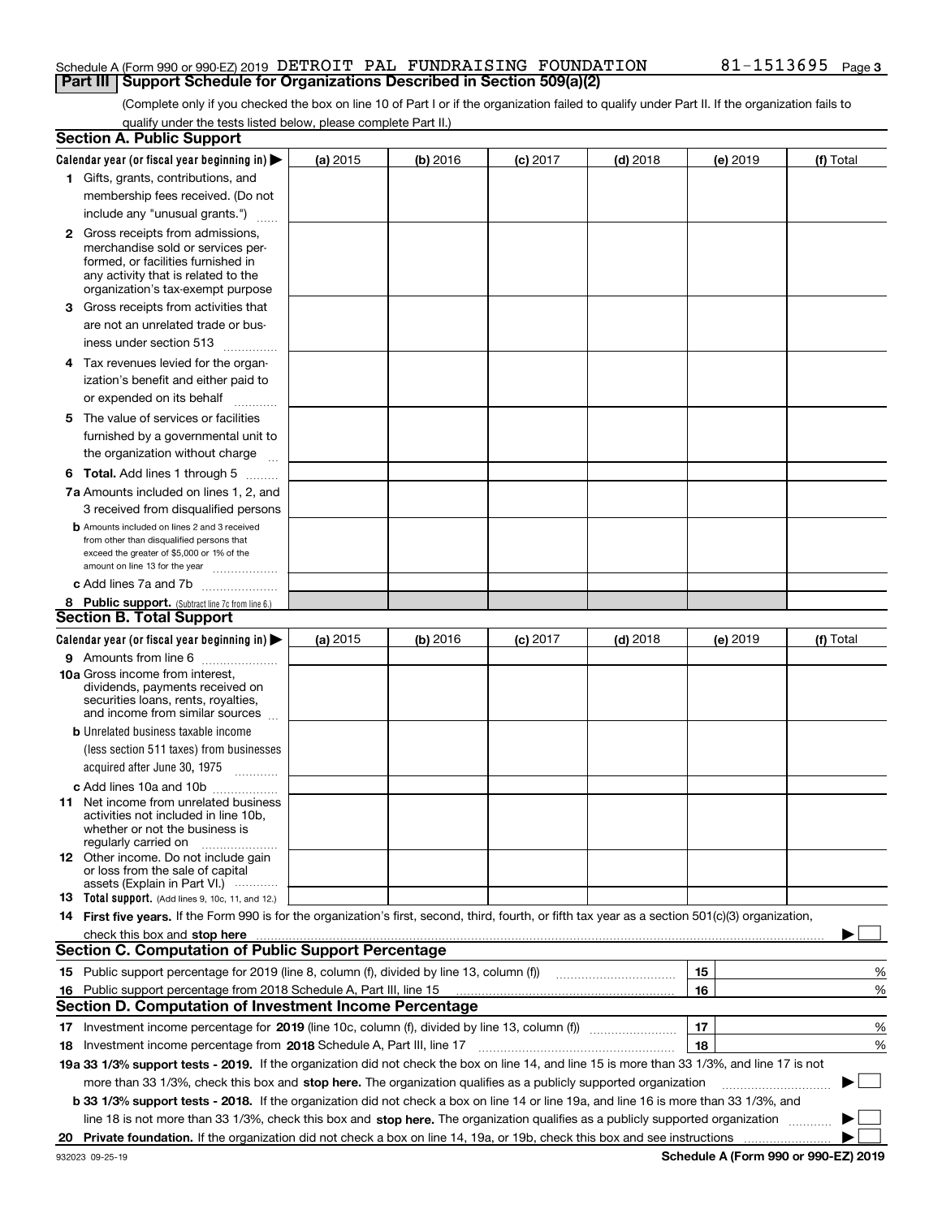Schedule A (Form 990 or 990-EZ) 2019 DETROIT PAL FUNDRAISING FOUNDATION 81-1513695 Page 3

## Part III Support Schedule for Organizations Described in Section 509(a)(2)

(Complete only if you checked the box on line 10 of Part I or if the organization failed to qualify under Part II. If the organization fails to qualify under the tests listed below, please complete Part II.)

### Section A. Public Support

| Calendar year (or fiscal year beginning in) ▶ | (a) 2015 | (b) 2016 | (c) 2017 | (d) 2018 | (e) 2019 | (f) Total |
|---|---|---|---|---|---|---|
| 1 Gifts, grants, contributions, and membership fees received. (Do not include any "unusual grants.") | | | | | | |
| 2 Gross receipts from admissions, merchandise sold or services performed, or facilities furnished in any activity that is related to the organization's tax-exempt purpose | | | | | | |
| 3 Gross receipts from activities that are not an unrelated trade or business under section 513 | | | | | | |
| 4 Tax revenues levied for the organization's benefit and either paid to or expended on its behalf | | | | | | |
| 5 The value of services or facilities furnished by a governmental unit to the organization without charge | | | | | | |
| 6 Total. Add lines 1 through 5 | | | | | | |
| 7a Amounts included on lines 1, 2, and 3 received from disqualified persons | | | | | | |
| b Amounts included on lines 2 and 3 received from other than disqualified persons that exceed the greater of $5,000 or 1% of the amount on line 13 for the year | | | | | | |
| c Add lines 7a and 7b | | | | | | |
| 8 Public support. (Subtract line 7c from line 6.) | | | | | | |

### Section B. Total Support

| Calendar year (or fiscal year beginning in) ▶ | (a) 2015 | (b) 2016 | (c) 2017 | (d) 2018 | (e) 2019 | (f) Total |
|---|---|---|---|---|---|---|
| 9 Amounts from line 6 | | | | | | |
| 10a Gross income from interest, dividends, payments received on securities loans, rents, royalties, and income from similar sources | | | | | | |
| b Unrelated business taxable income (less section 511 taxes) from businesses acquired after June 30, 1975 | | | | | | |
| c Add lines 10a and 10b | | | | | | |
| 11 Net income from unrelated business activities not included in line 10b, whether or not the business is regularly carried on | | | | | | |
| 12 Other income. Do not include gain or loss from the sale of capital assets (Explain in Part VI.) | | | | | | |
| 13 Total support. (Add lines 9, 10c, 11, and 12.) | | | | | | |

**14 First five years.** If the Form 990 is for the organization's first, second, third, fourth, or fifth tax year as a section 501(c)(3) organization, check this box and **stop here** ▶ ☐

### Section C. Computation of Public Support Percentage

| | | | |
|---|---|---|---|
| 15 | Public support percentage for 2019 (line 8, column (f), divided by line 13, column (f)) | 15 | % |
| 16 | Public support percentage from 2018 Schedule A, Part III, line 15 | 16 | % |

### Section D. Computation of Investment Income Percentage

| | | | |
|---|---|---|---|
| 17 | Investment income percentage for **2019** (line 10c, column (f), divided by line 13, column (f)) | 17 | % |
| 18 | Investment income percentage from **2018** Schedule A, Part III, line 17 | 18 | % |

**19a 33 1/3% support tests - 2019.** If the organization did not check the box on line 14, and line 15 is more than 33 1/3%, and line 17 is not more than 33 1/3%, check this box and **stop here.** The organization qualifies as a publicly supported organization ▶ ☐

**b 33 1/3% support tests - 2018.** If the organization did not check a box on line 14 or line 19a, and line 16 is more than 33 1/3%, and line 18 is not more than 33 1/3%, check this box and **stop here.** The organization qualifies as a publicly supported organization ▶ ☐

**20 Private foundation.** If the organization did not check a box on line 14, 19a, or 19b, check this box and see instructions ▶ ☐

932023 09-25-19 **Schedule A (Form 990 or 990-EZ) 2019**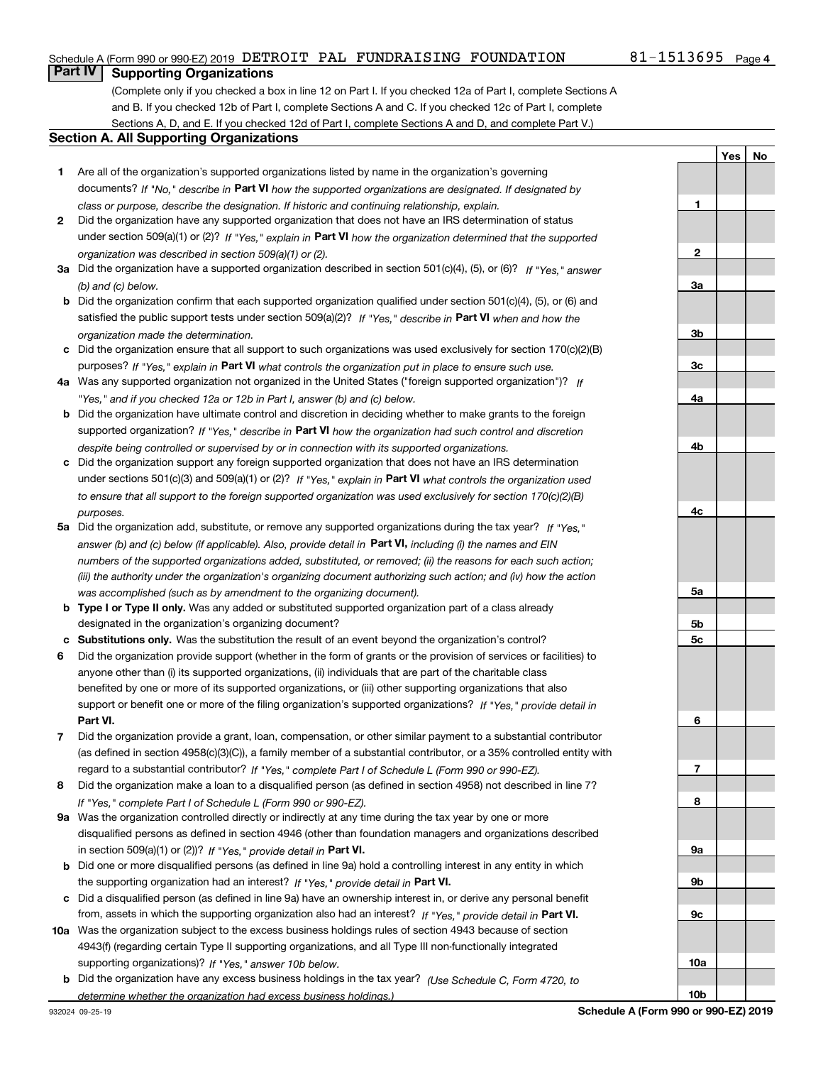Schedule A (Form 990 or 990-EZ) 2019 DETROIT PAL FUNDRAISING FOUNDATION 81-1513695 Page 4

## Part IV Supporting Organizations

(Complete only if you checked a box in line 12 on Part I. If you checked 12a of Part I, complete Sections A and B. If you checked 12b of Part I, complete Sections A and C. If you checked 12c of Part I, complete Sections A, D, and E. If you checked 12d of Part I, complete Sections A and D, and complete Part V.)

### Section A. All Supporting Organizations

| | | | Yes | No |
|---|---|---|---|---|
| **1** | Are all of the organization's supported organizations listed by name in the organization's governing documents? *If "No," describe in* **Part VI** *how the supported organizations are designated. If designated by class or purpose, describe the designation. If historic and continuing relationship, explain.* | **1** | | |
| **2** | Did the organization have any supported organization that does not have an IRS determination of status under section 509(a)(1) or (2)? *If "Yes," explain in* **Part VI** *how the organization determined that the supported organization was described in section 509(a)(1) or (2).* | **2** | | |
| **3a** | Did the organization have a supported organization described in section 501(c)(4), (5), or (6)? *If "Yes," answer (b) and (c) below.* | **3a** | | |
| **b** | Did the organization confirm that each supported organization qualified under section 501(c)(4), (5), or (6) and satisfied the public support tests under section 509(a)(2)? *If "Yes," describe in* **Part VI** *when and how the organization made the determination.* | **3b** | | |
| **c** | Did the organization ensure that all support to such organizations was used exclusively for section 170(c)(2)(B) purposes? *If "Yes," explain in* **Part VI** *what controls the organization put in place to ensure such use.* | **3c** | | |
| **4a** | Was any supported organization not organized in the United States ("foreign supported organization")? *If "Yes," and if you checked 12a or 12b in Part I, answer (b) and (c) below.* | **4a** | | |
| **b** | Did the organization have ultimate control and discretion in deciding whether to make grants to the foreign supported organization? *If "Yes," describe in* **Part VI** *how the organization had such control and discretion despite being controlled or supervised by or in connection with its supported organizations.* | **4b** | | |
| **c** | Did the organization support any foreign supported organization that does not have an IRS determination under sections 501(c)(3) and 509(a)(1) or (2)? *If "Yes," explain in* **Part VI** *what controls the organization used to ensure that all support to the foreign supported organization was used exclusively for section 170(c)(2)(B) purposes.* | **4c** | | |
| **5a** | Did the organization add, substitute, or remove any supported organizations during the tax year? *If "Yes," answer (b) and (c) below (if applicable). Also, provide detail in* **Part VI,** *including (i) the names and EIN numbers of the supported organizations added, substituted, or removed; (ii) the reasons for each such action; (iii) the authority under the organization's organizing document authorizing such action; and (iv) how the action was accomplished (such as by amendment to the organizing document).* | **5a** | | |
| **b** | **Type I or Type II only.** Was any added or substituted supported organization part of a class already designated in the organization's organizing document? | **5b** | | |
| **c** | **Substitutions only.** Was the substitution the result of an event beyond the organization's control? | **5c** | | |
| **6** | Did the organization provide support (whether in the form of grants or the provision of services or facilities) to anyone other than (i) its supported organizations, (ii) individuals that are part of the charitable class benefited by one or more of its supported organizations, or (iii) other supporting organizations that also support or benefit one or more of the filing organization's supported organizations? *If "Yes," provide detail in* **Part VI.** | **6** | | |
| **7** | Did the organization provide a grant, loan, compensation, or other similar payment to a substantial contributor (as defined in section 4958(c)(3)(C)), a family member of a substantial contributor, or a 35% controlled entity with regard to a substantial contributor? *If "Yes," complete Part I of Schedule L (Form 990 or 990-EZ).* | **7** | | |
| **8** | Did the organization make a loan to a disqualified person (as defined in section 4958) not described in line 7? *If "Yes," complete Part I of Schedule L (Form 990 or 990-EZ).* | **8** | | |
| **9a** | Was the organization controlled directly or indirectly at any time during the tax year by one or more disqualified persons as defined in section 4946 (other than foundation managers and organizations described in section 509(a)(1) or (2))? *If "Yes," provide detail in* **Part VI.** | **9a** | | |
| **b** | Did one or more disqualified persons (as defined in line 9a) hold a controlling interest in any entity in which the supporting organization had an interest? *If "Yes," provide detail in* **Part VI.** | **9b** | | |
| **c** | Did a disqualified person (as defined in line 9a) have an ownership interest in, or derive any personal benefit from, assets in which the supporting organization also had an interest? *If "Yes," provide detail in* **Part VI.** | **9c** | | |
| **10a** | Was the organization subject to the excess business holdings rules of section 4943 because of section 4943(f) (regarding certain Type II supporting organizations, and all Type III non-functionally integrated supporting organizations)? *If "Yes," answer 10b below.* | **10a** | | |
| **b** | Did the organization have any excess business holdings in the tax year? *(Use Schedule C, Form 4720, to determine whether the organization had excess business holdings.)* | **10b** | | |

932024 09-25-19 **Schedule A (Form 990 or 990-EZ) 2019**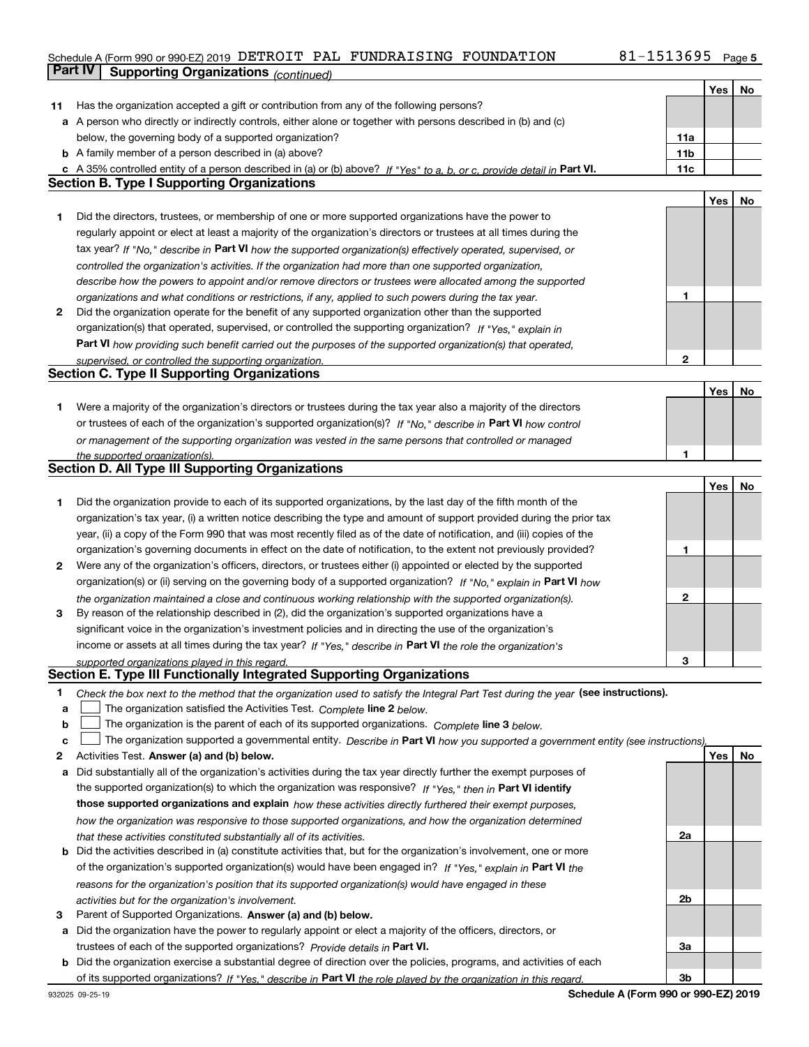Schedule A (Form 990 or 990-EZ) 2019 DETROIT PAL FUNDRAISING FOUNDATION 81-1513695 Page 5

## Part IV Supporting Organizations *(continued)*

| | | | Yes | No |
|---|---|---|---|---|
| **11** | Has the organization accepted a gift or contribution from any of the following persons? | | | |
| **a** | A person who directly or indirectly controls, either alone or together with persons described in (b) and (c) below, the governing body of a supported organization? | **11a** | | |
| **b** | A family member of a person described in (a) above? | **11b** | | |
| **c** | A 35% controlled entity of a person described in (a) or (b) above? *If "Yes" to a, b, or c, provide detail in* **Part VI.** | **11c** | | |

### Section B. Type I Supporting Organizations

| | | | Yes | No |
|---|---|---|---|---|
| **1** | Did the directors, trustees, or membership of one or more supported organizations have the power to regularly appoint or elect at least a majority of the organization's directors or trustees at all times during the tax year? *If "No," describe in* **Part VI** *how the supported organization(s) effectively operated, supervised, or controlled the organization's activities. If the organization had more than one supported organization, describe how the powers to appoint and/or remove directors or trustees were allocated among the supported organizations and what conditions or restrictions, if any, applied to such powers during the tax year.* | **1** | | |
| **2** | Did the organization operate for the benefit of any supported organization other than the supported organization(s) that operated, supervised, or controlled the supporting organization? *If "Yes," explain in* **Part VI** *how providing such benefit carried out the purposes of the supported organization(s) that operated, supervised, or controlled the supporting organization.* | **2** | | |

### Section C. Type II Supporting Organizations

| | | | Yes | No |
|---|---|---|---|---|
| **1** | Were a majority of the organization's directors or trustees during the tax year also a majority of the directors or trustees of each of the organization's supported organization(s)? *If "No," describe in* **Part VI** *how control or management of the supporting organization was vested in the same persons that controlled or managed the supported organization(s).* | **1** | | |

### Section D. All Type III Supporting Organizations

| | | | Yes | No |
|---|---|---|---|---|
| **1** | Did the organization provide to each of its supported organizations, by the last day of the fifth month of the organization's tax year, (i) a written notice describing the type and amount of support provided during the prior tax year, (ii) a copy of the Form 990 that was most recently filed as of the date of notification, and (iii) copies of the organization's governing documents in effect on the date of notification, to the extent not previously provided? | **1** | | |
| **2** | Were any of the organization's officers, directors, or trustees either (i) appointed or elected by the supported organization(s) or (ii) serving on the governing body of a supported organization? *If "No," explain in* **Part VI** *how the organization maintained a close and continuous working relationship with the supported organization(s).* | **2** | | |
| **3** | By reason of the relationship described in (2), did the organization's supported organizations have a significant voice in the organization's investment policies and in directing the use of the organization's income or assets at all times during the tax year? *If "Yes," describe in* **Part VI** *the role the organization's supported organizations played in this regard.* | **3** | | |

### Section E. Type III Functionally Integrated Supporting Organizations

**1** *Check the box next to the method that the organization used to satisfy the Integral Part Test during the year* **(see instructions).**

- **a** ☐ The organization satisfied the Activities Test. *Complete* **line 2** *below.*
- **b** ☐ The organization is the parent of each of its supported organizations. *Complete* **line 3** *below.*
- **c** ☐ The organization supported a governmental entity. *Describe in* **Part VI** *how you supported a government entity (see instructions).*

| | | | Yes | No |
|---|---|---|---|---|
| **2** | Activities Test. **Answer (a) and (b) below.** | | | |
| **a** | Did substantially all of the organization's activities during the tax year directly further the exempt purposes of the supported organization(s) to which the organization was responsive? *If "Yes," then in* **Part VI identify those supported organizations and explain** *how these activities directly furthered their exempt purposes, how the organization was responsive to those supported organizations, and how the organization determined that these activities constituted substantially all of its activities.* | **2a** | | |
| **b** | Did the activities described in (a) constitute activities that, but for the organization's involvement, one or more of the organization's supported organization(s) would have been engaged in? *If "Yes," explain in* **Part VI** *the reasons for the organization's position that its supported organization(s) would have engaged in these activities but for the organization's involvement.* | **2b** | | |
| **3** | Parent of Supported Organizations. **Answer (a) and (b) below.** | | | |
| **a** | Did the organization have the power to regularly appoint or elect a majority of the officers, directors, or trustees of each of the supported organizations? *Provide details in* **Part VI.** | **3a** | | |
| **b** | Did the organization exercise a substantial degree of direction over the policies, programs, and activities of each of its supported organizations? *If "Yes," describe in* **Part VI** *the role played by the organization in this regard.* | **3b** | | |

932025 09-25-19 **Schedule A (Form 990 or 990-EZ) 2019**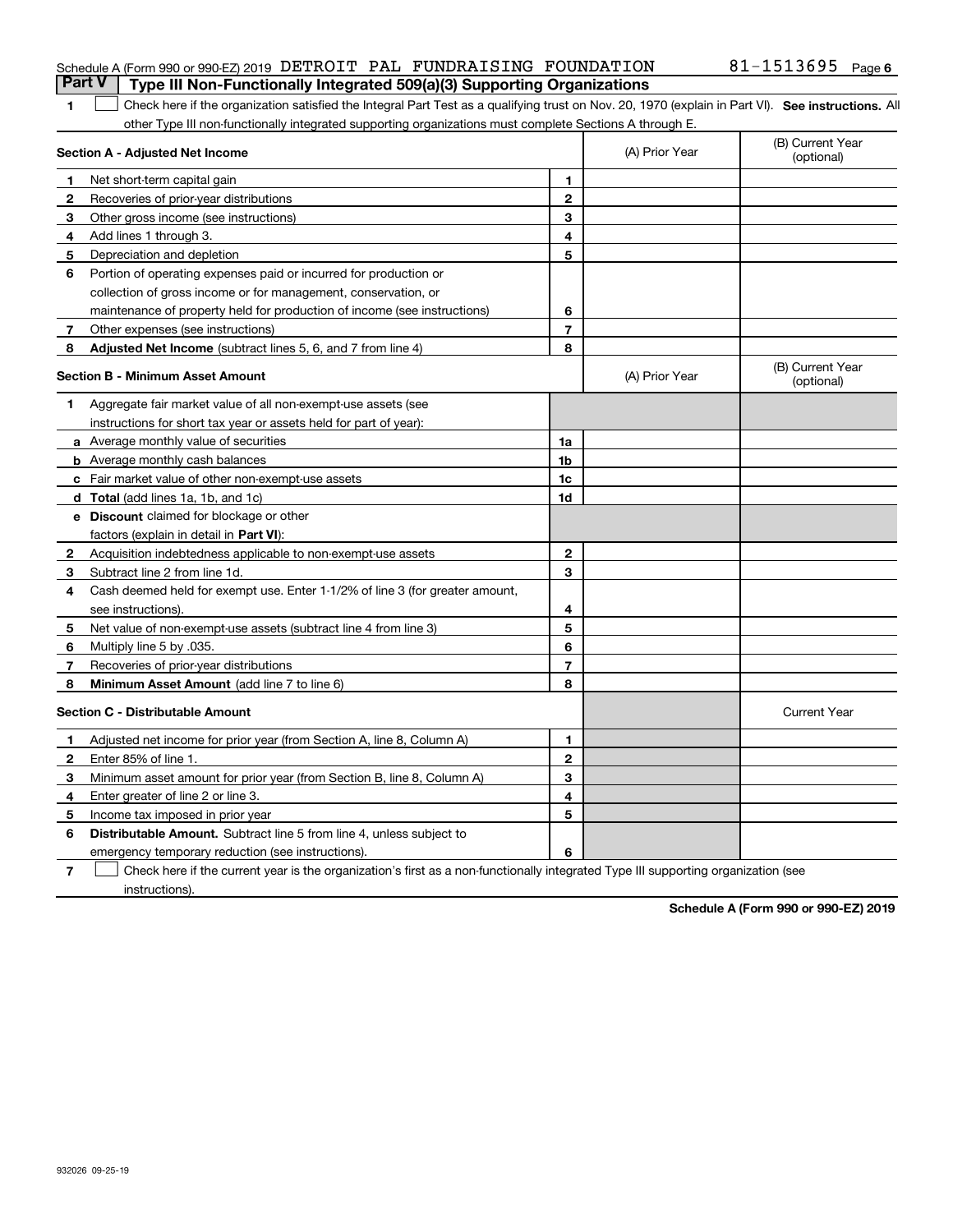Schedule A (Form 990 or 990-EZ) 2019 DETROIT PAL FUNDRAISING FOUNDATION 81-1513695 Page 6

## Part V Type III Non-Functionally Integrated 509(a)(3) Supporting Organizations

1 ☐ Check here if the organization satisfied the Integral Part Test as a qualifying trust on Nov. 20, 1970 (explain in Part VI). **See instructions.** All other Type III non-functionally integrated supporting organizations must complete Sections A through E.

| Section A - Adjusted Net Income | | | (A) Prior Year | (B) Current Year (optional) |
|---|---|---|---|---|
| 1 | Net short-term capital gain | 1 | | |
| 2 | Recoveries of prior-year distributions | 2 | | |
| 3 | Other gross income (see instructions) | 3 | | |
| 4 | Add lines 1 through 3. | 4 | | |
| 5 | Depreciation and depletion | 5 | | |
| 6 | Portion of operating expenses paid or incurred for production or collection of gross income or for management, conservation, or maintenance of property held for production of income (see instructions) | 6 | | |
| 7 | Other expenses (see instructions) | 7 | | |
| 8 | **Adjusted Net Income** (subtract lines 5, 6, and 7 from line 4) | 8 | | |

| Section B - Minimum Asset Amount | | | (A) Prior Year | (B) Current Year (optional) |
|---|---|---|---|---|
| 1 | Aggregate fair market value of all non-exempt-use assets (see instructions for short tax year or assets held for part of year): | | | |
| a | Average monthly value of securities | 1a | | |
| b | Average monthly cash balances | 1b | | |
| c | Fair market value of other non-exempt-use assets | 1c | | |
| d | **Total** (add lines 1a, 1b, and 1c) | 1d | | |
| e | **Discount** claimed for blockage or other factors (explain in detail in **Part VI**): | | | |
| 2 | Acquisition indebtedness applicable to non-exempt-use assets | 2 | | |
| 3 | Subtract line 2 from line 1d. | 3 | | |
| 4 | Cash deemed held for exempt use. Enter 1-1/2% of line 3 (for greater amount, see instructions). | 4 | | |
| 5 | Net value of non-exempt-use assets (subtract line 4 from line 3) | 5 | | |
| 6 | Multiply line 5 by .035. | 6 | | |
| 7 | Recoveries of prior-year distributions | 7 | | |
| 8 | **Minimum Asset Amount** (add line 7 to line 6) | 8 | | |

| Section C - Distributable Amount | | | | Current Year |
|---|---|---|---|---|
| 1 | Adjusted net income for prior year (from Section A, line 8, Column A) | 1 | | |
| 2 | Enter 85% of line 1. | 2 | | |
| 3 | Minimum asset amount for prior year (from Section B, line 8, Column A) | 3 | | |
| 4 | Enter greater of line 2 or line 3. | 4 | | |
| 5 | Income tax imposed in prior year | 5 | | |
| 6 | **Distributable Amount.** Subtract line 5 from line 4, unless subject to emergency temporary reduction (see instructions). | 6 | | |

7 ☐ Check here if the current year is the organization's first as a non-functionally integrated Type III supporting organization (see instructions).

**Schedule A (Form 990 or 990-EZ) 2019**

932026 09-25-19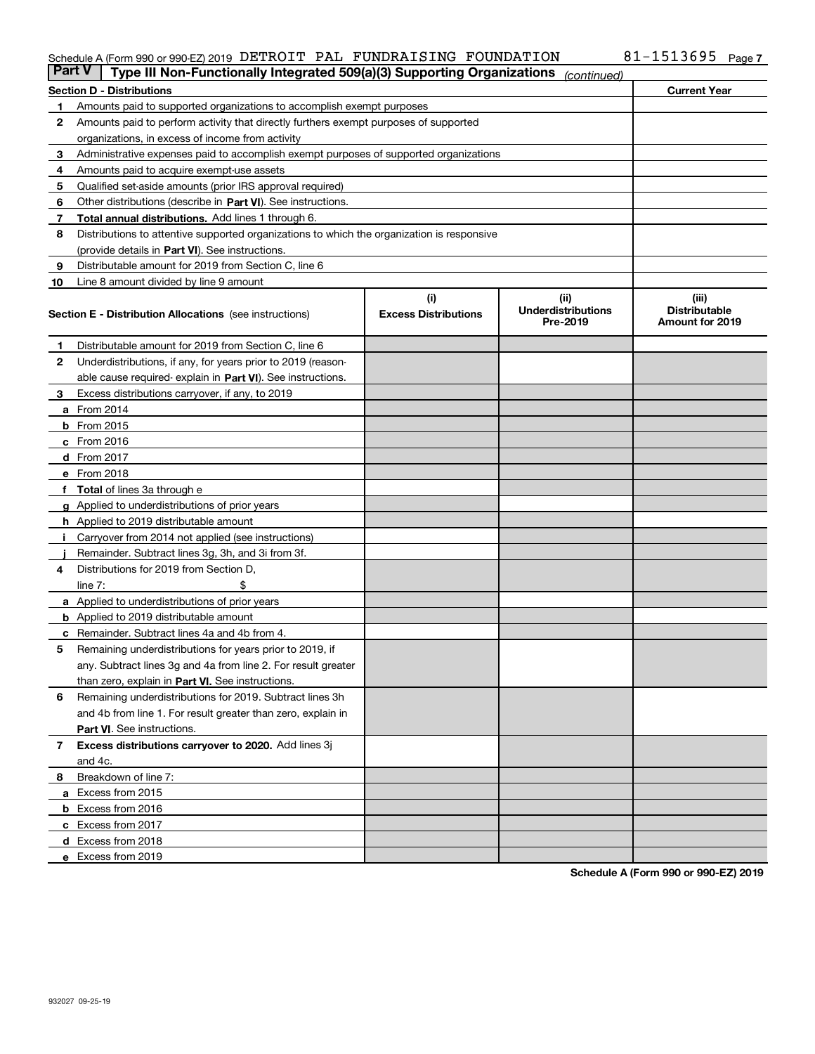Schedule A (Form 990 or 990-EZ) 2019 DETROIT PAL FUNDRAISING FOUNDATION 81-1513695 Page 7

## Part V | Type III Non-Functionally Integrated 509(a)(3) Supporting Organizations *(continued)*

| Section D - Distributions | | Current Year |
|---|---|---|
| 1 | Amounts paid to supported organizations to accomplish exempt purposes | |
| 2 | Amounts paid to perform activity that directly furthers exempt purposes of supported organizations, in excess of income from activity | |
| 3 | Administrative expenses paid to accomplish exempt purposes of supported organizations | |
| 4 | Amounts paid to acquire exempt-use assets | |
| 5 | Qualified set-aside amounts (prior IRS approval required) | |
| 6 | Other distributions (describe in **Part VI**). See instructions. | |
| 7 | **Total annual distributions.** Add lines 1 through 6. | |
| 8 | Distributions to attentive supported organizations to which the organization is responsive (provide details in **Part VI**). See instructions. | |
| 9 | Distributable amount for 2019 from Section C, line 6 | |
| 10 | Line 8 amount divided by line 9 amount | |

| Section E - Distribution Allocations (see instructions) | | (i) Excess Distributions | (ii) Underdistributions Pre-2019 | (iii) Distributable Amount for 2019 |
|---|---|---|---|---|
| 1 | Distributable amount for 2019 from Section C, line 6 | | | |
| 2 | Underdistributions, if any, for years prior to 2019 (reasonable cause required- explain in **Part VI**). See instructions. | | | |
| 3 | Excess distributions carryover, if any, to 2019 | | | |
| a | From 2014 | | | |
| b | From 2015 | | | |
| c | From 2016 | | | |
| d | From 2017 | | | |
| e | From 2018 | | | |
| f | **Total** of lines 3a through e | | | |
| g | Applied to underdistributions of prior years | | | |
| h | Applied to 2019 distributable amount | | | |
| i | Carryover from 2014 not applied (see instructions) | | | |
| j | Remainder. Subtract lines 3g, 3h, and 3i from 3f. | | | |
| 4 | Distributions for 2019 from Section D, line 7: $ | | | |
| a | Applied to underdistributions of prior years | | | |
| b | Applied to 2019 distributable amount | | | |
| c | Remainder. Subtract lines 4a and 4b from 4. | | | |
| 5 | Remaining underdistributions for years prior to 2019, if any. Subtract lines 3g and 4a from line 2. For result greater than zero, explain in **Part VI**. See instructions. | | | |
| 6 | Remaining underdistributions for 2019. Subtract lines 3h and 4b from line 1. For result greater than zero, explain in **Part VI**. See instructions. | | | |
| 7 | **Excess distributions carryover to 2020.** Add lines 3j and 4c. | | | |
| 8 | Breakdown of line 7: | | | |
| a | Excess from 2015 | | | |
| b | Excess from 2016 | | | |
| c | Excess from 2017 | | | |
| d | Excess from 2018 | | | |
| e | Excess from 2019 | | | |

**Schedule A (Form 990 or 990-EZ) 2019**

932027 09-25-19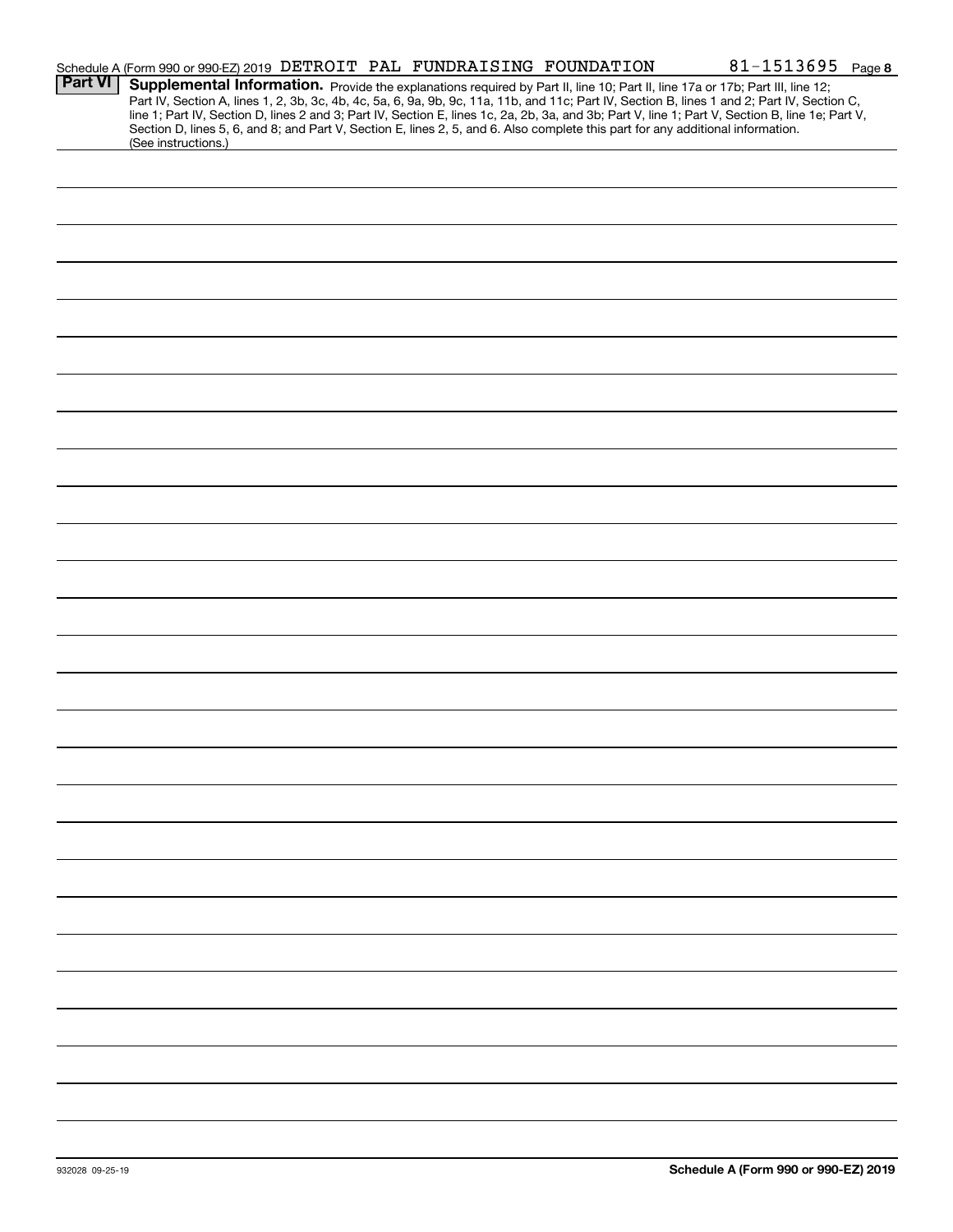Schedule A (Form 990 or 990-EZ) 2019 DETROIT PAL FUNDRAISING FOUNDATION 81-1513695 Page 8

**Part VI** **Supplemental Information.** Provide the explanations required by Part II, line 10; Part II, line 17a or 17b; Part III, line 12; Part IV, Section A, lines 1, 2, 3b, 3c, 4b, 4c, 5a, 6, 9a, 9b, 9c, 11a, 11b, and 11c; Part IV, Section B, lines 1 and 2; Part IV, Section C, line 1; Part IV, Section D, lines 2 and 3; Part IV, Section E, lines 1c, 2a, 2b, 3a, and 3b; Part V, line 1; Part V, Section B, line 1e; Part V, Section D, lines 5, 6, and 8; and Part V, Section E, lines 2, 5, and 6. Also complete this part for any additional information. (See instructions.)

932028 09-25-19

**Schedule A (Form 990 or 990-EZ) 2019**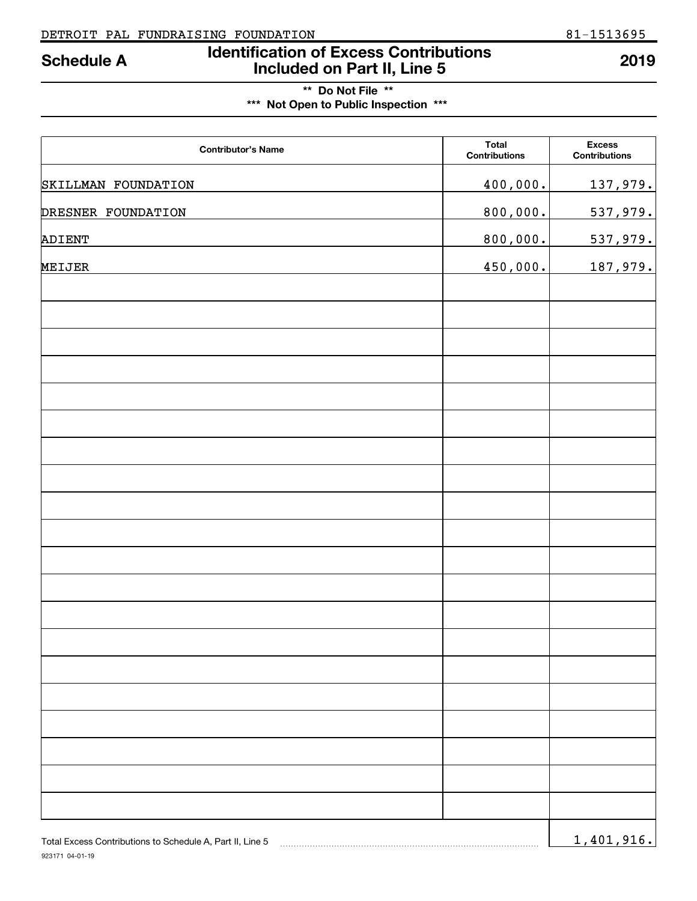DETROIT PAL FUNDRAISING FOUNDATION 81-1513695

# Schedule A — Identification of Excess Contributions Included on Part II, Line 5 — 2019

**\*\* Do Not File \*\***

**\*\*\* Not Open to Public Inspection \*\*\***

| Contributor's Name | Total Contributions | Excess Contributions |
|---|---|---|
| SKILLMAN FOUNDATION | 400,000. | 137,979. |
| DRESNER FOUNDATION | 800,000. | 537,979. |
| ADIENT | 800,000. | 537,979. |
| MEIJER | 450,000. | 187,979. |

Total Excess Contributions to Schedule A, Part II, Line 5 ........ 1,401,916.

923171 04-01-19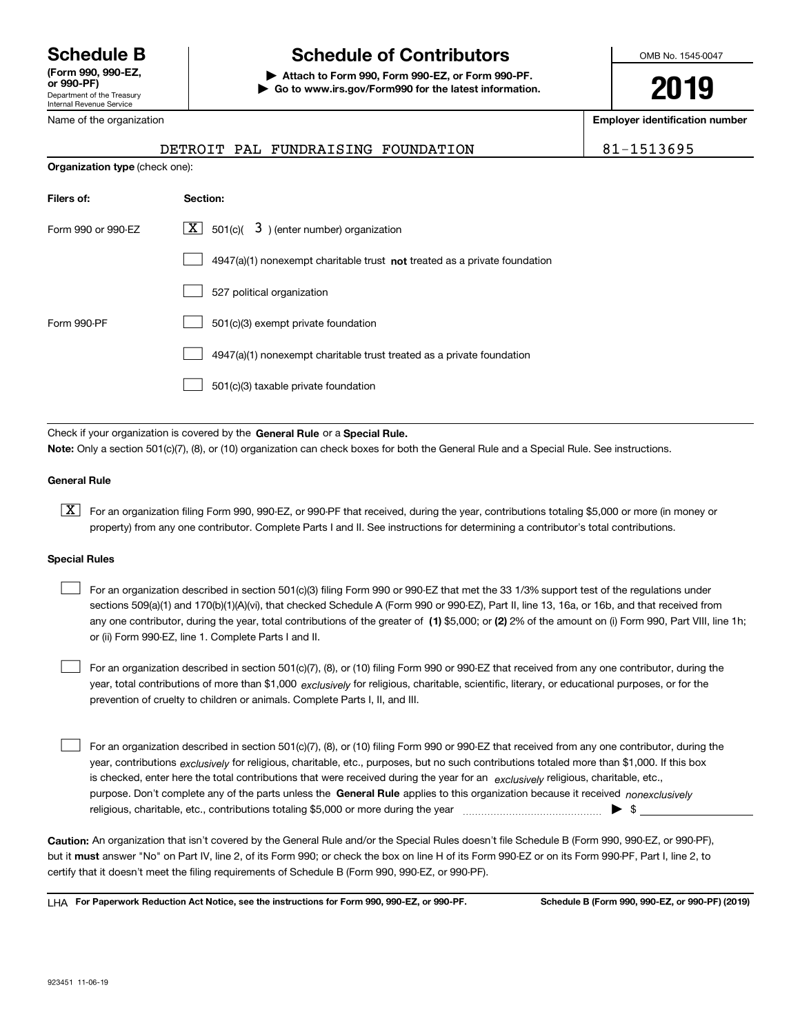# Schedule B

**(Form 990, 990-EZ, or 990-PF)**
Department of the Treasury
Internal Revenue Service

## Schedule of Contributors

**▶ Attach to Form 990, Form 990-EZ, or Form 990-PF.**
**▶ Go to www.irs.gov/Form990 for the latest information.**

OMB No. 1545-0047

**2019**

Name of the organization: DETROIT PAL FUNDRAISING FOUNDATION

**Employer identification number:** 81-1513695

**Organization type** (check one):

| **Filers of:** | **Section:** |
|---|---|
| Form 990 or 990-EZ | [X] 501(c)( 3 ) (enter number) organization |
| | [ ] 4947(a)(1) nonexempt charitable trust **not** treated as a private foundation |
| | [ ] 527 political organization |
| Form 990-PF | [ ] 501(c)(3) exempt private foundation |
| | [ ] 4947(a)(1) nonexempt charitable trust treated as a private foundation |
| | [ ] 501(c)(3) taxable private foundation |

Check if your organization is covered by the **General Rule** or a **Special Rule.**

**Note:** Only a section 501(c)(7), (8), or (10) organization can check boxes for both the General Rule and a Special Rule. See instructions.

### General Rule

[X] For an organization filing Form 990, 990-EZ, or 990-PF that received, during the year, contributions totaling $5,000 or more (in money or property) from any one contributor. Complete Parts I and II. See instructions for determining a contributor's total contributions.

### Special Rules

[ ] For an organization described in section 501(c)(3) filing Form 990 or 990-EZ that met the 33 1/3% support test of the regulations under sections 509(a)(1) and 170(b)(1)(A)(vi), that checked Schedule A (Form 990 or 990-EZ), Part II, line 13, 16a, or 16b, and that received from any one contributor, during the year, total contributions of the greater of **(1)** $5,000; or **(2)** 2% of the amount on (i) Form 990, Part VIII, line 1h; or (ii) Form 990-EZ, line 1. Complete Parts I and II.

[ ] For an organization described in section 501(c)(7), (8), or (10) filing Form 990 or 990-EZ that received from any one contributor, during the year, total contributions of more than $1,000 *exclusively* for religious, charitable, scientific, literary, or educational purposes, or for the prevention of cruelty to children or animals. Complete Parts I, II, and III.

[ ] For an organization described in section 501(c)(7), (8), or (10) filing Form 990 or 990-EZ that received from any one contributor, during the year, contributions *exclusively* for religious, charitable, etc., purposes, but no such contributions totaled more than $1,000. If this box is checked, enter here the total contributions that were received during the year for an *exclusively* religious, charitable, etc., purpose. Don't complete any of the parts unless the **General Rule** applies to this organization because it received *nonexclusively* religious, charitable, etc., contributions totaling $5,000 or more during the year ▶ $ ____________

**Caution:** An organization that isn't covered by the General Rule and/or the Special Rules doesn't file Schedule B (Form 990, 990-EZ, or 990-PF), but it **must** answer "No" on Part IV, line 2, of its Form 990; or check the box on line H of its Form 990-EZ or on its Form 990-PF, Part I, line 2, to certify that it doesn't meet the filing requirements of Schedule B (Form 990, 990-EZ, or 990-PF).

LHA **For Paperwork Reduction Act Notice, see the instructions for Form 990, 990-EZ, or 990-PF.** **Schedule B (Form 990, 990-EZ, or 990-PF) (2019)**

923451 11-06-19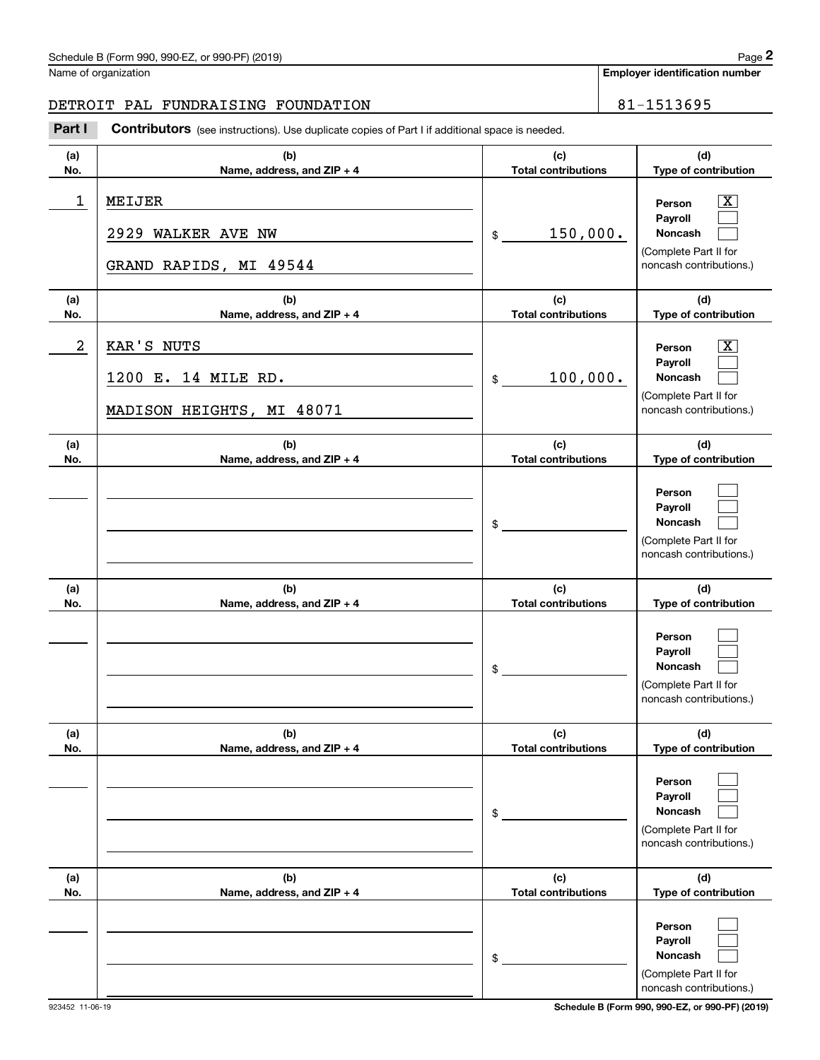Name of organization

**Employer identification number**

DETROIT PAL FUNDRAISING FOUNDATION | 81-1513695

**Part I** **Contributors** (see instructions). Use duplicate copies of Part I if additional space is needed.

| (a) No. | (b) Name, address, and ZIP + 4 | (c) Total contributions | (d) Type of contribution |
|---|---|---|---|
| 1 | MEIJER<br>2929 WALKER AVE NW<br>GRAND RAPIDS, MI 49544 | $ 150,000. | Person [X]<br>Payroll [ ]<br>Noncash [ ]<br>(Complete Part II for noncash contributions.) |
| 2 | KAR'S NUTS<br>1200 E. 14 MILE RD.<br>MADISON HEIGHTS, MI 48071 | $ 100,000. | Person [X]<br>Payroll [ ]<br>Noncash [ ]<br>(Complete Part II for noncash contributions.) |
| | | $ | Person [ ]<br>Payroll [ ]<br>Noncash [ ]<br>(Complete Part II for noncash contributions.) |
| | | $ | Person [ ]<br>Payroll [ ]<br>Noncash [ ]<br>(Complete Part II for noncash contributions.) |
| | | $ | Person [ ]<br>Payroll [ ]<br>Noncash [ ]<br>(Complete Part II for noncash contributions.) |
| | | $ | Person [ ]<br>Payroll [ ]<br>Noncash [ ]<br>(Complete Part II for noncash contributions.) |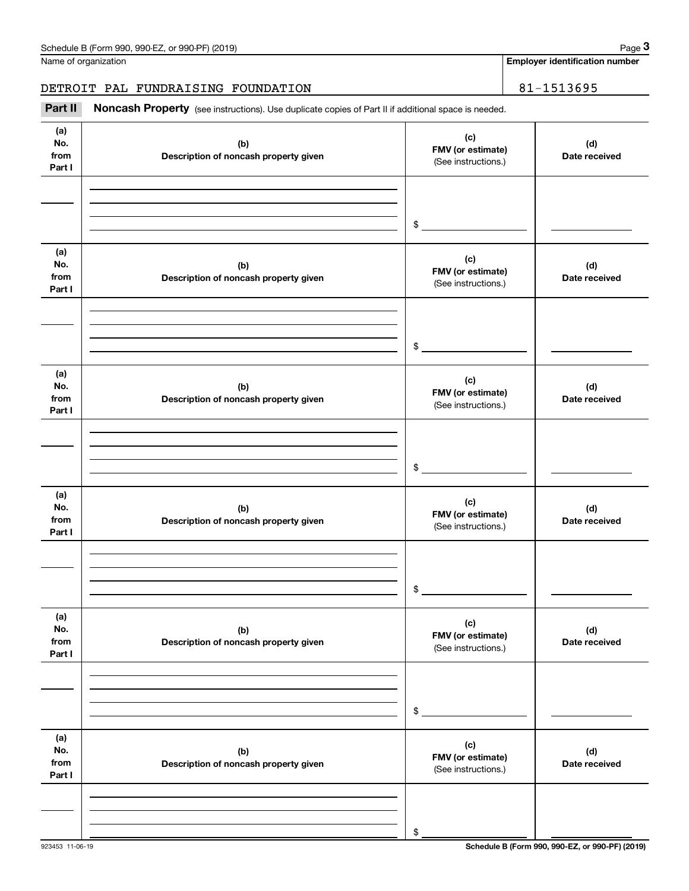Name of organization

**Employer identification number**

DETROIT PAL FUNDRAISING FOUNDATION 81-1513695

**Part II** **Noncash Property** (see instructions). Use duplicate copies of Part II if additional space is needed.

| (a) No. from Part I | (b) Description of noncash property given | (c) FMV (or estimate) (See instructions.) | (d) Date received |
|---|---|---|---|
| | | $ | |

| (a) No. from Part I | (b) Description of noncash property given | (c) FMV (or estimate) (See instructions.) | (d) Date received |
|---|---|---|---|
| | | $ | |

| (a) No. from Part I | (b) Description of noncash property given | (c) FMV (or estimate) (See instructions.) | (d) Date received |
|---|---|---|---|
| | | $ | |

| (a) No. from Part I | (b) Description of noncash property given | (c) FMV (or estimate) (See instructions.) | (d) Date received |
|---|---|---|---|
| | | $ | |

| (a) No. from Part I | (b) Description of noncash property given | (c) FMV (or estimate) (See instructions.) | (d) Date received |
|---|---|---|---|
| | | $ | |

| (a) No. from Part I | (b) Description of noncash property given | (c) FMV (or estimate) (See instructions.) | (d) Date received |
|---|---|---|---|
| | | $ | |

923453 11-06-19 **Schedule B (Form 990, 990-EZ, or 990-PF) (2019)**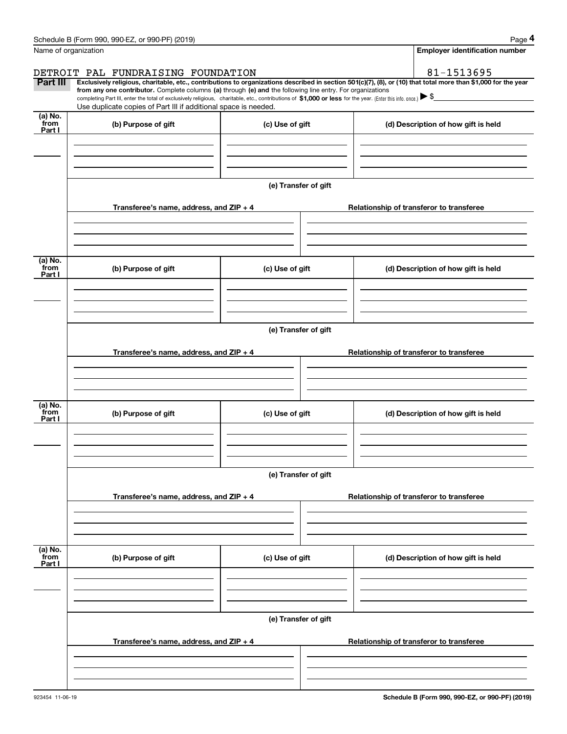Name of organization

**Employer identification number**

DETROIT PAL FUNDRAISING FOUNDATION

81-1513695

**Part III** **Exclusively religious, charitable, etc., contributions to organizations described in section 501(c)(7), (8), or (10) that total more than $1,000 for the year from any one contributor.** Complete columns **(a)** through **(e) and** the following line entry. For organizations completing Part III, enter the total of exclusively religious, charitable, etc., contributions of **$1,000 or less** for the year. (Enter this info. once.) ▶ $

Use duplicate copies of Part III if additional space is needed.

| (a) No. from Part I | (b) Purpose of gift | (c) Use of gift | (d) Description of how gift is held |
|---|---|---|---|
| | | | |

(e) Transfer of gift

| Transferee's name, address, and ZIP + 4 | Relationship of transferor to transferee |
|---|---|
| | |

| (a) No. from Part I | (b) Purpose of gift | (c) Use of gift | (d) Description of how gift is held |
|---|---|---|---|
| | | | |

(e) Transfer of gift

| Transferee's name, address, and ZIP + 4 | Relationship of transferor to transferee |
|---|---|
| | |

| (a) No. from Part I | (b) Purpose of gift | (c) Use of gift | (d) Description of how gift is held |
|---|---|---|---|
| | | | |

(e) Transfer of gift

| Transferee's name, address, and ZIP + 4 | Relationship of transferor to transferee |
|---|---|
| | |

| (a) No. from Part I | (b) Purpose of gift | (c) Use of gift | (d) Description of how gift is held |
|---|---|---|---|
| | | | |

(e) Transfer of gift

| Transferee's name, address, and ZIP + 4 | Relationship of transferor to transferee |
|---|---|
| | |

923454 11-06-19

**Schedule B (Form 990, 990-EZ, or 990-PF) (2019)**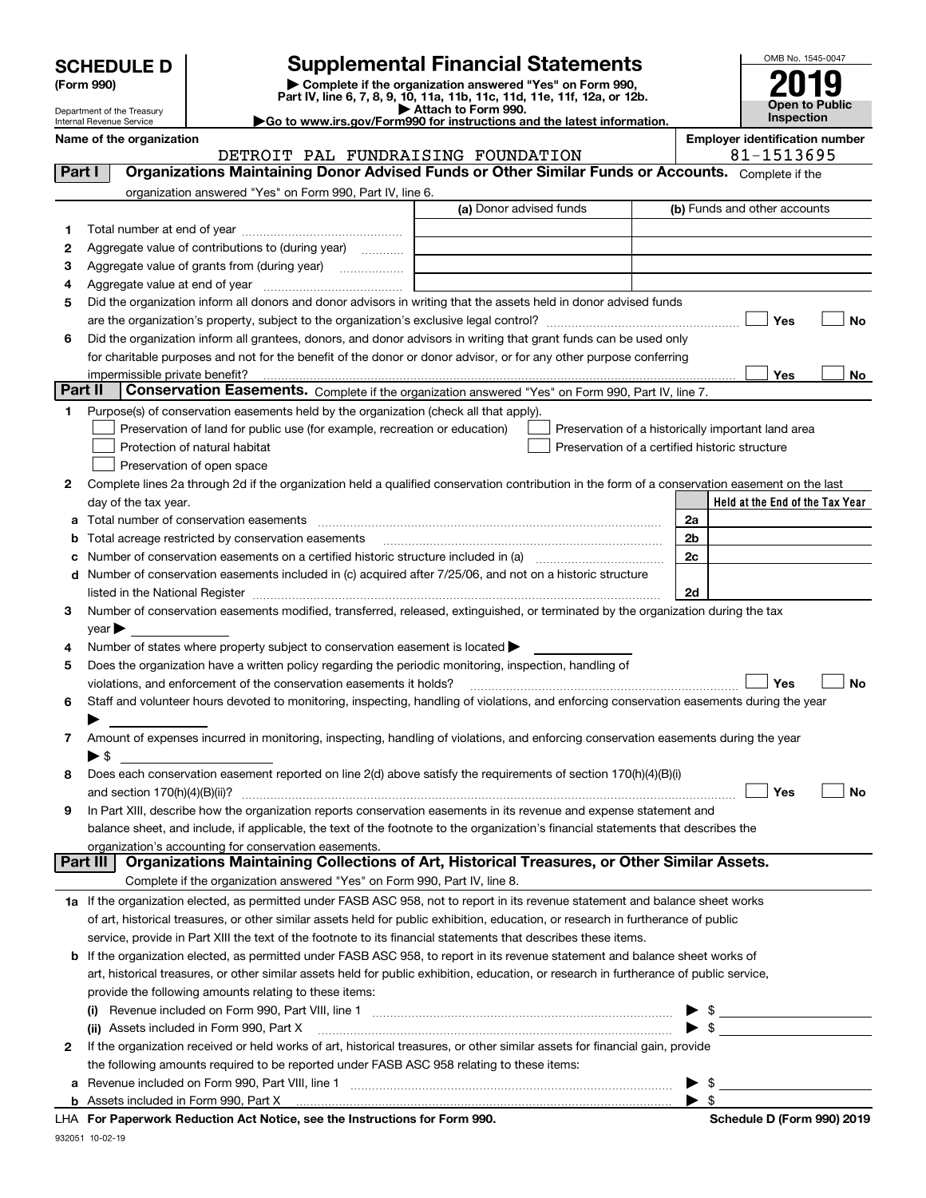# SCHEDULE D (Form 990)

Department of the Treasury
Internal Revenue Service

## Supplemental Financial Statements

▶ Complete if the organization answered "Yes" on Form 990, Part IV, line 6, 7, 8, 9, 10, 11a, 11b, 11c, 11d, 11e, 11f, 12a, or 12b.
▶ Attach to Form 990.
▶Go to www.irs.gov/Form990 for instructions and the latest information.

OMB No. 1545-0047

**2019**

**Open to Public Inspection**

Name of the organization: DETROIT PAL FUNDRAISING FOUNDATION

Employer identification number: 81-1513695

## Part I Organizations Maintaining Donor Advised Funds or Other Similar Funds or Accounts.

Complete if the organization answered "Yes" on Form 990, Part IV, line 6.

| | | (a) Donor advised funds | (b) Funds and other accounts |
|---|---|---|---|
| 1 | Total number at end of year | | |
| 2 | Aggregate value of contributions to (during year) | | |
| 3 | Aggregate value of grants from (during year) | | |
| 4 | Aggregate value at end of year | | |

5 Did the organization inform all donors and donor advisors in writing that the assets held in donor advised funds are the organization's property, subject to the organization's exclusive legal control? ☐ Yes ☐ No

6 Did the organization inform all grantees, donors, and donor advisors in writing that grant funds can be used only for charitable purposes and not for the benefit of the donor or donor advisor, or for any other purpose conferring impermissible private benefit? ☐ Yes ☐ No

## Part II Conservation Easements.

Complete if the organization answered "Yes" on Form 990, Part IV, line 7.

1 Purpose(s) of conservation easements held by the organization (check all that apply).

- ☐ Preservation of land for public use (for example, recreation or education)
- ☐ Protection of natural habitat
- ☐ Preservation of open space
- ☐ Preservation of a historically important land area
- ☐ Preservation of a certified historic structure

2 Complete lines 2a through 2d if the organization held a qualified conservation contribution in the form of a conservation easement on the last day of the tax year.

| | | | Held at the End of the Tax Year |
|---|---|---|---|
| a | Total number of conservation easements | 2a | |
| b | Total acreage restricted by conservation easements | 2b | |
| c | Number of conservation easements on a certified historic structure included in (a) | 2c | |
| d | Number of conservation easements included in (c) acquired after 7/25/06, and not on a historic structure listed in the National Register | 2d | |

3 Number of conservation easements modified, transferred, released, extinguished, or terminated by the organization during the tax year ▶

4 Number of states where property subject to conservation easement is located ▶

5 Does the organization have a written policy regarding the periodic monitoring, inspection, handling of violations, and enforcement of the conservation easements it holds? ☐ Yes ☐ No

6 Staff and volunteer hours devoted to monitoring, inspecting, handling of violations, and enforcing conservation easements during the year ▶

7 Amount of expenses incurred in monitoring, inspecting, handling of violations, and enforcing conservation easements during the year ▶ $

8 Does each conservation easement reported on line 2(d) above satisfy the requirements of section 170(h)(4)(B)(i) and section 170(h)(4)(B)(ii)? ☐ Yes ☐ No

9 In Part XIII, describe how the organization reports conservation easements in its revenue and expense statement and balance sheet, and include, if applicable, the text of the footnote to the organization's financial statements that describes the organization's accounting for conservation easements.

## Part III Organizations Maintaining Collections of Art, Historical Treasures, or Other Similar Assets.

Complete if the organization answered "Yes" on Form 990, Part IV, line 8.

1a If the organization elected, as permitted under FASB ASC 958, not to report in its revenue statement and balance sheet works of art, historical treasures, or other similar assets held for public exhibition, education, or research in furtherance of public service, provide in Part XIII the text of the footnote to its financial statements that describes these items.

b If the organization elected, as permitted under FASB ASC 958, to report in its revenue statement and balance sheet works of art, historical treasures, or other similar assets held for public exhibition, education, or research in furtherance of public service, provide the following amounts relating to these items:

(i) Revenue included on Form 990, Part VIII, line 1 ▶ $

(ii) Assets included in Form 990, Part X ▶ $

2 If the organization received or held works of art, historical treasures, or other similar assets for financial gain, provide the following amounts required to be reported under FASB ASC 958 relating to these items:

a Revenue included on Form 990, Part VIII, line 1 ▶ $

b Assets included in Form 990, Part X ▶ $

LHA For Paperwork Reduction Act Notice, see the Instructions for Form 990.

Schedule D (Form 990) 2019

932051 10-02-19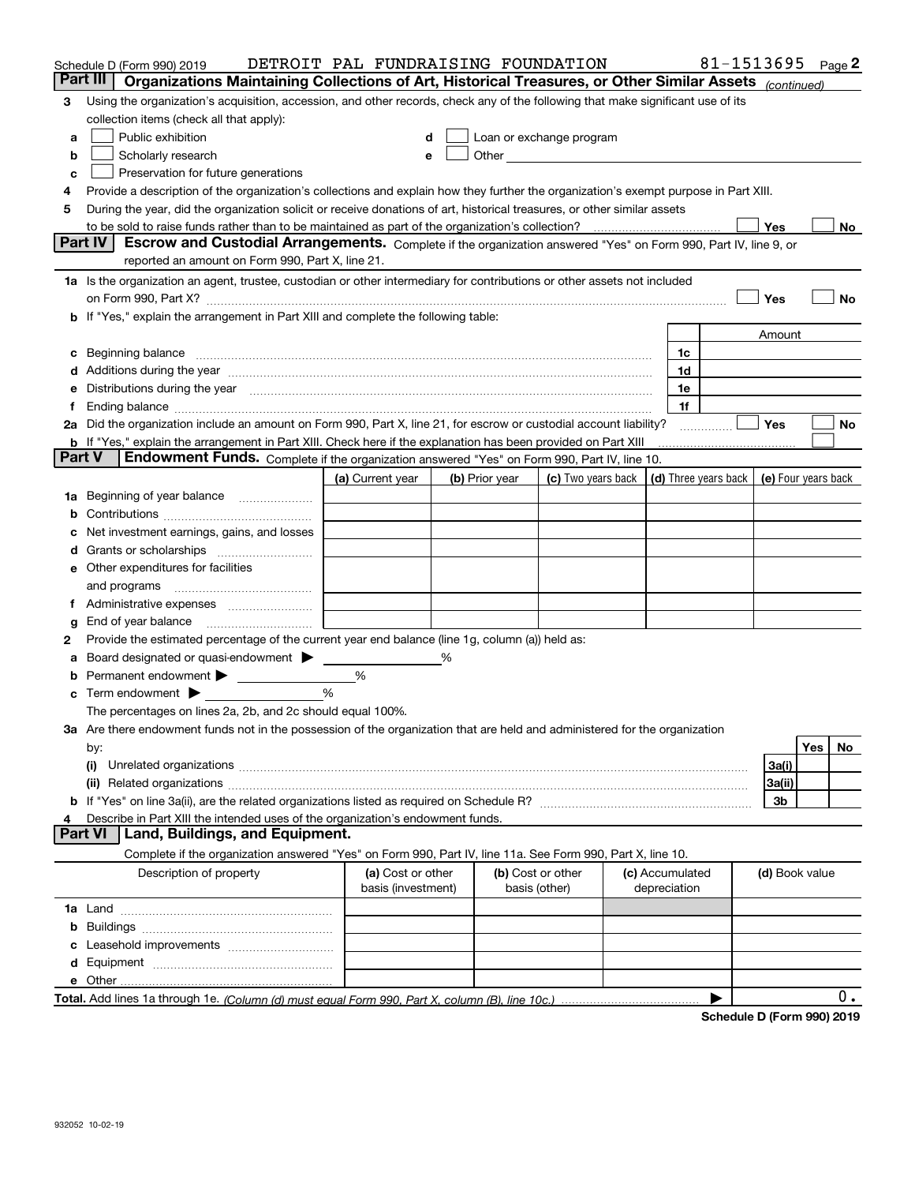Schedule D (Form 990) 2019 DETROIT PAL FUNDRAISING FOUNDATION 81-1513695 Page 2

**Part III** **Organizations Maintaining Collections of Art, Historical Treasures, or Other Similar Assets** *(continued)*

3 Using the organization's acquisition, accession, and other records, check any of the following that make significant use of its collection items (check all that apply):

a ☐ Public exhibition
b ☐ Scholarly research
c ☐ Preservation for future generations
d ☐ Loan or exchange program
e ☐ Other

4 Provide a description of the organization's collections and explain how they further the organization's exempt purpose in Part XIII.

5 During the year, did the organization solicit or receive donations of art, historical treasures, or other similar assets to be sold to raise funds rather than to be maintained as part of the organization's collection? ☐ Yes ☐ No

**Part IV** **Escrow and Custodial Arrangements.** Complete if the organization answered "Yes" on Form 990, Part IV, line 9, or reported an amount on Form 990, Part X, line 21.

1a Is the organization an agent, trustee, custodian or other intermediary for contributions or other assets not included on Form 990, Part X? ☐ Yes ☐ No

b If "Yes," explain the arrangement in Part XIII and complete the following table:

| | | Amount |
|---|---|---|
| c Beginning balance | 1c | |
| d Additions during the year | 1d | |
| e Distributions during the year | 1e | |
| f Ending balance | 1f | |

2a Did the organization include an amount on Form 990, Part X, line 21, for escrow or custodial account liability? ☐ Yes ☐ No

b If "Yes," explain the arrangement in Part XIII. Check here if the explanation has been provided on Part XIII ☐

**Part V** **Endowment Funds.** Complete if the organization answered "Yes" on Form 990, Part IV, line 10.

| | (a) Current year | (b) Prior year | (c) Two years back | (d) Three years back | (e) Four years back |
|---|---|---|---|---|---|
| 1a Beginning of year balance | | | | | |
| b Contributions | | | | | |
| c Net investment earnings, gains, and losses | | | | | |
| d Grants or scholarships | | | | | |
| e Other expenditures for facilities and programs | | | | | |
| f Administrative expenses | | | | | |
| g End of year balance | | | | | |

2 Provide the estimated percentage of the current year end balance (line 1g, column (a)) held as:

a Board designated or quasi-endowment ▶ %
b Permanent endowment ▶ %
c Term endowment ▶ %

The percentages on lines 2a, 2b, and 2c should equal 100%.

3a Are there endowment funds not in the possession of the organization that are held and administered for the organization by:

| | | Yes | No |
|---|---|---|---|
| (i) Unrelated organizations | 3a(i) | | |
| (ii) Related organizations | 3a(ii) | | |
| b If "Yes" on line 3a(ii), are the related organizations listed as required on Schedule R? | 3b | | |

4 Describe in Part XIII the intended uses of the organization's endowment funds.

**Part VI** **Land, Buildings, and Equipment.**

Complete if the organization answered "Yes" on Form 990, Part IV, line 11a. See Form 990, Part X, line 10.

| Description of property | (a) Cost or other basis (investment) | (b) Cost or other basis (other) | (c) Accumulated depreciation | (d) Book value |
|---|---|---|---|---|
| 1a Land | | | | |
| b Buildings | | | | |
| c Leasehold improvements | | | | |
| d Equipment | | | | |
| e Other | | | | |
| **Total.** Add lines 1a through 1e. *(Column (d) must equal Form 990, Part X, column (B), line 10c.)* ▶ | | | | 0. |

**Schedule D (Form 990) 2019**

932052 10-02-19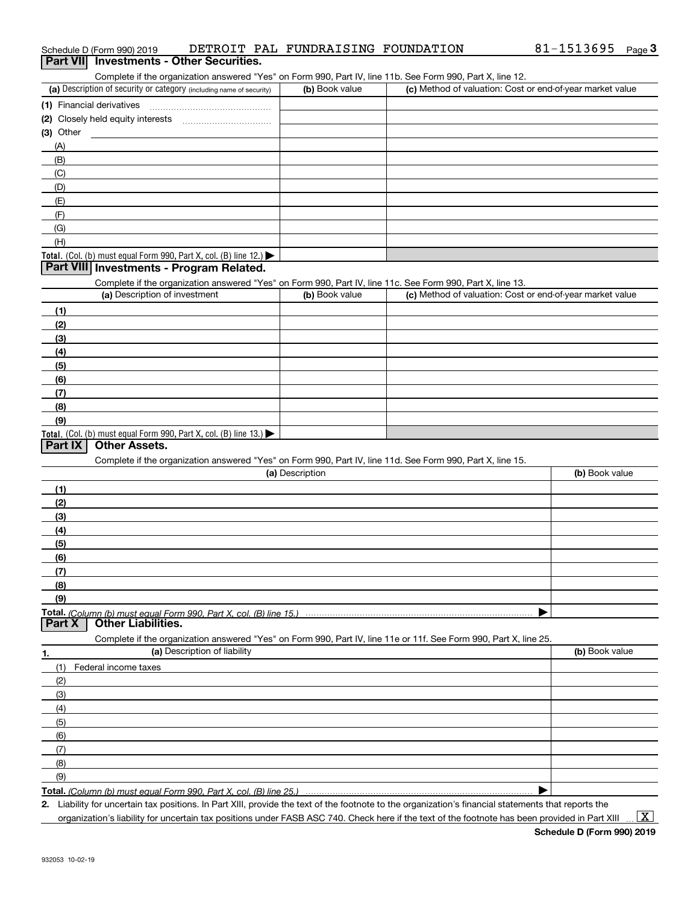Schedule D (Form 990) 2019 DETROIT PAL FUNDRAISING FOUNDATION 81-1513695 Page 3

## Part VII Investments - Other Securities.

Complete if the organization answered "Yes" on Form 990, Part IV, line 11b. See Form 990, Part X, line 12.

| (a) Description of security or category (including name of security) | (b) Book value | (c) Method of valuation: Cost or end-of-year market value |
|---|---|---|
| (1) Financial derivatives | | |
| (2) Closely held equity interests | | |
| (3) Other | | |
| (A) | | |
| (B) | | |
| (C) | | |
| (D) | | |
| (E) | | |
| (F) | | |
| (G) | | |
| (H) | | |
| **Total.** (Col. (b) must equal Form 990, Part X, col. (B) line 12.) ▶ | | |

## Part VIII Investments - Program Related.

Complete if the organization answered "Yes" on Form 990, Part IV, line 11c. See Form 990, Part X, line 13.

| (a) Description of investment | (b) Book value | (c) Method of valuation: Cost or end-of-year market value |
|---|---|---|
| (1) | | |
| (2) | | |
| (3) | | |
| (4) | | |
| (5) | | |
| (6) | | |
| (7) | | |
| (8) | | |
| (9) | | |
| **Total.** (Col. (b) must equal Form 990, Part X, col. (B) line 13.) ▶ | | |

## Part IX Other Assets.

Complete if the organization answered "Yes" on Form 990, Part IV, line 11d. See Form 990, Part X, line 15.

| (a) Description | (b) Book value |
|---|---|
| (1) | |
| (2) | |
| (3) | |
| (4) | |
| (5) | |
| (6) | |
| (7) | |
| (8) | |
| (9) | |
| **Total.** *(Column (b) must equal Form 990, Part X, col. (B) line 15.)* ▶ | |

## Part X Other Liabilities.

Complete if the organization answered "Yes" on Form 990, Part IV, line 11e or 11f. See Form 990, Part X, line 25.

| 1. (a) Description of liability | (b) Book value |
|---|---|
| (1) Federal income taxes | |
| (2) | |
| (3) | |
| (4) | |
| (5) | |
| (6) | |
| (7) | |
| (8) | |
| (9) | |
| **Total.** *(Column (b) must equal Form 990, Part X, col. (B) line 25.)* ▶ | |

2. Liability for uncertain tax positions. In Part XIII, provide the text of the footnote to the organization's financial statements that reports the organization's liability for uncertain tax positions under FASB ASC 740. Check here if the text of the footnote has been provided in Part XIII ... [X]

Schedule D (Form 990) 2019

932053 10-02-19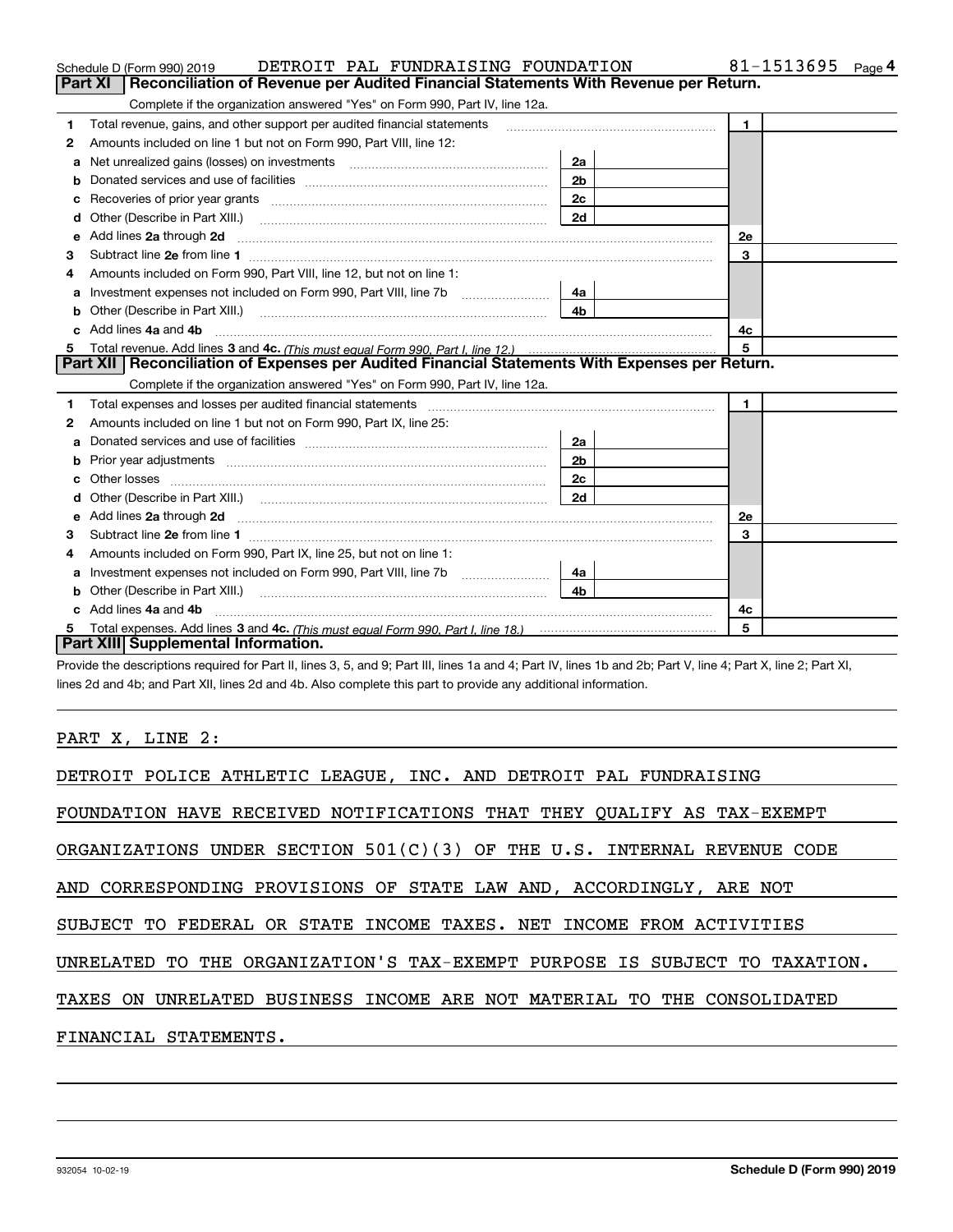Schedule D (Form 990) 2019 DETROIT PAL FUNDRAISING FOUNDATION 81-1513695

## Part XI Reconciliation of Revenue per Audited Financial Statements With Revenue per Return.

Complete if the organization answered "Yes" on Form 990, Part IV, line 12a.

| | | | | | |
|---|---|---|---|---|---|
| 1 | Total revenue, gains, and other support per audited financial statements | | | 1 | |
| 2 | Amounts included on line 1 but not on Form 990, Part VIII, line 12: | | | | |
| a | Net unrealized gains (losses) on investments | 2a | | | |
| b | Donated services and use of facilities | 2b | | | |
| c | Recoveries of prior year grants | 2c | | | |
| d | Other (Describe in Part XIII.) | 2d | | | |
| e | Add lines **2a** through **2d** | | | 2e | |
| 3 | Subtract line **2e** from line **1** | | | 3 | |
| 4 | Amounts included on Form 990, Part VIII, line 12, but not on line 1: | | | | |
| a | Investment expenses not included on Form 990, Part VIII, line 7b | 4a | | | |
| b | Other (Describe in Part XIII.) | 4b | | | |
| c | Add lines **4a** and **4b** | | | 4c | |
| 5 | Total revenue. Add lines **3** and **4c.** *(This must equal Form 990, Part I, line 12.)* | | | 5 | |

## Part XII Reconciliation of Expenses per Audited Financial Statements With Expenses per Return.

Complete if the organization answered "Yes" on Form 990, Part IV, line 12a.

| | | | | | |
|---|---|---|---|---|---|
| 1 | Total expenses and losses per audited financial statements | | | 1 | |
| 2 | Amounts included on line 1 but not on Form 990, Part IX, line 25: | | | | |
| a | Donated services and use of facilities | 2a | | | |
| b | Prior year adjustments | 2b | | | |
| c | Other losses | 2c | | | |
| d | Other (Describe in Part XIII.) | 2d | | | |
| e | Add lines **2a** through **2d** | | | 2e | |
| 3 | Subtract line **2e** from line **1** | | | 3 | |
| 4 | Amounts included on Form 990, Part IX, line 25, but not on line 1: | | | | |
| a | Investment expenses not included on Form 990, Part VIII, line 7b | 4a | | | |
| b | Other (Describe in Part XIII.) | 4b | | | |
| c | Add lines **4a** and **4b** | | | 4c | |
| 5 | Total expenses. Add lines **3** and **4c.** *(This must equal Form 990, Part I, line 18.)* | | | 5 | |

## Part XIII Supplemental Information.

Provide the descriptions required for Part II, lines 3, 5, and 9; Part III, lines 1a and 4; Part IV, lines 1b and 2b; Part V, line 4; Part X, line 2; Part XI, lines 2d and 4b; and Part XII, lines 2d and 4b. Also complete this part to provide any additional information.

PART X, LINE 2:

DETROIT POLICE ATHLETIC LEAGUE, INC. AND DETROIT PAL FUNDRAISING FOUNDATION HAVE RECEIVED NOTIFICATIONS THAT THEY QUALIFY AS TAX-EXEMPT ORGANIZATIONS UNDER SECTION 501(C)(3) OF THE U.S. INTERNAL REVENUE CODE AND CORRESPONDING PROVISIONS OF STATE LAW AND, ACCORDINGLY, ARE NOT SUBJECT TO FEDERAL OR STATE INCOME TAXES. NET INCOME FROM ACTIVITIES UNRELATED TO THE ORGANIZATION'S TAX-EXEMPT PURPOSE IS SUBJECT TO TAXATION. TAXES ON UNRELATED BUSINESS INCOME ARE NOT MATERIAL TO THE CONSOLIDATED FINANCIAL STATEMENTS.

932054 10-02-19 **Schedule D (Form 990) 2019**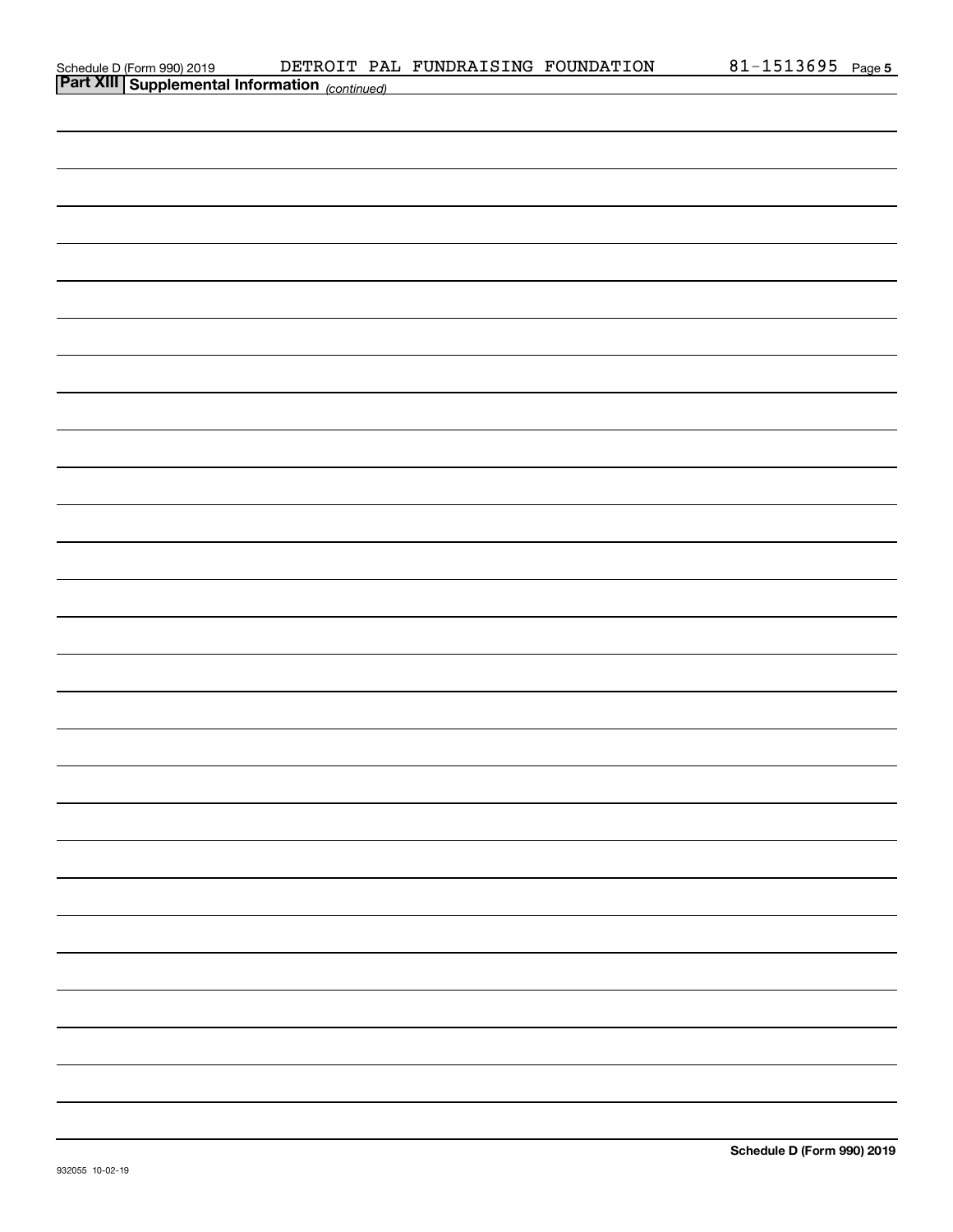## Part XIII Supplemental Information *(continued)*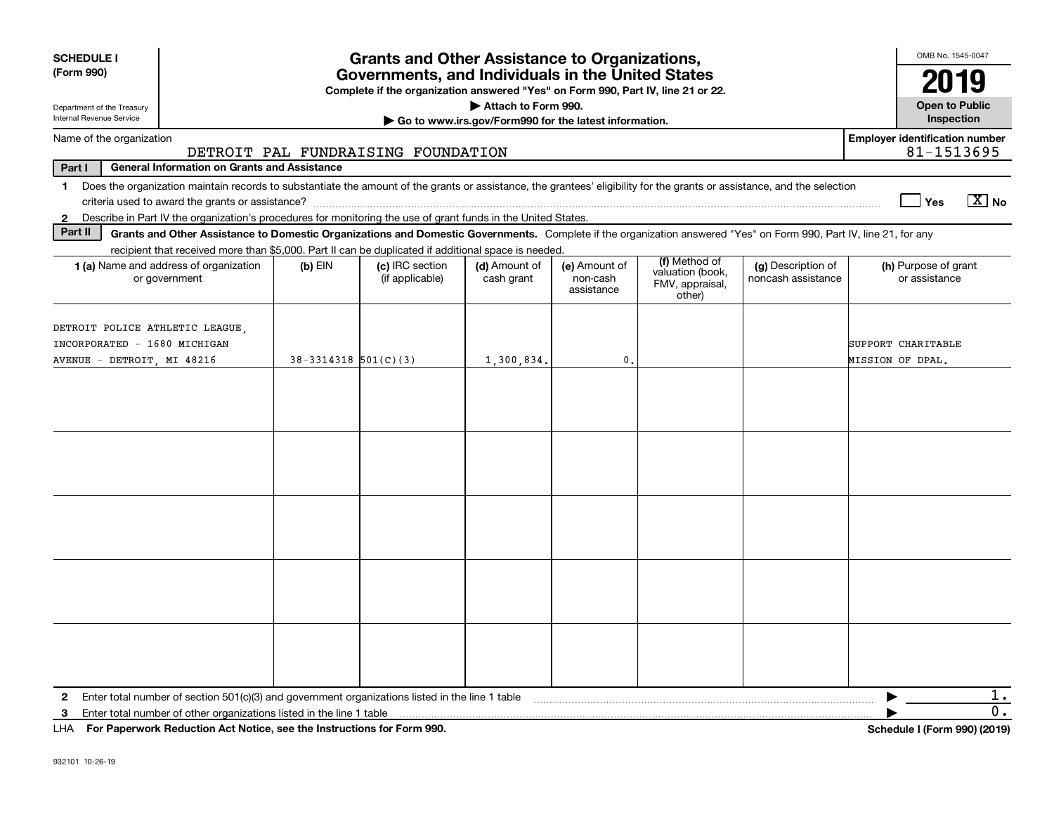**SCHEDULE I**
**(Form 990)**

Department of the Treasury
Internal Revenue Service

# Grants and Other Assistance to Organizations, Governments, and Individuals in the United States

**Complete if the organization answered "Yes" on Form 990, Part IV, line 21 or 22.**
**▶ Attach to Form 990.**
**▶ Go to www.irs.gov/Form990 for the latest information.**

OMB No. 1545-0047
**2019**
**Open to Public Inspection**

Name of the organization: DETROIT PAL FUNDRAISING FOUNDATION
**Employer identification number:** 81-1513695

**Part I — General Information on Grants and Assistance**

1. Does the organization maintain records to substantiate the amount of the grants or assistance, the grantees' eligibility for the grants or assistance, and the selection criteria used to award the grants or assistance? ☐ Yes ☒ No
2. Describe in Part IV the organization's procedures for monitoring the use of grant funds in the United States.

**Part II — Grants and Other Assistance to Domestic Organizations and Domestic Governments.** Complete if the organization answered "Yes" on Form 990, Part IV, line 21, for any recipient that received more than $5,000. Part II can be duplicated if additional space is needed.

| 1 (a) Name and address of organization or government | (b) EIN | (c) IRC section (if applicable) | (d) Amount of cash grant | (e) Amount of non-cash assistance | (f) Method of valuation (book, FMV, appraisal, other) | (g) Description of noncash assistance | (h) Purpose of grant or assistance |
|---|---|---|---|---|---|---|---|
| DETROIT POLICE ATHLETIC LEAGUE, INCORPORATED - 1680 MICHIGAN AVENUE - DETROIT, MI 48216 | 38-3314318 | 501(C)(3) | 1,300,834. | 0. | | | SUPPORT CHARITABLE MISSION OF DPAL. |
| | | | | | | | |
| | | | | | | | |
| | | | | | | | |
| | | | | | | | |
| | | | | | | | |

2. Enter total number of section 501(c)(3) and government organizations listed in the line 1 table ▶ 1.
3. Enter total number of other organizations listed in the line 1 table ▶ 0.

LHA **For Paperwork Reduction Act Notice, see the Instructions for Form 990.** **Schedule I (Form 990) (2019)**

932101 10-26-19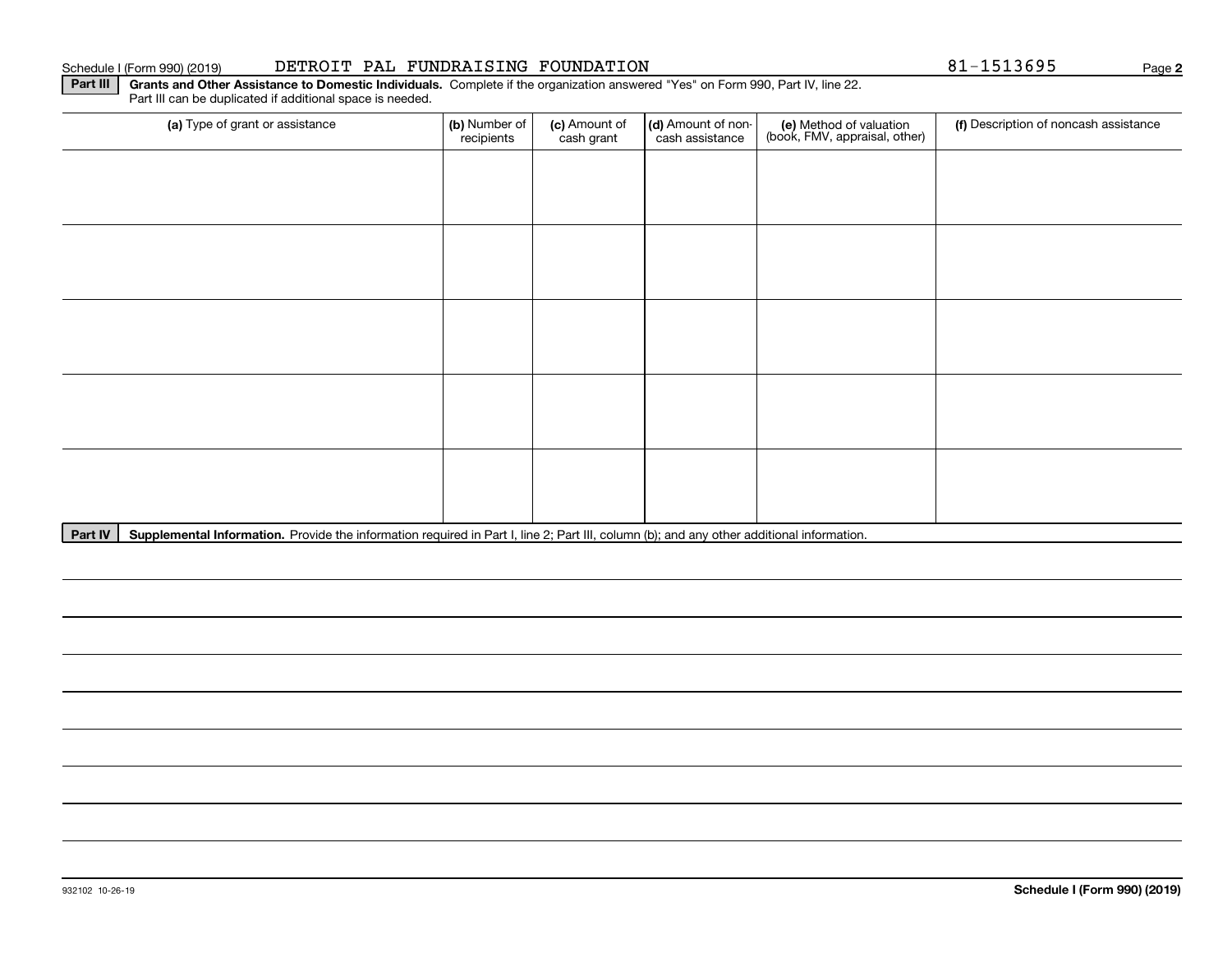Schedule I (Form 990) (2019) DETROIT PAL FUNDRAISING FOUNDATION 81-1513695

**Part III** **Grants and Other Assistance to Domestic Individuals.** Complete if the organization answered "Yes" on Form 990, Part IV, line 22. Part III can be duplicated if additional space is needed.

| (a) Type of grant or assistance | (b) Number of recipients | (c) Amount of cash grant | (d) Amount of non-cash assistance | (e) Method of valuation (book, FMV, appraisal, other) | (f) Description of noncash assistance |
|---|---|---|---|---|---|
| | | | | | |
| | | | | | |
| | | | | | |
| | | | | | |
| | | | | | |

**Part IV** **Supplemental Information.** Provide the information required in Part I, line 2; Part III, column (b); and any other additional information.

932102 10-26-19

**Schedule I (Form 990) (2019)**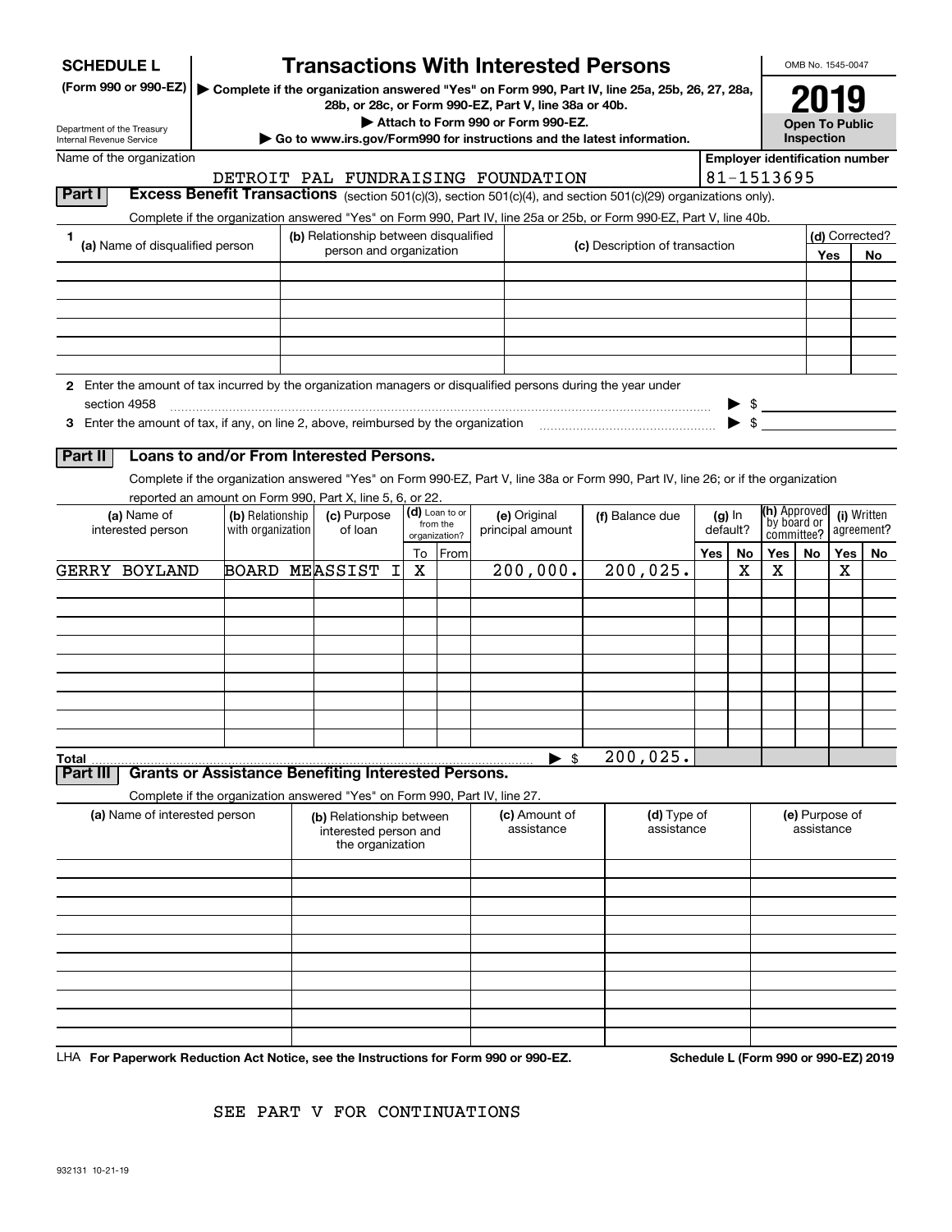**SCHEDULE L** (Form 990 or 990-EZ)

Department of the Treasury
Internal Revenue Service

# Transactions With Interested Persons

▶ Complete if the organization answered "Yes" on Form 990, Part IV, line 25a, 25b, 26, 27, 28a, 28b, or 28c, or Form 990-EZ, Part V, line 38a or 40b.
▶ Attach to Form 990 or Form 990-EZ.
▶ Go to www.irs.gov/Form990 for instructions and the latest information.

OMB No. 1545-0047

**2019**

**Open To Public Inspection**

Name of the organization: DETROIT PAL FUNDRAISING FOUNDATION

Employer identification number: 81-1513695

## Part I Excess Benefit Transactions (section 501(c)(3), section 501(c)(4), and section 501(c)(29) organizations only).

Complete if the organization answered "Yes" on Form 990, Part IV, line 25a or 25b, or Form 990-EZ, Part V, line 40b.

| 1 (a) Name of disqualified person | (b) Relationship between disqualified person and organization | (c) Description of transaction | (d) Corrected? Yes | No |
|---|---|---|---|---|
| | | | | |
| | | | | |
| | | | | |
| | | | | |
| | | | | |
| | | | | |

**2** Enter the amount of tax incurred by the organization managers or disqualified persons during the year under section 4958 ▶ $

**3** Enter the amount of tax, if any, on line 2, above, reimbursed by the organization ▶ $

## Part II Loans to and/or From Interested Persons.

Complete if the organization answered "Yes" on Form 990-EZ, Part V, line 38a or Form 990, Part IV, line 26; or if the organization reported an amount on Form 990, Part X, line 5, 6, or 22.

| (a) Name of interested person | (b) Relationship with organization | (c) Purpose of loan | (d) Loan to or from the organization? To | From | (e) Original principal amount | (f) Balance due | (g) In default? Yes | No | (h) Approved by board or committee? Yes | No | (i) Written agreement? Yes | No |
|---|---|---|---|---|---|---|---|---|---|---|---|---|
| GERRY BOYLAND | BOARD ME | ASSIST I | X | | 200,000. | 200,025. | | X | X | | X | |
| | | | | | | | | | | | | |
| | | | | | | | | | | | | |
| | | | | | | | | | | | | |
| | | | | | | | | | | | | |
| | | | | | | | | | | | | |
| | | | | | | | | | | | | |
| | | | | | | | | | | | | |
| | | | | | | | | | | | | |
| **Total** | | | | | ▶ $ | 200,025. | | | | | | |

## Part III Grants or Assistance Benefiting Interested Persons.

Complete if the organization answered "Yes" on Form 990, Part IV, line 27.

| (a) Name of interested person | (b) Relationship between interested person and the organization | (c) Amount of assistance | (d) Type of assistance | (e) Purpose of assistance |
|---|---|---|---|---|
| | | | | |
| | | | | |
| | | | | |
| | | | | |
| | | | | |
| | | | | |
| | | | | |
| | | | | |
| | | | | |
| | | | | |

LHA **For Paperwork Reduction Act Notice, see the Instructions for Form 990 or 990-EZ.** **Schedule L (Form 990 or 990-EZ) 2019**

SEE PART V FOR CONTINUATIONS

932131 10-21-19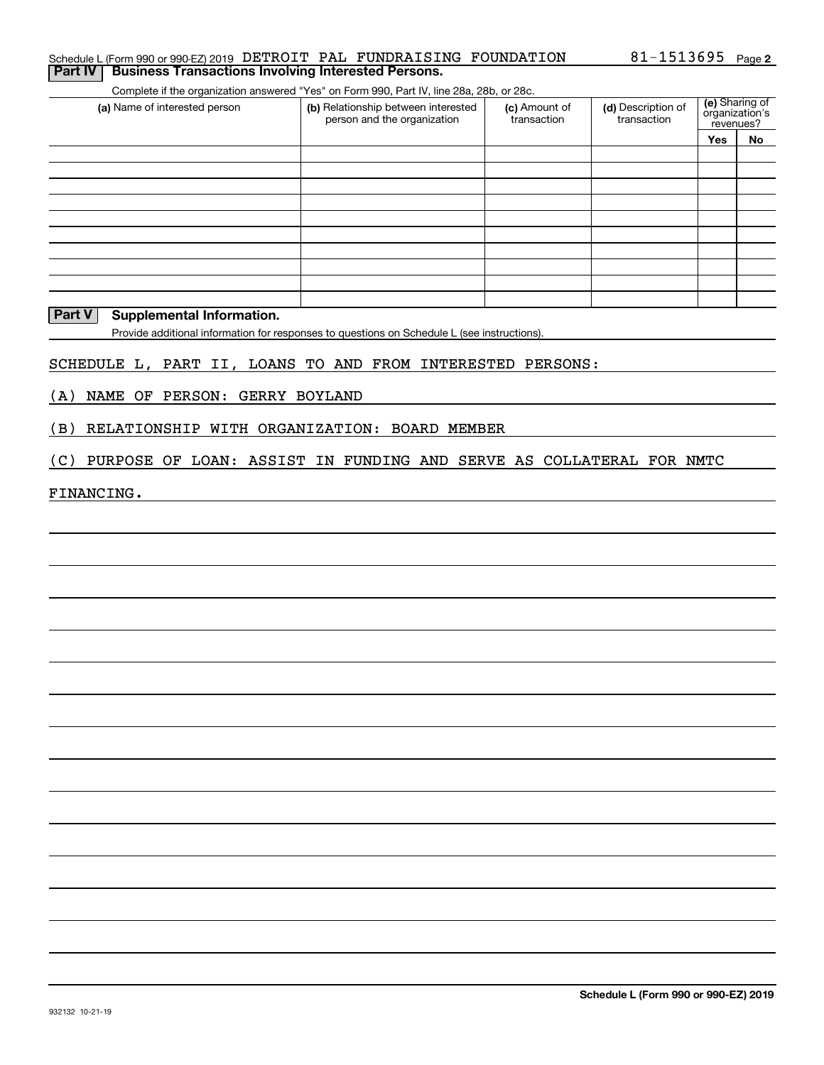Schedule L (Form 990 or 990-EZ) 2019 DETROIT PAL FUNDRAISING FOUNDATION 81-1513695 Page 2

## Part IV Business Transactions Involving Interested Persons.

Complete if the organization answered "Yes" on Form 990, Part IV, line 28a, 28b, or 28c.

| (a) Name of interested person | (b) Relationship between interested person and the organization | (c) Amount of transaction | (d) Description of transaction | (e) Sharing of organization's revenues? | |
|---|---|---|---|---|---|
| | | | | Yes | No |
| | | | | | |
| | | | | | |
| | | | | | |
| | | | | | |
| | | | | | |
| | | | | | |
| | | | | | |
| | | | | | |
| | | | | | |
| | | | | | |

## Part V Supplemental Information.

Provide additional information for responses to questions on Schedule L (see instructions).

SCHEDULE L, PART II, LOANS TO AND FROM INTERESTED PERSONS:

(A) NAME OF PERSON: GERRY BOYLAND

(B) RELATIONSHIP WITH ORGANIZATION: BOARD MEMBER

(C) PURPOSE OF LOAN: ASSIST IN FUNDING AND SERVE AS COLLATERAL FOR NMTC FINANCING.

Schedule L (Form 990 or 990-EZ) 2019

932132 10-21-19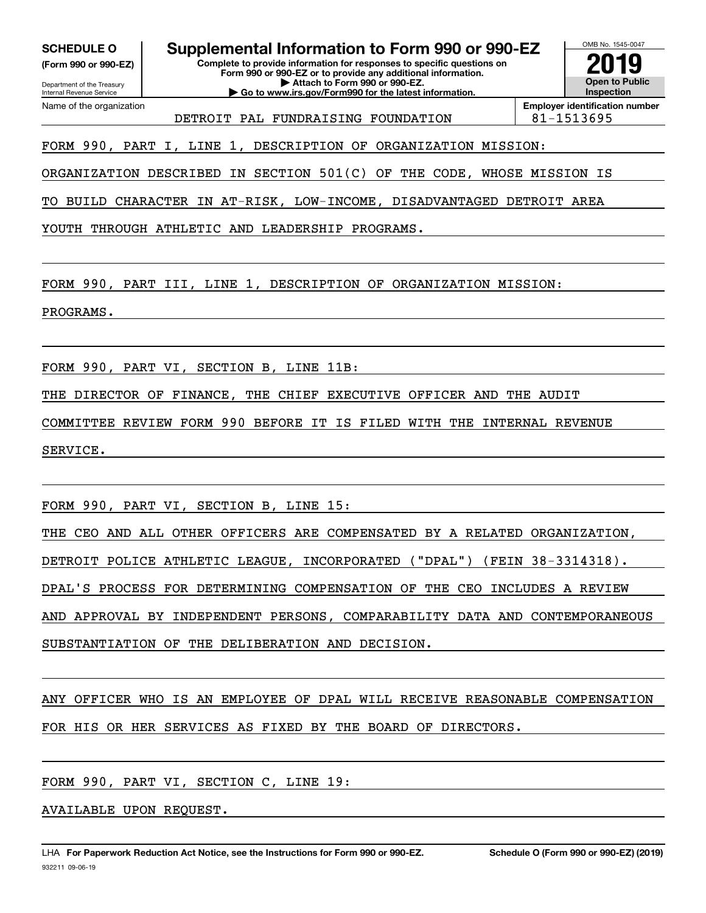**SCHEDULE O**
**(Form 990 or 990-EZ)**

Department of the Treasury
Internal Revenue Service

# Supplemental Information to Form 990 or 990-EZ

**Complete to provide information for responses to specific questions on Form 990 or 990-EZ or to provide any additional information.**
**▶ Attach to Form 990 or 990-EZ.**
**▶ Go to www.irs.gov/Form990 for the latest information.**

OMB No. 1545-0047

**2019**

**Open to Public Inspection**

| Name of the organization | Employer identification number |
| --- | --- |
| DETROIT PAL FUNDRAISING FOUNDATION | 81-1513695 |

FORM 990, PART I, LINE 1, DESCRIPTION OF ORGANIZATION MISSION:

ORGANIZATION DESCRIBED IN SECTION 501(C) OF THE CODE, WHOSE MISSION IS TO BUILD CHARACTER IN AT-RISK, LOW-INCOME, DISADVANTAGED DETROIT AREA YOUTH THROUGH ATHLETIC AND LEADERSHIP PROGRAMS.

FORM 990, PART III, LINE 1, DESCRIPTION OF ORGANIZATION MISSION:

PROGRAMS.

FORM 990, PART VI, SECTION B, LINE 11B:

THE DIRECTOR OF FINANCE, THE CHIEF EXECUTIVE OFFICER AND THE AUDIT COMMITTEE REVIEW FORM 990 BEFORE IT IS FILED WITH THE INTERNAL REVENUE SERVICE.

FORM 990, PART VI, SECTION B, LINE 15:

THE CEO AND ALL OTHER OFFICERS ARE COMPENSATED BY A RELATED ORGANIZATION, DETROIT POLICE ATHLETIC LEAGUE, INCORPORATED ("DPAL") (FEIN 38-3314318). DPAL'S PROCESS FOR DETERMINING COMPENSATION OF THE CEO INCLUDES A REVIEW AND APPROVAL BY INDEPENDENT PERSONS, COMPARABILITY DATA AND CONTEMPORANEOUS SUBSTANTIATION OF THE DELIBERATION AND DECISION.

ANY OFFICER WHO IS AN EMPLOYEE OF DPAL WILL RECEIVE REASONABLE COMPENSATION FOR HIS OR HER SERVICES AS FIXED BY THE BOARD OF DIRECTORS.

FORM 990, PART VI, SECTION C, LINE 19:

AVAILABLE UPON REQUEST.

LHA **For Paperwork Reduction Act Notice, see the Instructions for Form 990 or 990-EZ.** **Schedule O (Form 990 or 990-EZ) (2019)**

932211 09-06-19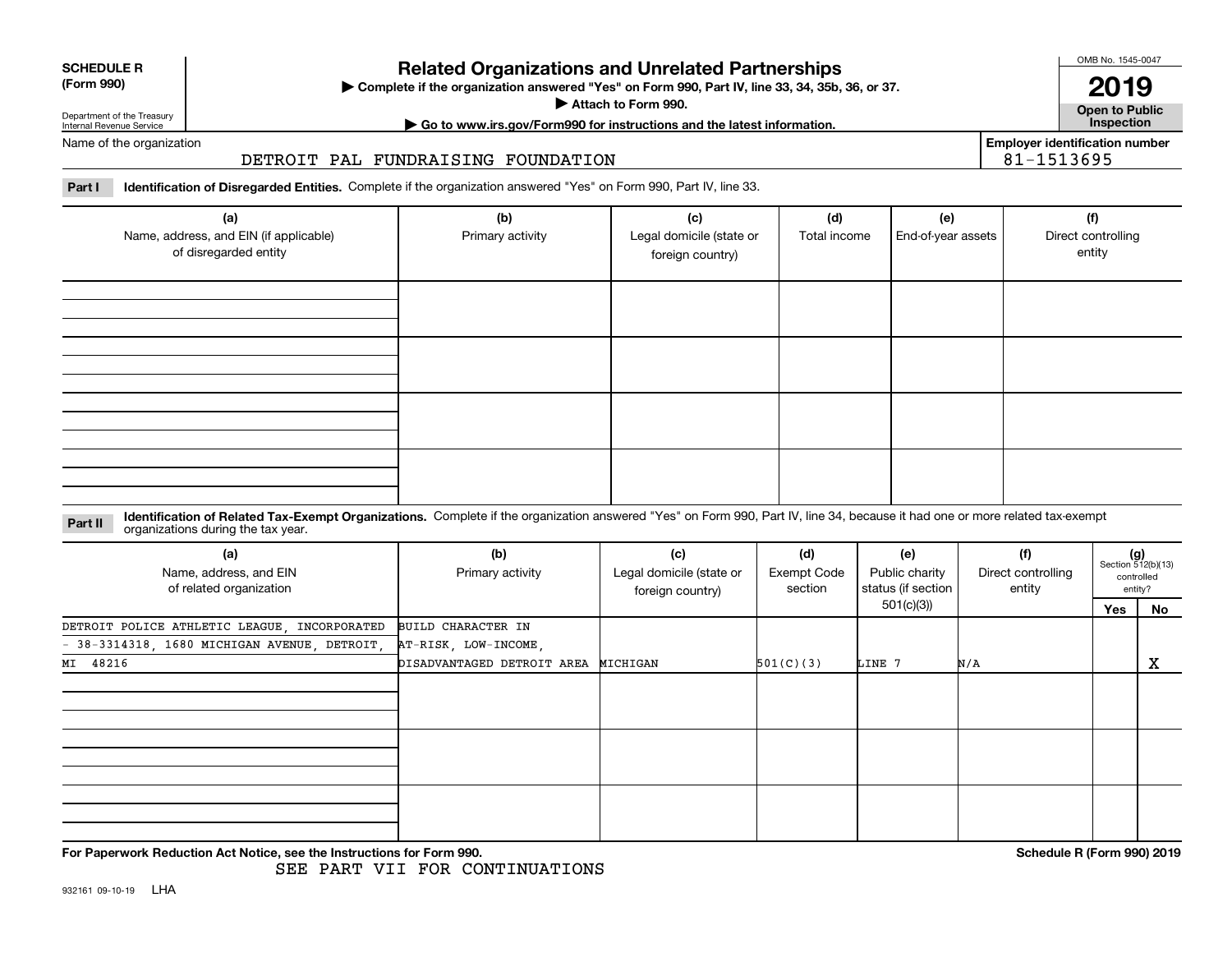**SCHEDULE R (Form 990)**

Department of the Treasury
Internal Revenue Service

# Related Organizations and Unrelated Partnerships

▶ Complete if the organization answered "Yes" on Form 990, Part IV, line 33, 34, 35b, 36, or 37.
▶ Attach to Form 990.
▶ Go to www.irs.gov/Form990 for instructions and the latest information.

OMB No. 1545-0047

**2019**

**Open to Public Inspection**

Name of the organization: DETROIT PAL FUNDRAISING FOUNDATION

Employer identification number: 81-1513695

**Part I** **Identification of Disregarded Entities.** Complete if the organization answered "Yes" on Form 990, Part IV, line 33.

| (a) Name, address, and EIN (if applicable) of disregarded entity | (b) Primary activity | (c) Legal domicile (state or foreign country) | (d) Total income | (e) End-of-year assets | (f) Direct controlling entity |
|---|---|---|---|---|---|
| | | | | | |
| | | | | | |
| | | | | | |
| | | | | | |

**Part II** **Identification of Related Tax-Exempt Organizations.** Complete if the organization answered "Yes" on Form 990, Part IV, line 34, because it had one or more related tax-exempt organizations during the tax year.

| (a) Name, address, and EIN of related organization | (b) Primary activity | (c) Legal domicile (state or foreign country) | (d) Exempt Code section | (e) Public charity status (if section 501(c)(3)) | (f) Direct controlling entity | (g) Section 512(b)(13) controlled entity? Yes | No |
|---|---|---|---|---|---|---|---|
| DETROIT POLICE ATHLETIC LEAGUE, INCORPORATED - 38-3314318, 1680 MICHIGAN AVENUE, DETROIT, MI 48216 | BUILD CHARACTER IN AT-RISK, LOW-INCOME, DISADVANTAGED DETROIT AREA | MICHIGAN | 501(C)(3) | LINE 7 | N/A | | X |
| | | | | | | | |
| | | | | | | | |
| | | | | | | | |

For Paperwork Reduction Act Notice, see the Instructions for Form 990.

SEE PART VII FOR CONTINUATIONS

Schedule R (Form 990) 2019

932161 09-10-19 LHA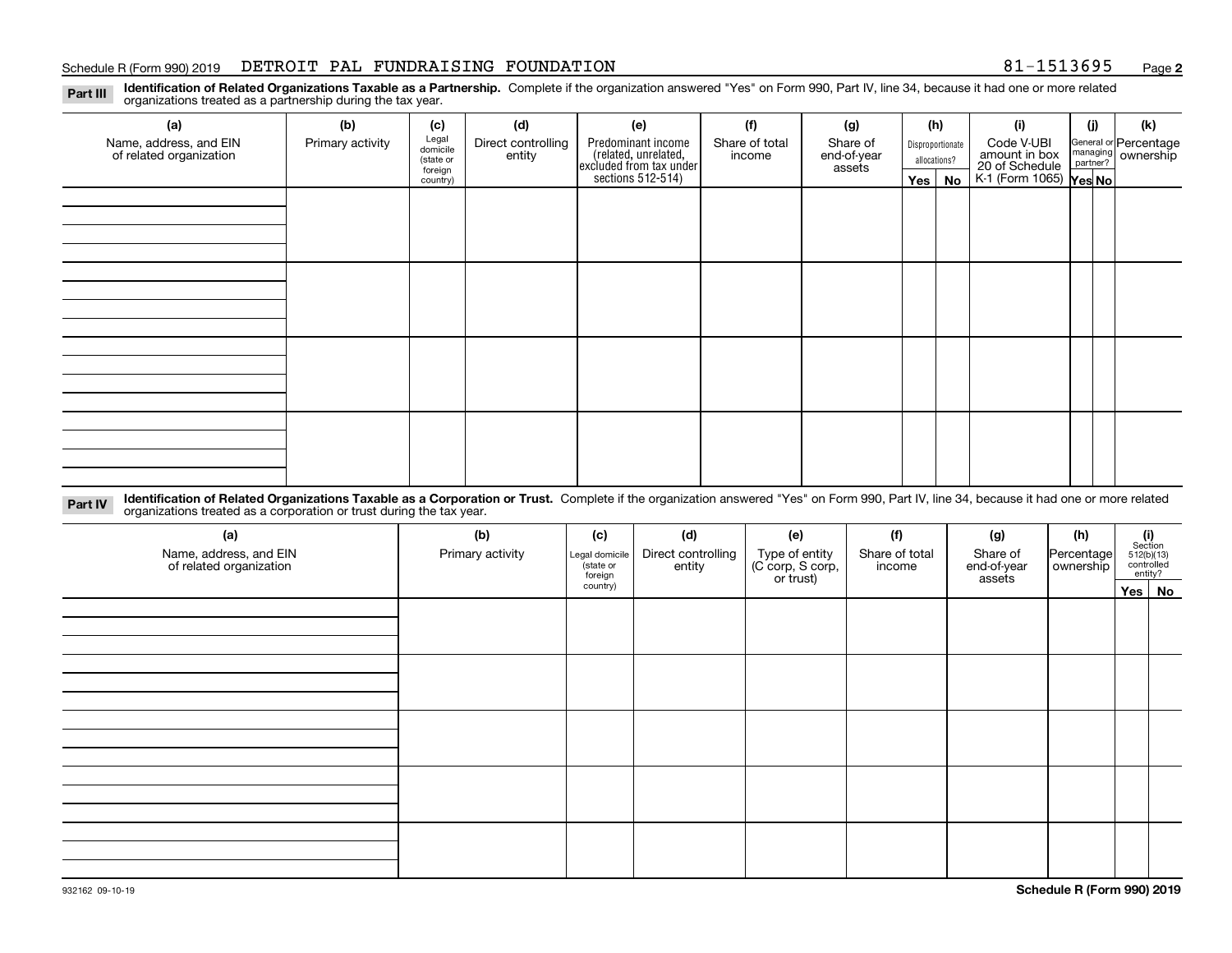Schedule R (Form 990) 2019 DETROIT PAL FUNDRAISING FOUNDATION 81-1513695 Page 2

**Part III** **Identification of Related Organizations Taxable as a Partnership.** Complete if the organization answered "Yes" on Form 990, Part IV, line 34, because it had one or more related organizations treated as a partnership during the tax year.

| (a) Name, address, and EIN of related organization | (b) Primary activity | (c) Legal domicile (state or foreign country) | (d) Direct controlling entity | (e) Predominant income (related, unrelated, excluded from tax under sections 512-514) | (f) Share of total income | (g) Share of end-of-year assets | (h) Disproportionate allocations? Yes | No | (i) Code V-UBI amount in box 20 of Schedule K-1 (Form 1065) | (j) General or managing partner? Yes | No | (k) Percentage ownership |
|---|---|---|---|---|---|---|---|---|---|---|---|---|
| | | | | | | | | | | | | |
| | | | | | | | | | | | | |
| | | | | | | | | | | | | |
| | | | | | | | | | | | | |

**Part IV** **Identification of Related Organizations Taxable as a Corporation or Trust.** Complete if the organization answered "Yes" on Form 990, Part IV, line 34, because it had one or more related organizations treated as a corporation or trust during the tax year.

| (a) Name, address, and EIN of related organization | (b) Primary activity | (c) Legal domicile (state or foreign country) | (d) Direct controlling entity | (e) Type of entity (C corp, S corp, or trust) | (f) Share of total income | (g) Share of end-of-year assets | (h) Percentage ownership | (i) Section 512(b)(13) controlled entity? Yes | No |
|---|---|---|---|---|---|---|---|---|---|
| | | | | | | | | | |
| | | | | | | | | | |
| | | | | | | | | | |
| | | | | | | | | | |
| | | | | | | | | | |

932162 09-10-19 **Schedule R (Form 990) 2019**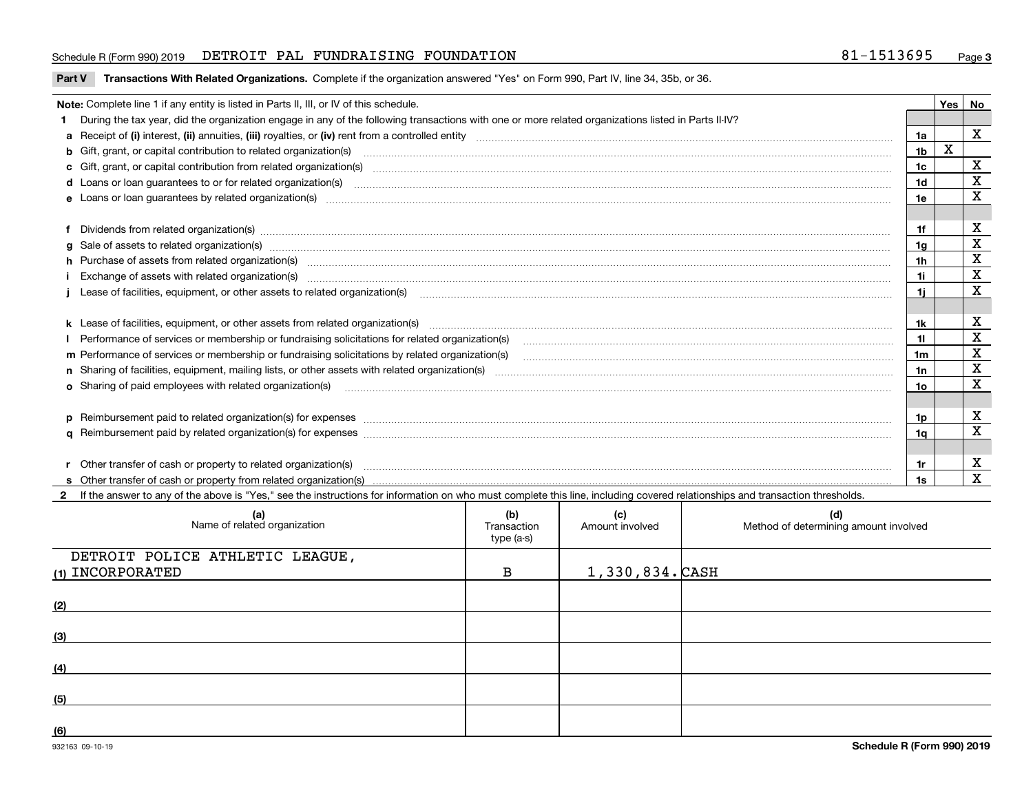Schedule R (Form 990) 2019 DETROIT PAL FUNDRAISING FOUNDATION 81-1513695

**Part V** **Transactions With Related Organizations.** Complete if the organization answered "Yes" on Form 990, Part IV, line 34, 35b, or 36.

| Note: Complete line 1 if any entity is listed in Parts II, III, or IV of this schedule. | | Yes | No |
|---|---|---|---|
| **1** During the tax year, did the organization engage in any of the following transactions with one or more related organizations listed in Parts II-IV? | | | |
| **a** Receipt of **(i)** interest, **(ii)** annuities, **(iii)** royalties, or **(iv)** rent from a controlled entity | 1a | | X |
| **b** Gift, grant, or capital contribution to related organization(s) | 1b | X | |
| **c** Gift, grant, or capital contribution from related organization(s) | 1c | | X |
| **d** Loans or loan guarantees to or for related organization(s) | 1d | | X |
| **e** Loans or loan guarantees by related organization(s) | 1e | | X |
| **f** Dividends from related organization(s) | 1f | | X |
| **g** Sale of assets to related organization(s) | 1g | | X |
| **h** Purchase of assets from related organization(s) | 1h | | X |
| **i** Exchange of assets with related organization(s) | 1i | | X |
| **j** Lease of facilities, equipment, or other assets to related organization(s) | 1j | | X |
| **k** Lease of facilities, equipment, or other assets from related organization(s) | 1k | | X |
| **l** Performance of services or membership or fundraising solicitations for related organization(s) | 1l | | X |
| **m** Performance of services or membership or fundraising solicitations by related organization(s) | 1m | | X |
| **n** Sharing of facilities, equipment, mailing lists, or other assets with related organization(s) | 1n | | X |
| **o** Sharing of paid employees with related organization(s) | 1o | | X |
| **p** Reimbursement paid to related organization(s) for expenses | 1p | | X |
| **q** Reimbursement paid by related organization(s) for expenses | 1q | | X |
| **r** Other transfer of cash or property to related organization(s) | 1r | | X |
| **s** Other transfer of cash or property from related organization(s) | 1s | | X |

**2** If the answer to any of the above is "Yes," see the instructions for information on who must complete this line, including covered relationships and transaction thresholds.

| | (a) Name of related organization | (b) Transaction type (a-s) | (c) Amount involved | (d) Method of determining amount involved |
|---|---|---|---|---|
| (1) | DETROIT POLICE ATHLETIC LEAGUE, INCORPORATED | B | 1,330,834. | CASH |
| (2) | | | | |
| (3) | | | | |
| (4) | | | | |
| (5) | | | | |
| (6) | | | | |

932163 09-10-19 **Schedule R (Form 990) 2019**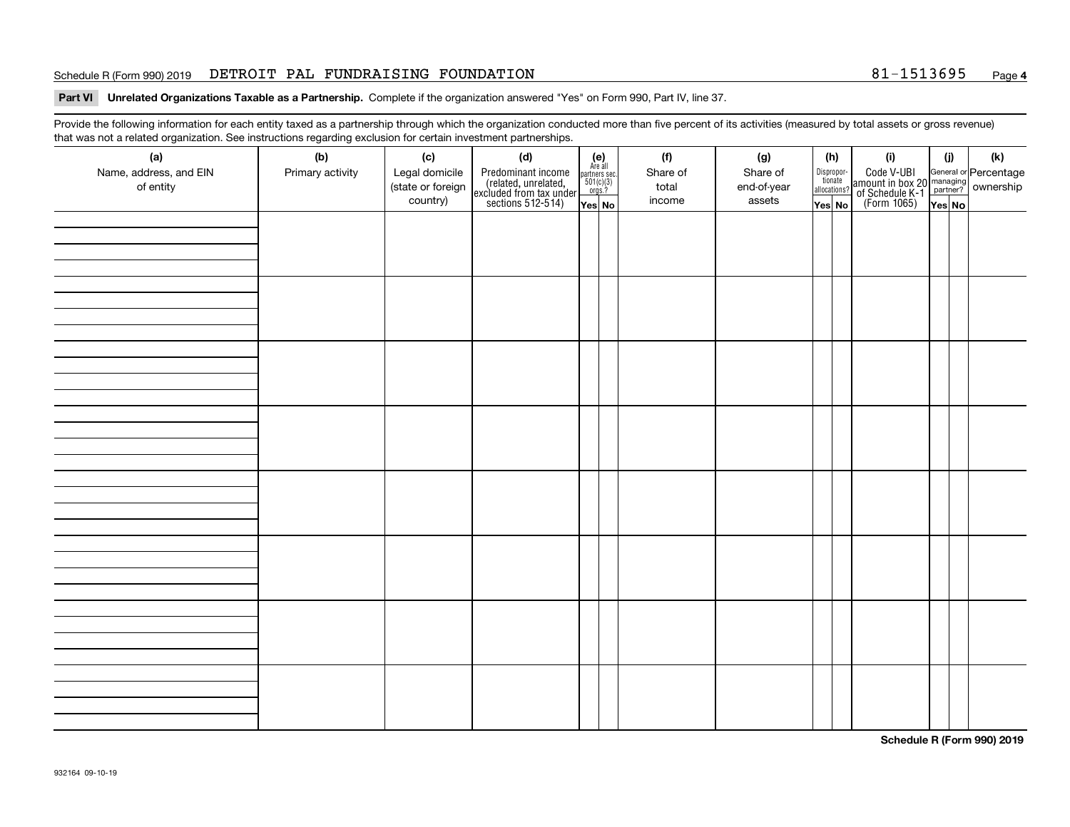Schedule R (Form 990) 2019 DETROIT PAL FUNDRAISING FOUNDATION 81-1513695

**Part VI Unrelated Organizations Taxable as a Partnership.** Complete if the organization answered "Yes" on Form 990, Part IV, line 37.

Provide the following information for each entity taxed as a partnership through which the organization conducted more than five percent of its activities (measured by total assets or gross revenue) that was not a related organization. See instructions regarding exclusion for certain investment partnerships.

| (a) Name, address, and EIN of entity | (b) Primary activity | (c) Legal domicile (state or foreign country) | (d) Predominant income (related, unrelated, excluded from tax under sections 512-514) | (e) Are all partners sec. 501(c)(3) orgs.? Yes | No | (f) Share of total income | (g) Share of end-of-year assets | (h) Disproportionate allocations? Yes | No | (i) Code V-UBI amount in box 20 of Schedule K-1 (Form 1065) | (j) General or managing partner? Yes | No | (k) Percentage ownership |
|---|---|---|---|---|---|---|---|---|---|---|---|---|---|
| | | | | | | | | | | | | | |
| | | | | | | | | | | | | | |
| | | | | | | | | | | | | | |
| | | | | | | | | | | | | | |
| | | | | | | | | | | | | | |
| | | | | | | | | | | | | | |
| | | | | | | | | | | | | | |
| | | | | | | | | | | | | | |

**Schedule R (Form 990) 2019**

932164 09-10-19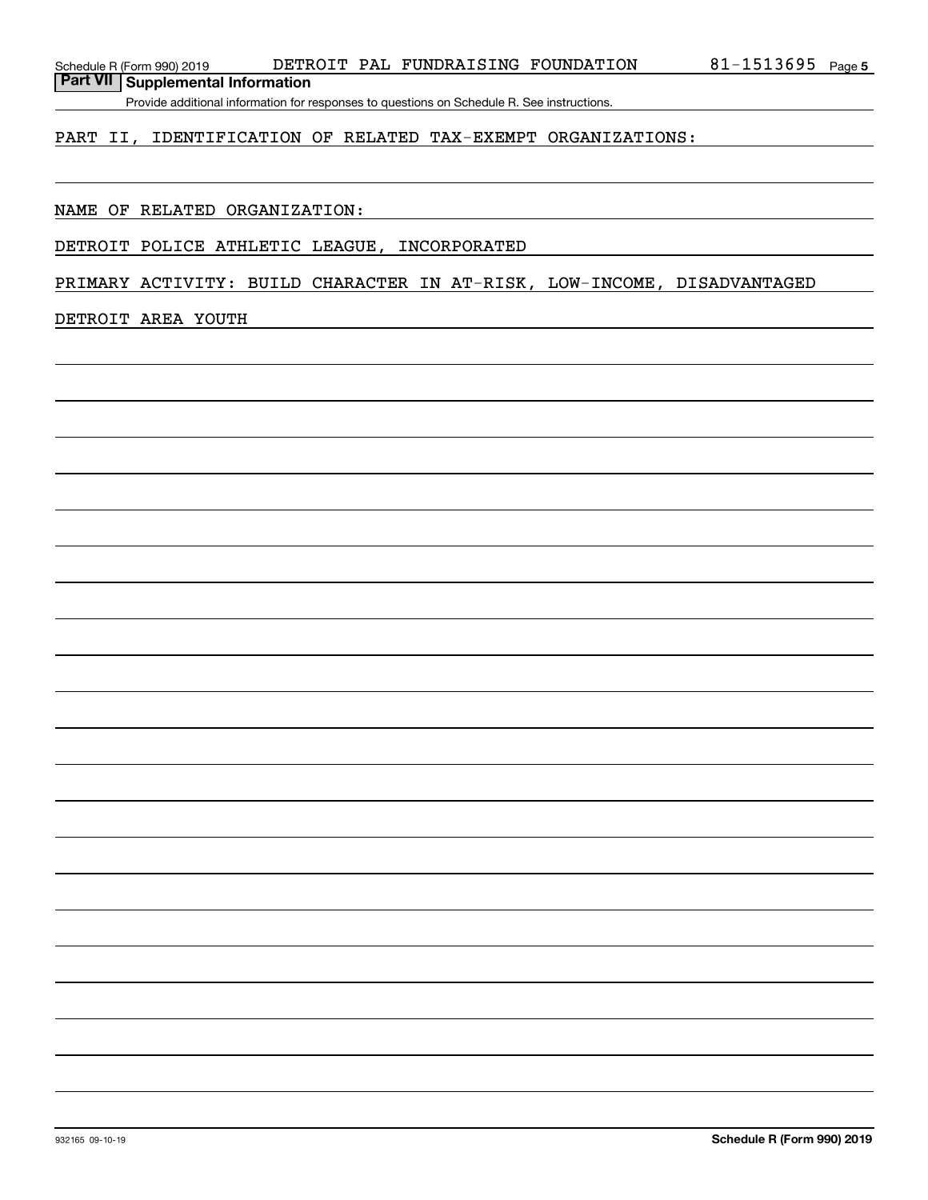**Part VII | Supplemental Information**

Provide additional information for responses to questions on Schedule R. See instructions.

PART II, IDENTIFICATION OF RELATED TAX-EXEMPT ORGANIZATIONS:

NAME OF RELATED ORGANIZATION:

DETROIT POLICE ATHLETIC LEAGUE, INCORPORATED

PRIMARY ACTIVITY: BUILD CHARACTER IN AT-RISK, LOW-INCOME, DISADVANTAGED DETROIT AREA YOUTH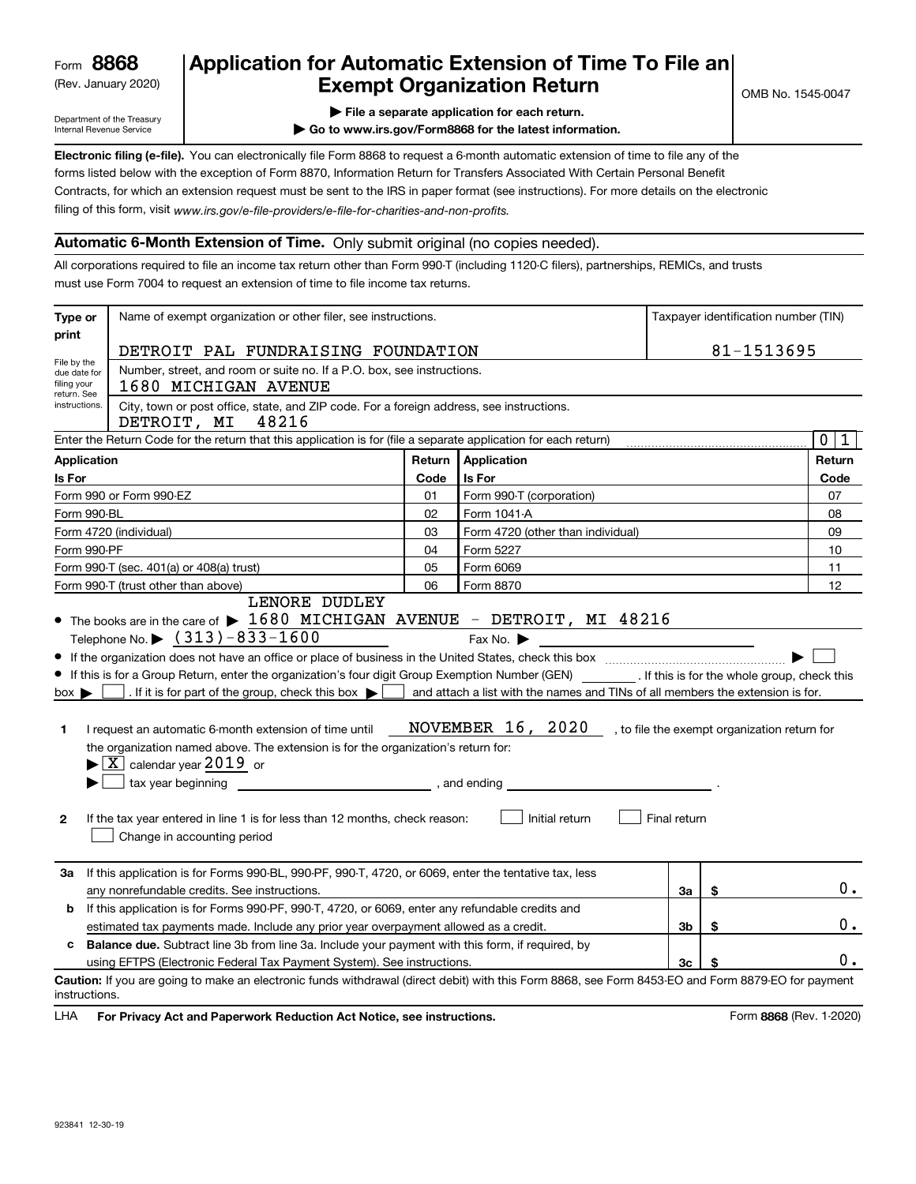Form **8868**
(Rev. January 2020)

Department of the Treasury
Internal Revenue Service

# Application for Automatic Extension of Time To File an Exempt Organization Return

OMB No. 1545-0047

▶ **File a separate application for each return.**

▶ **Go to www.irs.gov/Form8868 for the latest information.**

**Electronic filing (e-file).** You can electronically file Form 8868 to request a 6-month automatic extension of time to file any of the forms listed below with the exception of Form 8870, Information Return for Transfers Associated With Certain Personal Benefit Contracts, for which an extension request must be sent to the IRS in paper format (see instructions). For more details on the electronic filing of this form, visit *www.irs.gov/e-file-providers/e-file-for-charities-and-non-profits.*

## Automatic 6-Month Extension of Time. Only submit original (no copies needed).

All corporations required to file an income tax return other than Form 990-T (including 1120-C filers), partnerships, REMICs, and trusts must use Form 7004 to request an extension of time to file income tax returns.

| **Type or print** | Name of exempt organization or other filer, see instructions. | Taxpayer identification number (TIN) |
|---|---|---|
| File by the due date for filing your return. See instructions. | DETROIT PAL FUNDRAISING FOUNDATION | 81-1513695 |
| | Number, street, and room or suite no. If a P.O. box, see instructions. 1680 MICHIGAN AVENUE | |
| | City, town or post office, state, and ZIP code. For a foreign address, see instructions. DETROIT, MI 48216 | |

Enter the Return Code for the return that this application is for (file a separate application for each return) ..... 0 1

| **Application Is For** | **Return Code** | **Application Is For** | **Return Code** |
|---|---|---|---|
| Form 990 or Form 990-EZ | 01 | Form 990-T (corporation) | 07 |
| Form 990-BL | 02 | Form 1041-A | 08 |
| Form 4720 (individual) | 03 | Form 4720 (other than individual) | 09 |
| Form 990-PF | 04 | Form 5227 | 10 |
| Form 990-T (sec. 401(a) or 408(a) trust) | 05 | Form 6069 | 11 |
| Form 990-T (trust other than above) | 06 | Form 8870 | 12 |

- The books are in the care of ▶ LENORE DUDLEY 1680 MICHIGAN AVENUE - DETROIT, MI 48216
  Telephone No. ▶ (313)-833-1600 Fax No. ▶
- If the organization does not have an office or place of business in the United States, check this box ..... ▶ ☐
- If this is for a Group Return, enter the organization's four digit Group Exemption Number (GEN) ________ . If this is for the whole group, check this box ▶ ☐ . If it is for part of the group, check this box ▶ ☐ and attach a list with the names and TINs of all members the extension is for.

**1** I request an automatic 6-month extension of time until NOVEMBER 16, 2020 , to file the exempt organization return for the organization named above. The extension is for the organization's return for:
▶ ☒ calendar year 2019 or
▶ ☐ tax year beginning ____________, and ending ____________.

**2** If the tax year entered in line 1 is for less than 12 months, check reason: ☐ Initial return ☐ Final return ☐ Change in accounting period

| | | | |
|---|---|---|---|
| **3a** | If this application is for Forms 990-BL, 990-PF, 990-T, 4720, or 6069, enter the tentative tax, less any nonrefundable credits. See instructions. | 3a | $ 0. |
| **b** | If this application is for Forms 990-PF, 990-T, 4720, or 6069, enter any refundable credits and estimated tax payments made. Include any prior year overpayment allowed as a credit. | 3b | $ 0. |
| **c** | **Balance due.** Subtract line 3b from line 3a. Include your payment with this form, if required, by using EFTPS (Electronic Federal Tax Payment System). See instructions. | 3c | $ 0. |

**Caution:** If you are going to make an electronic funds withdrawal (direct debit) with this Form 8868, see Form 8453-EO and Form 8879-EO for payment instructions.

LHA **For Privacy Act and Paperwork Reduction Act Notice, see instructions.** Form **8868** (Rev. 1-2020)

923841 12-30-19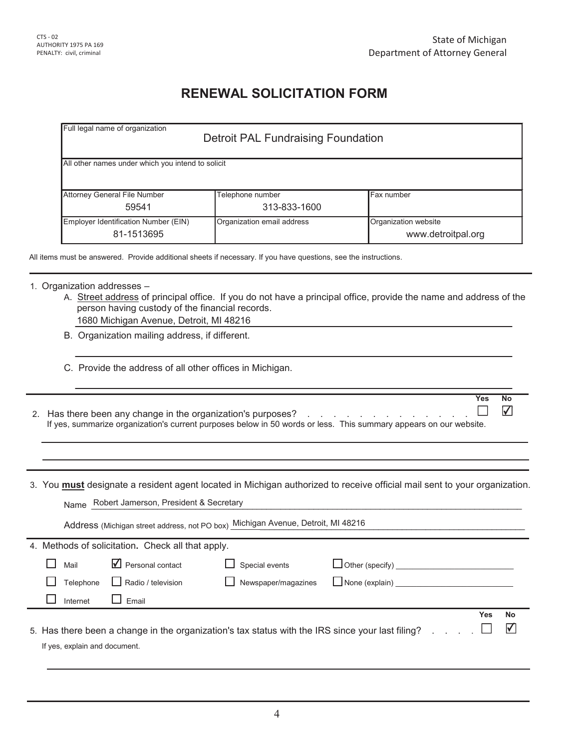CTS - 02
AUTHORITY 1975 PA 169
PENALTY: civil, criminal

State of Michigan
Department of Attorney General

# RENEWAL SOLICITATION FORM

| Full legal name of organization | | |
|---|---|---|
| Detroit PAL Fundraising Foundation | | |
| **All other names under which you intend to solicit** | | |
| | | |
| **Attorney General File Number** | **Telephone number** | **Fax number** |
| 59541 | 313-833-1600 | |
| **Employer Identification Number (EIN)** | **Organization email address** | **Organization website** |
| 81-1513695 | | www.detroitpal.org |

All items must be answered. Provide additional sheets if necessary. If you have questions, see the instructions.

1. Organization addresses –
   A. Street address of principal office. If you do not have a principal office, provide the name and address of the person having custody of the financial records.
   1680 Michigan Avenue, Detroit, MI 48216
   B. Organization mailing address, if different.
   C. Provide the address of all other offices in Michigan.

2. Has there been any change in the organization's purposes? Yes ☐ No ☑
   If yes, summarize organization's current purposes below in 50 words or less. This summary appears on our website.

3. You **must** designate a resident agent located in Michigan authorized to receive official mail sent to your organization.
   Name: Robert Jamerson, President & Secretary
   Address (Michigan street address, not PO box): Michigan Avenue, Detroit, MI 48216

4. Methods of solicitation. Check all that apply.
   - ☐ Mail
   - ☑ Personal contact
   - ☐ Special events
   - ☐ Other (specify) ____
   - ☐ Telephone
   - ☐ Radio / television
   - ☐ Newspaper/magazines
   - ☐ None (explain) ____
   - ☐ Internet
   - ☐ Email

5. Has there been a change in the organization's tax status with the IRS since your last filing? Yes ☐ No ☑
   If yes, explain and document.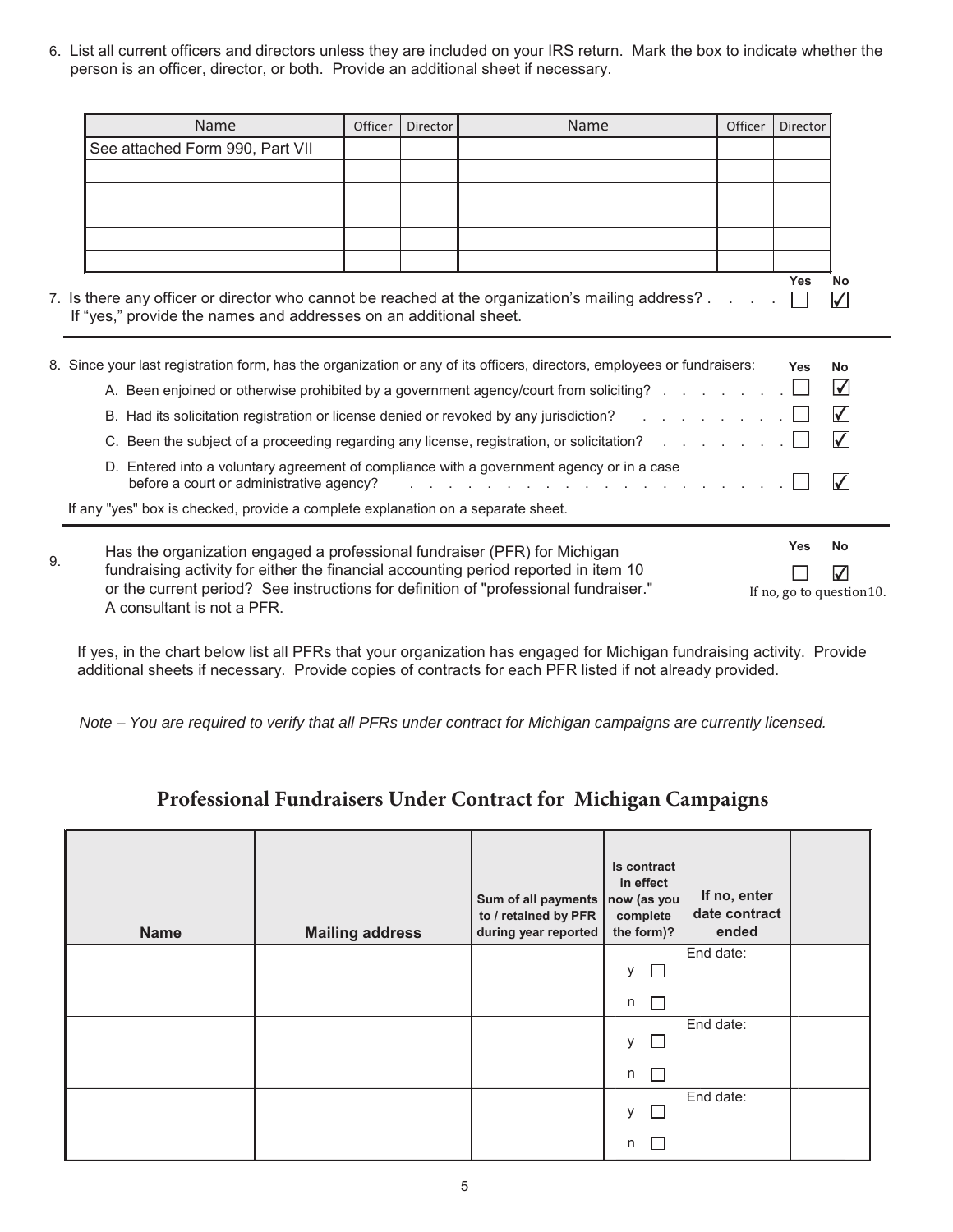6. List all current officers and directors unless they are included on your IRS return. Mark the box to indicate whether the person is an officer, director, or both. Provide an additional sheet if necessary.

| Name | Officer | Director | Name | Officer | Director |
|---|---|---|---|---|---|
| See attached Form 990, Part VII | | | | | |
| | | | | | |
| | | | | | |
| | | | | | |
| | | | | | |
| | | | | | |

7. Is there any officer or director who cannot be reached at the organization's mailing address? Yes ☐ No ☑
   If "yes," provide the names and addresses on an additional sheet.

8. Since your last registration form, has the organization or any of its officers, directors, employees or fundraisers:

| | Yes | No |
|---|---|---|
| A. Been enjoined or otherwise prohibited by a government agency/court from soliciting? | ☐ | ☑ |
| B. Had its solicitation registration or license denied or revoked by any jurisdiction? | ☐ | ☑ |
| C. Been the subject of a proceeding regarding any license, registration, or solicitation? | ☐ | ☑ |
| D. Entered into a voluntary agreement of compliance with a government agency or in a case before a court or administrative agency? | ☐ | ☑ |

If any "yes" box is checked, provide a complete explanation on a separate sheet.

9. Has the organization engaged a professional fundraiser (PFR) for Michigan fundraising activity for either the financial accounting period reported in item 10 or the current period? See instructions for definition of "professional fundraiser." A consultant is not a PFR. Yes ☐ No ☑
   If no, go to question 10.

If yes, in the chart below list all PFRs that your organization has engaged for Michigan fundraising activity. Provide additional sheets if necessary. Provide copies of contracts for each PFR listed if not already provided.

*Note – You are required to verify that all PFRs under contract for Michigan campaigns are currently licensed.*

## Professional Fundraisers Under Contract for Michigan Campaigns

| Name | Mailing address | Sum of all payments to / retained by PFR during year reported | Is contract in effect now (as you complete the form)? | If no, enter date contract ended | |
|---|---|---|---|---|---|
| | | | y ☐ n ☐ | End date: | |
| | | | y ☐ n ☐ | End date: | |
| | | | y ☐ n ☐ | End date: | |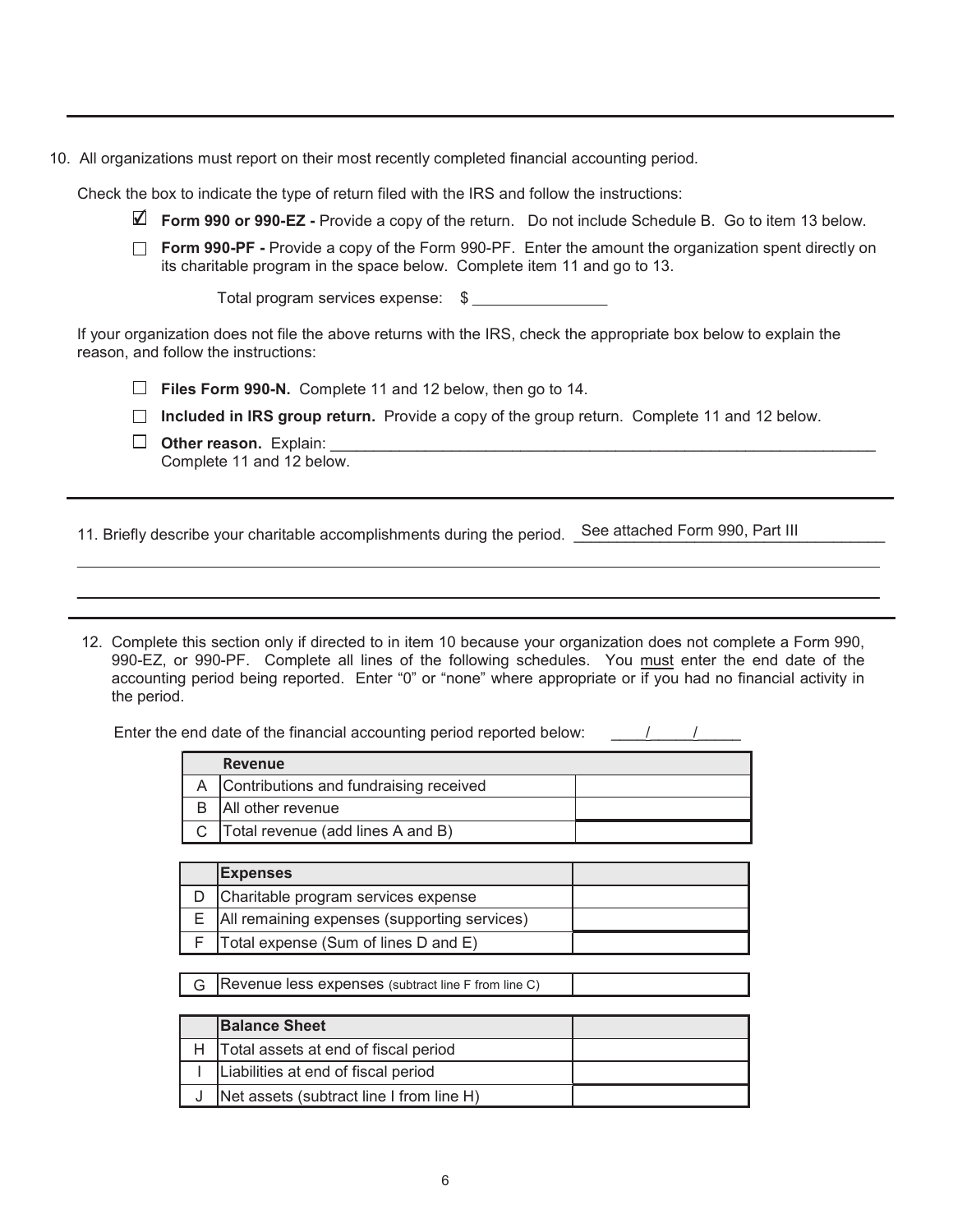10. All organizations must report on their most recently completed financial accounting period.

Check the box to indicate the type of return filed with the IRS and follow the instructions:

- ☑ **Form 990 or 990-EZ -** Provide a copy of the return. Do not include Schedule B. Go to item 13 below.
- ☐ **Form 990-PF -** Provide a copy of the Form 990-PF. Enter the amount the organization spent directly on its charitable program in the space below. Complete item 11 and go to 13.

  Total program services expense: $ _______________

If your organization does not file the above returns with the IRS, check the appropriate box below to explain the reason, and follow the instructions:

- ☐ **Files Form 990-N.** Complete 11 and 12 below, then go to 14.
- ☐ **Included in IRS group return.** Provide a copy of the group return. Complete 11 and 12 below.
- ☐ **Other reason.** Explain: ___________________________________________________________________
  Complete 11 and 12 below.

---

11. Briefly describe your charitable accomplishments during the period. See attached Form 990, Part III

---

12. Complete this section only if directed to in item 10 because your organization does not complete a Form 990, 990-EZ, or 990-PF. Complete all lines of the following schedules. You must enter the end date of the accounting period being reported. Enter "0" or "none" where appropriate or if you had no financial activity in the period.

Enter the end date of the financial accounting period reported below: ____/_____/_____

| | **Revenue** | |
|---|---|---|
| A | Contributions and fundraising received | |
| B | All other revenue | |
| C | Total revenue (add lines A and B) | |

| | **Expenses** | |
|---|---|---|
| D | Charitable program services expense | |
| E | All remaining expenses (supporting services) | |
| F | Total expense (Sum of lines D and E) | |

| | | |
|---|---|---|
| G | Revenue less expenses (subtract line F from line C) | |

| | **Balance Sheet** | |
|---|---|---|
| H | Total assets at end of fiscal period | |
| I | Liabilities at end of fiscal period | |
| J | Net assets (subtract line I from line H) | |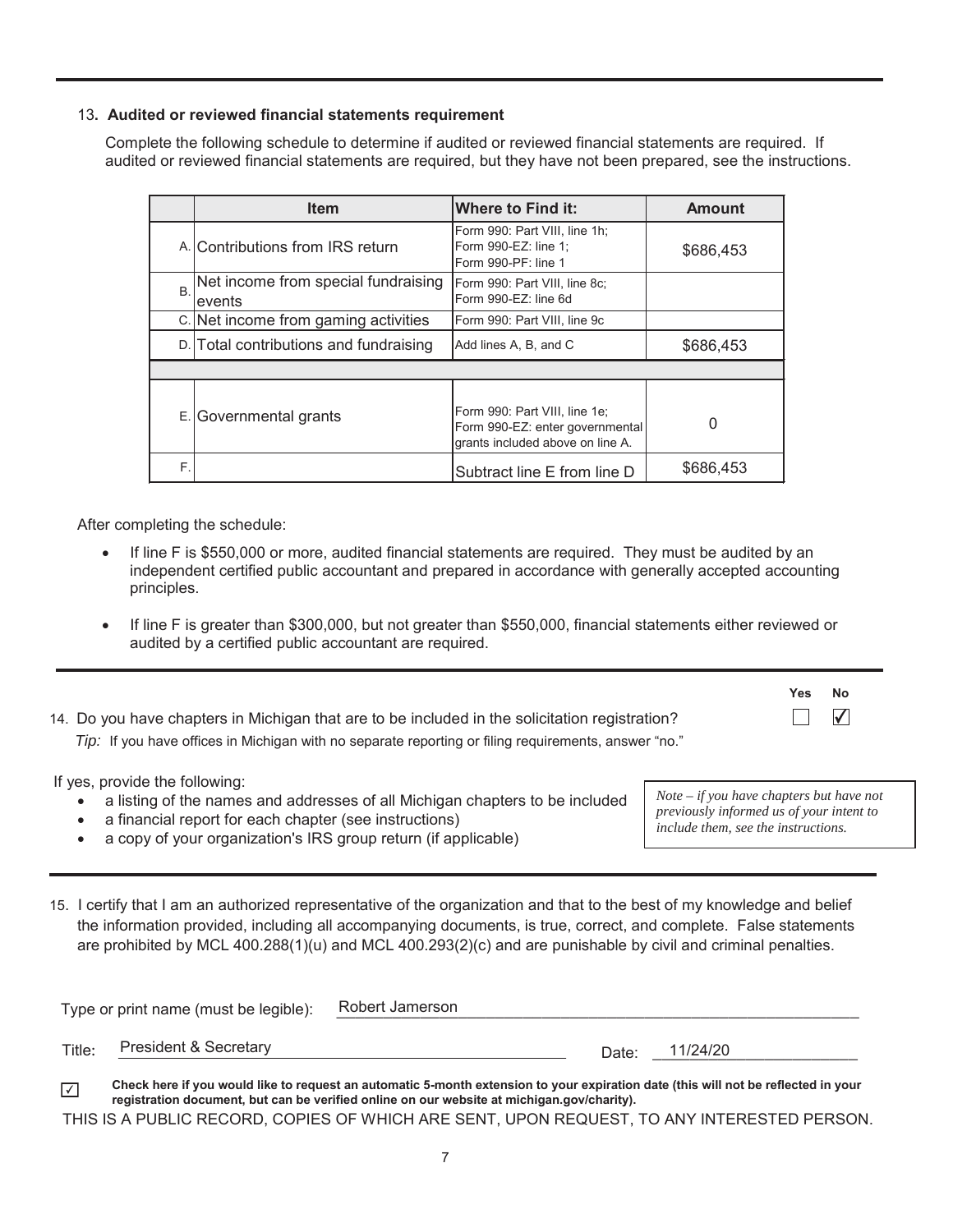### 13. Audited or reviewed financial statements requirement

Complete the following schedule to determine if audited or reviewed financial statements are required. If audited or reviewed financial statements are required, but they have not been prepared, see the instructions.

| | Item | Where to Find it: | Amount |
|---|---|---|---|
| A. | Contributions from IRS return | Form 990: Part VIII, line 1h; Form 990-EZ: line 1; Form 990-PF: line 1 | $686,453 |
| B. | Net income from special fundraising events | Form 990: Part VIII, line 8c; Form 990-EZ: line 6d | |
| C. | Net income from gaming activities | Form 990: Part VIII, line 9c | |
| D. | Total contributions and fundraising | Add lines A, B, and C | $686,453 |
| | | | |
| E. | Governmental grants | Form 990: Part VIII, line 1e; Form 990-EZ: enter governmental grants included above on line A. | 0 |
| F. | | Subtract line E from line D | $686,453 |

After completing the schedule:

- If line F is $550,000 or more, audited financial statements are required. They must be audited by an independent certified public accountant and prepared in accordance with generally accepted accounting principles.
- If line F is greater than $300,000, but not greater than $550,000, financial statements either reviewed or audited by a certified public accountant are required.

---

14. Do you have chapters in Michigan that are to be included in the solicitation registration? Yes ☐ No ☑

*Tip:* If you have offices in Michigan with no separate reporting or filing requirements, answer "no."

If yes, provide the following:

- a listing of the names and addresses of all Michigan chapters to be included
- a financial report for each chapter (see instructions)
- a copy of your organization's IRS group return (if applicable)

*Note – if you have chapters but have not previously informed us of your intent to include them, see the instructions.*

---

15. I certify that I am an authorized representative of the organization and that to the best of my knowledge and belief the information provided, including all accompanying documents, is true, correct, and complete. False statements are prohibited by MCL 400.288(1)(u) and MCL 400.293(2)(c) and are punishable by civil and criminal penalties.

Type or print name (must be legible): Robert Jamerson

Title: President & Secretary Date: 11/24/20

☑ **Check here if you would like to request an automatic 5-month extension to your expiration date (this will not be reflected in your registration document, but can be verified online on our website at michigan.gov/charity).**

THIS IS A PUBLIC RECORD, COPIES OF WHICH ARE SENT, UPON REQUEST, TO ANY INTERESTED PERSON.